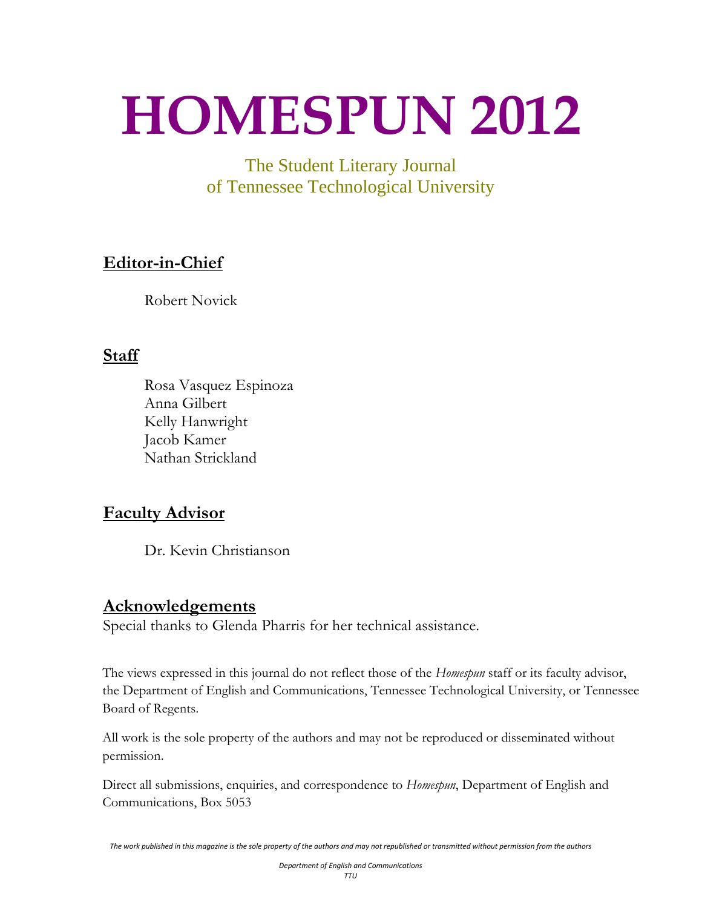# HOMESPUN 2012

The Student Literary Journal
of Tennessee Technological University

## Editor-in-Chief

Robert Novick

## Staff

Rosa Vasquez Espinoza
Anna Gilbert
Kelly Hanwright
Jacob Kamer
Nathan Strickland

## Faculty Advisor

Dr. Kevin Christianson

## Acknowledgements

Special thanks to Glenda Pharris for her technical assistance.

The views expressed in this journal do not reflect those of the *Homespun* staff or its faculty advisor, the Department of English and Communications, Tennessee Technological University, or Tennessee Board of Regents.

All work is the sole property of the authors and may not be reproduced or disseminated without permission.

Direct all submissions, enquiries, and correspondence to *Homespun*, Department of English and Communications, Box 5053

*The work published in this magazine is the sole property of the authors and may not republished or transmitted without permission from the authors*

*Department of English and Communications*
*TTU*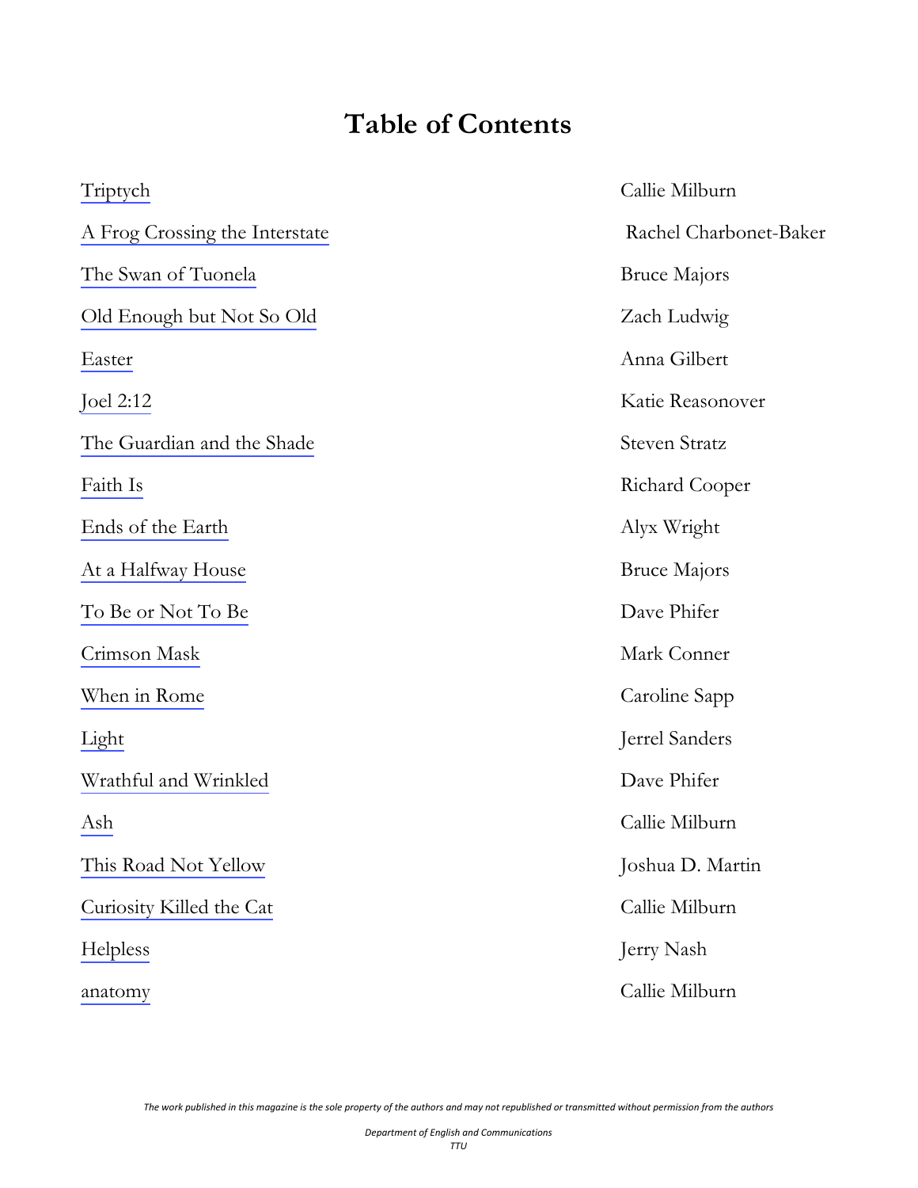# Table of Contents

| | |
|---|---|
| Triptych | Callie Milburn |
| A Frog Crossing the Interstate | Rachel Charbonet-Baker |
| The Swan of Tuonela | Bruce Majors |
| Old Enough but Not So Old | Zach Ludwig |
| Easter | Anna Gilbert |
| Joel 2:12 | Katie Reasonover |
| The Guardian and the Shade | Steven Stratz |
| Faith Is | Richard Cooper |
| Ends of the Earth | Alyx Wright |
| At a Halfway House | Bruce Majors |
| To Be or Not To Be | Dave Phifer |
| Crimson Mask | Mark Conner |
| When in Rome | Caroline Sapp |
| Light | Jerrel Sanders |
| Wrathful and Wrinkled | Dave Phifer |
| Ash | Callie Milburn |
| This Road Not Yellow | Joshua D. Martin |
| Curiosity Killed the Cat | Callie Milburn |
| Helpless | Jerry Nash |
| anatomy | Callie Milburn |

*The work published in this magazine is the sole property of the authors and may not republished or transmitted without permission from the authors*

*Department of English and Communications*
*TTU*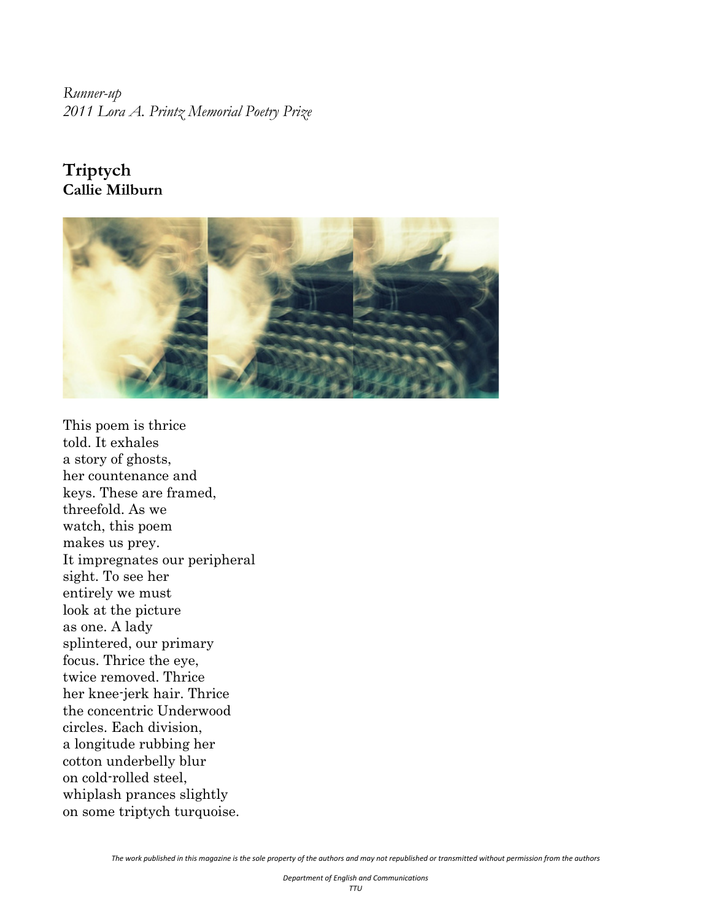*Runner-up*
*2011 Lora A. Printz Memorial Poetry Prize*

## Triptych
**Callie Milburn**

This poem is thrice
told. It exhales
a story of ghosts,
her countenance and
keys. These are framed,
threefold. As we
watch, this poem
makes us prey.
It impregnates our peripheral
sight. To see her
entirely we must
look at the picture
as one. A lady
splintered, our primary
focus. Thrice the eye,
twice removed. Thrice
her knee-jerk hair. Thrice
the concentric Underwood
circles. Each division,
a longitude rubbing her
cotton underbelly blur
on cold-rolled steel,
whiplash prances slightly
on some triptych turquoise.

*The work published in this magazine is the sole property of the authors and may not republished or transmitted without permission from the authors*

*Department of English and Communications*
*TTU*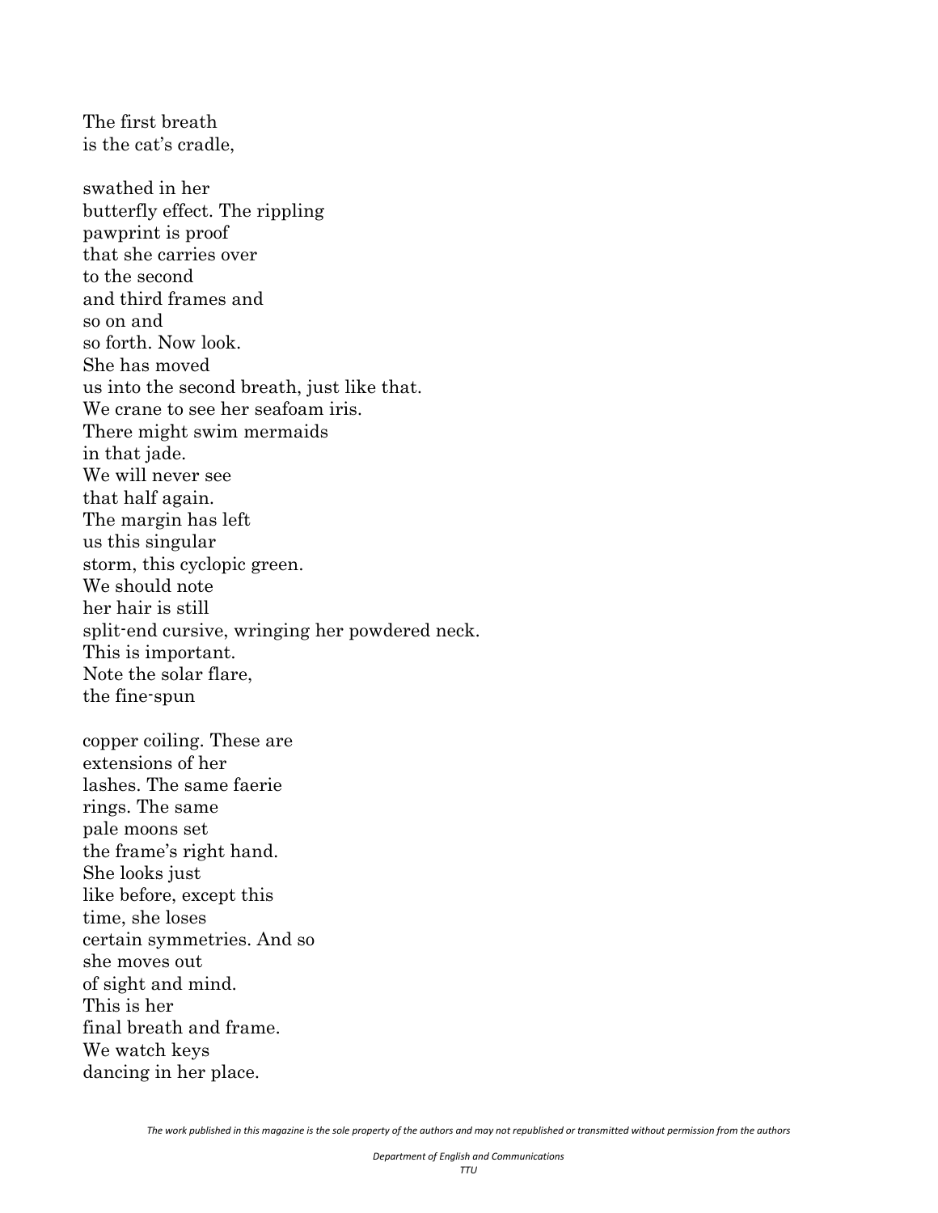The first breath  
is the cat's cradle,

swathed in her  
butterfly effect. The rippling  
pawprint is proof  
that she carries over  
to the second  
and third frames and  
so on and  
so forth. Now look.  
She has moved  
us into the second breath, just like that.  
We crane to see her seafoam iris.  
There might swim mermaids  
in that jade.  
We will never see  
that half again.  
The margin has left  
us this singular  
storm, this cyclopic green.  
We should note  
her hair is still  
split-end cursive, wringing her powdered neck.  
This is important.  
Note the solar flare,  
the fine-spun

copper coiling. These are  
extensions of her  
lashes. The same faerie  
rings. The same  
pale moons set  
the frame's right hand.  
She looks just  
like before, except this  
time, she loses  
certain symmetries. And so  
she moves out  
of sight and mind.  
This is her  
final breath and frame.  
We watch keys  
dancing in her place.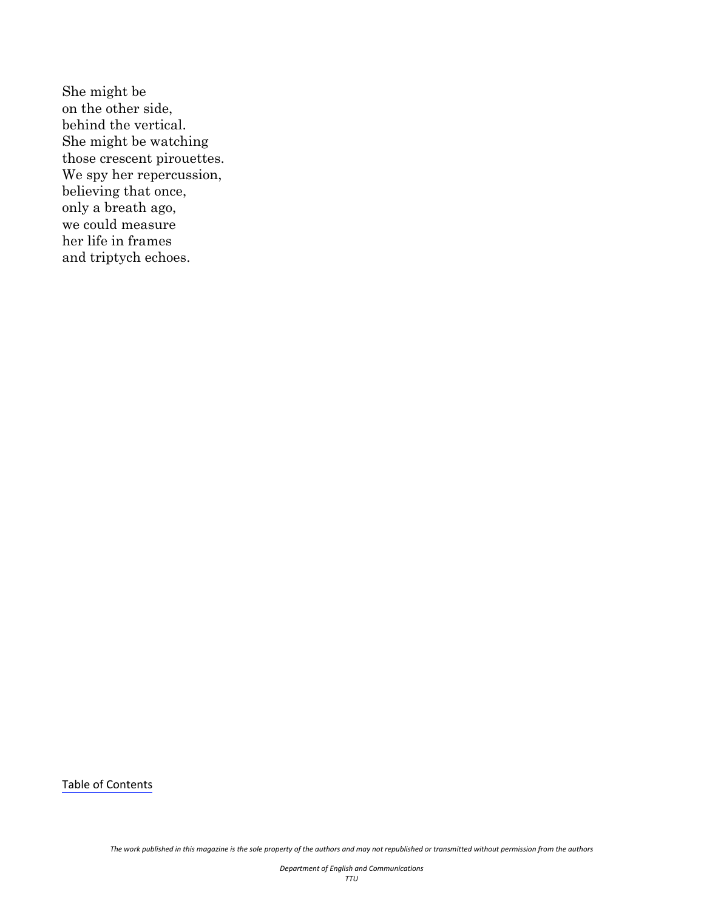She might be
on the other side,
behind the vertical.
She might be watching
those crescent pirouettes.
We spy her repercussion,
believing that once,
only a breath ago,
we could measure
her life in frames
and triptych echoes.

Table of Contents

*The work published in this magazine is the sole property of the authors and may not republished or transmitted without permission from the authors*

*Department of English and Communications*
*TTU*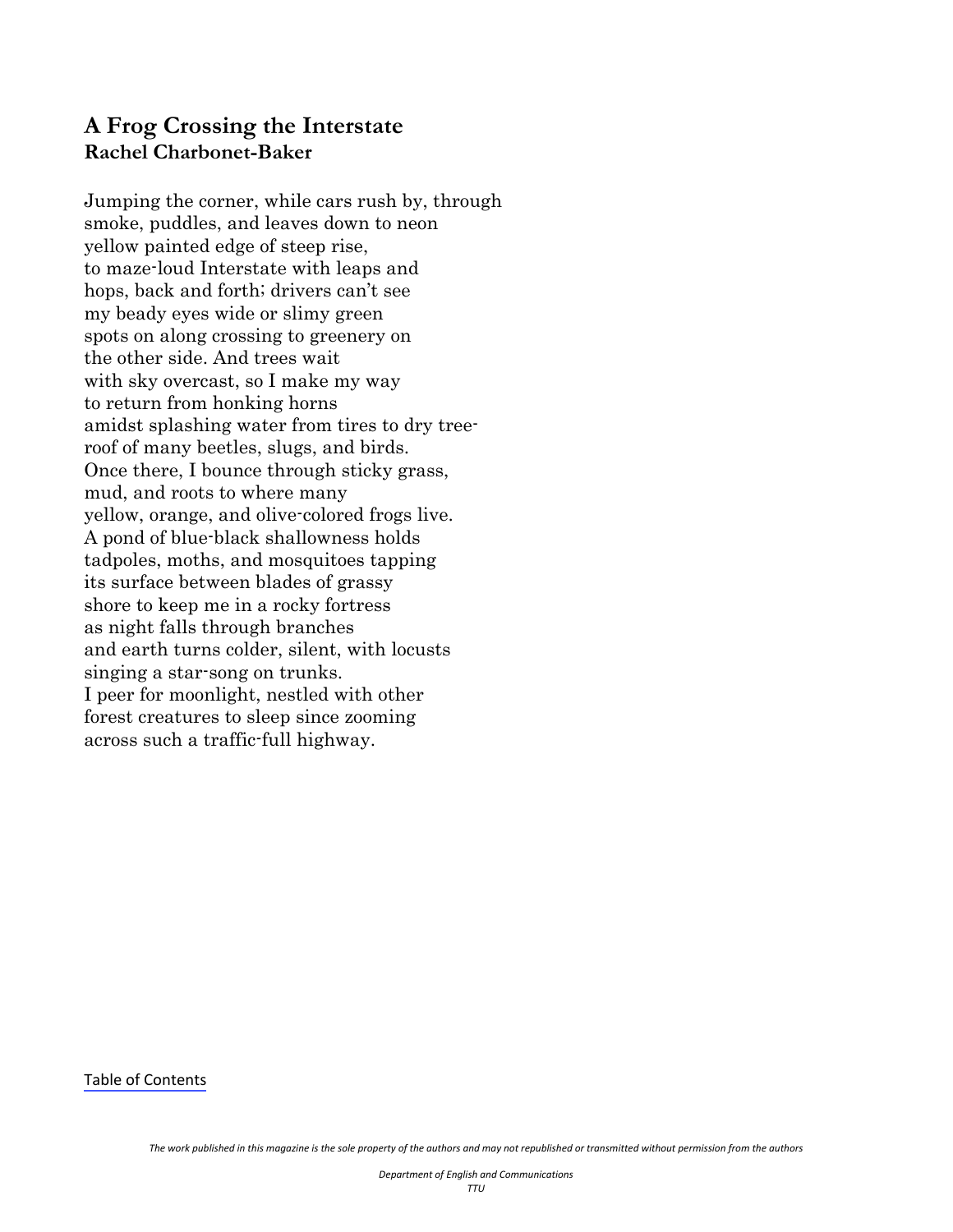## A Frog Crossing the Interstate
**Rachel Charbonet-Baker**

Jumping the corner, while cars rush by, through  
smoke, puddles, and leaves down to neon  
yellow painted edge of steep rise,  
to maze-loud Interstate with leaps and  
hops, back and forth; drivers can't see  
my beady eyes wide or slimy green  
spots on along crossing to greenery on  
the other side. And trees wait  
with sky overcast, so I make my way  
to return from honking horns  
amidst splashing water from tires to dry tree-  
roof of many beetles, slugs, and birds.  
Once there, I bounce through sticky grass,  
mud, and roots to where many  
yellow, orange, and olive-colored frogs live.  
A pond of blue-black shallowness holds  
tadpoles, moths, and mosquitoes tapping  
its surface between blades of grassy  
shore to keep me in a rocky fortress  
as night falls through branches  
and earth turns colder, silent, with locusts  
singing a star-song on trunks.  
I peer for moonlight, nestled with other  
forest creatures to sleep since zooming  
across such a traffic-full highway.

Table of Contents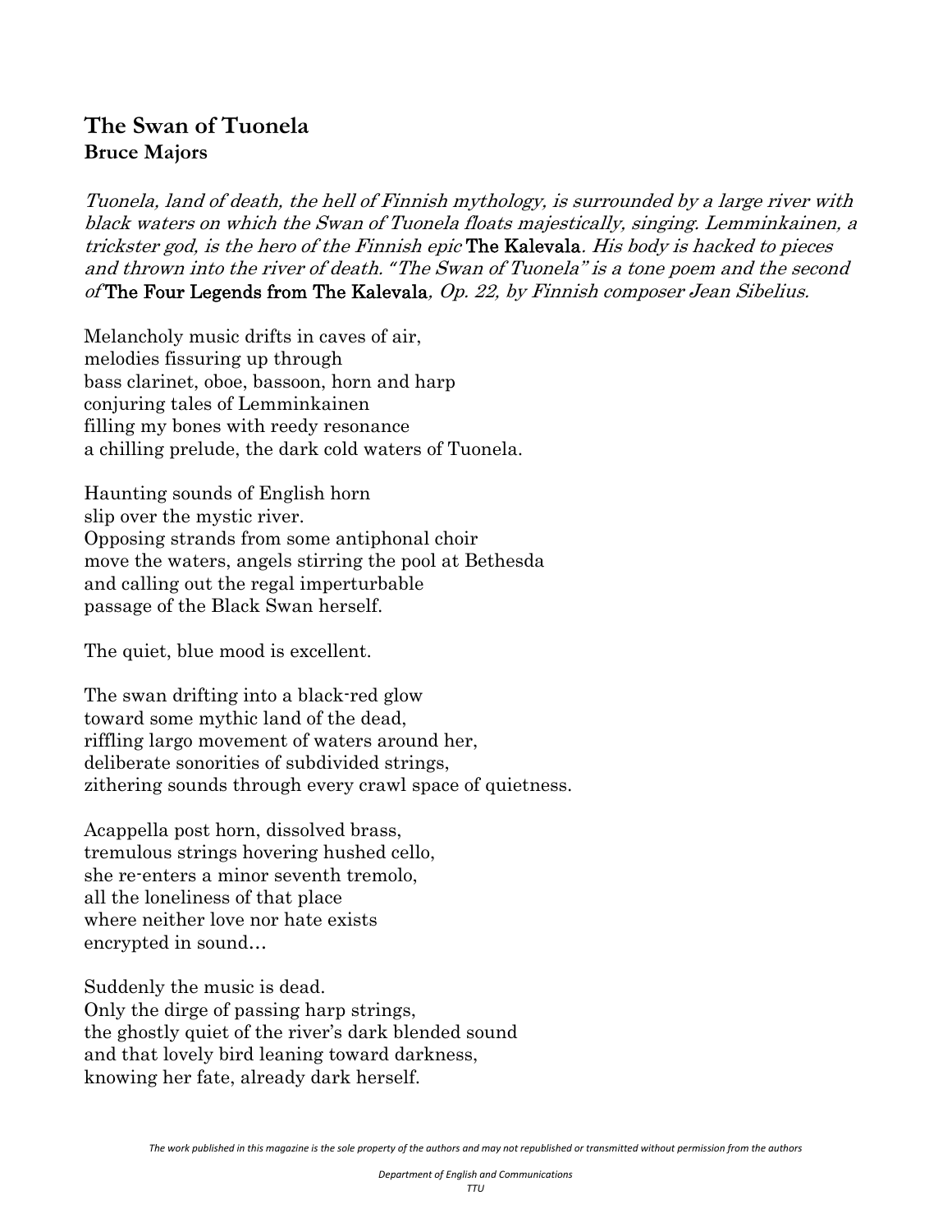## The Swan of Tuonela
**Bruce Majors**

*Tuonela, land of death, the hell of Finnish mythology, is surrounded by a large river with black waters on which the Swan of Tuonela floats majestically, singing. Lemminkainen, a trickster god, is the hero of the Finnish epic* **The Kalevala**. *His body is hacked to pieces and thrown into the river of death. "The Swan of Tuonela" is a tone poem and the second of* **The Four Legends from The Kalevala**, *Op. 22, by Finnish composer Jean Sibelius.*

Melancholy music drifts in caves of air,
melodies fissuring up through
bass clarinet, oboe, bassoon, horn and harp
conjuring tales of Lemminkainen
filling my bones with reedy resonance
a chilling prelude, the dark cold waters of Tuonela.

Haunting sounds of English horn
slip over the mystic river.
Opposing strands from some antiphonal choir
move the waters, angels stirring the pool at Bethesda
and calling out the regal imperturbable
passage of the Black Swan herself.

The quiet, blue mood is excellent.

The swan drifting into a black-red glow
toward some mythic land of the dead,
riffling largo movement of waters around her,
deliberate sonorities of subdivided strings,
zithering sounds through every crawl space of quietness.

Acappella post horn, dissolved brass,
tremulous strings hovering hushed cello,
she re-enters a minor seventh tremolo,
all the loneliness of that place
where neither love nor hate exists
encrypted in sound…

Suddenly the music is dead.
Only the dirge of passing harp strings,
the ghostly quiet of the river's dark blended sound
and that lovely bird leaning toward darkness,
knowing her fate, already dark herself.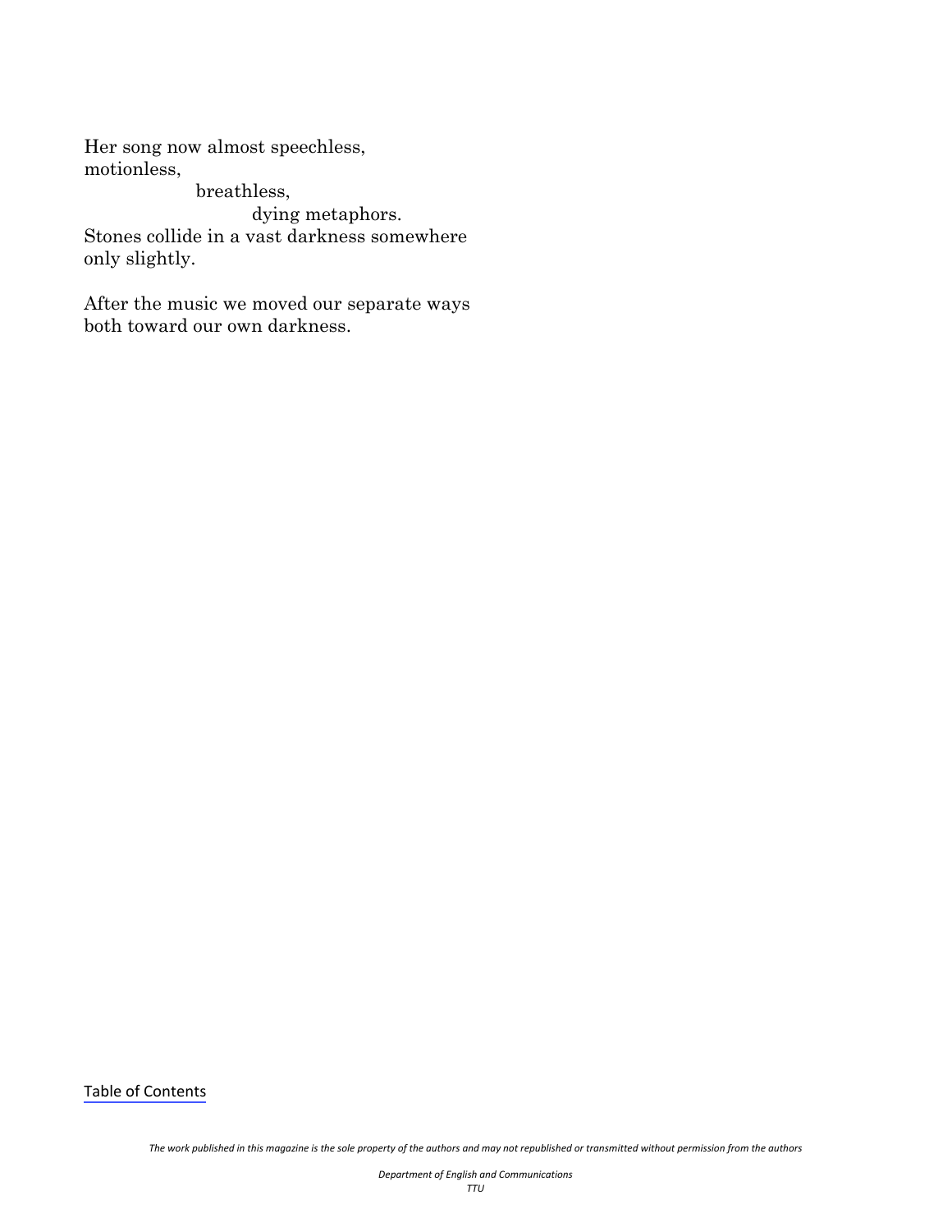Her song now almost speechless,
motionless,
                  breathless,
                           dying metaphors.
Stones collide in a vast darkness somewhere
only slightly.

After the music we moved our separate ways
both toward our own darkness.

Table of Contents

*The work published in this magazine is the sole property of the authors and may not republished or transmitted without permission from the authors*

*Department of English and Communications*
*TTU*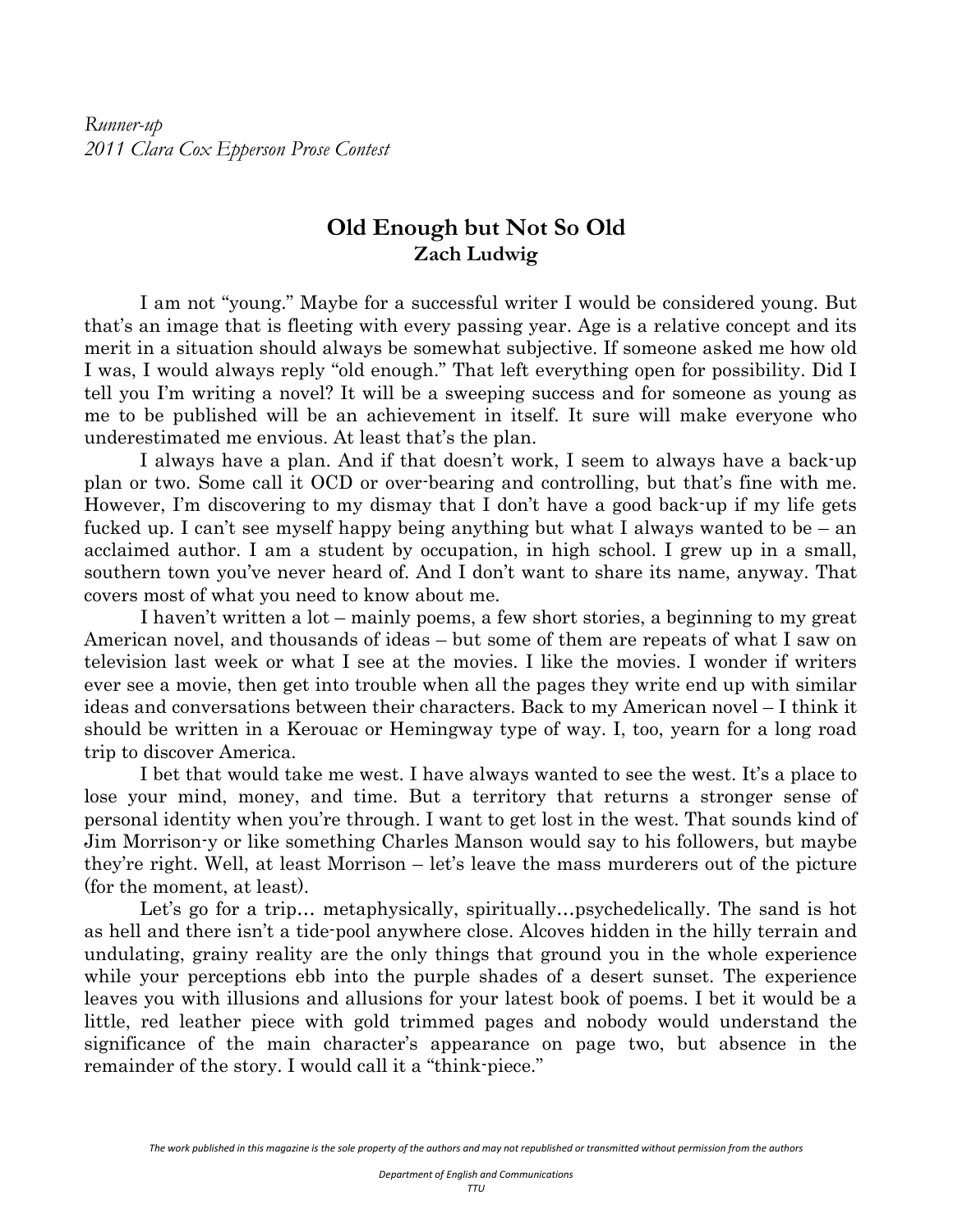*Runner-up*
*2011 Clara Cox Epperson Prose Contest*

## Old Enough but Not So Old
**Zach Ludwig**

I am not "young." Maybe for a successful writer I would be considered young. But that's an image that is fleeting with every passing year. Age is a relative concept and its merit in a situation should always be somewhat subjective. If someone asked me how old I was, I would always reply "old enough." That left everything open for possibility. Did I tell you I'm writing a novel? It will be a sweeping success and for someone as young as me to be published will be an achievement in itself. It sure will make everyone who underestimated me envious. At least that's the plan.

I always have a plan. And if that doesn't work, I seem to always have a back-up plan or two. Some call it OCD or over-bearing and controlling, but that's fine with me. However, I'm discovering to my dismay that I don't have a good back-up if my life gets fucked up. I can't see myself happy being anything but what I always wanted to be – an acclaimed author. I am a student by occupation, in high school. I grew up in a small, southern town you've never heard of. And I don't want to share its name, anyway. That covers most of what you need to know about me.

I haven't written a lot – mainly poems, a few short stories, a beginning to my great American novel, and thousands of ideas – but some of them are repeats of what I saw on television last week or what I see at the movies. I like the movies. I wonder if writers ever see a movie, then get into trouble when all the pages they write end up with similar ideas and conversations between their characters. Back to my American novel – I think it should be written in a Kerouac or Hemingway type of way. I, too, yearn for a long road trip to discover America.

I bet that would take me west. I have always wanted to see the west. It's a place to lose your mind, money, and time. But a territory that returns a stronger sense of personal identity when you're through. I want to get lost in the west. That sounds kind of Jim Morrison-y or like something Charles Manson would say to his followers, but maybe they're right. Well, at least Morrison – let's leave the mass murderers out of the picture (for the moment, at least).

Let's go for a trip… metaphysically, spiritually…psychedelically. The sand is hot as hell and there isn't a tide-pool anywhere close. Alcoves hidden in the hilly terrain and undulating, grainy reality are the only things that ground you in the whole experience while your perceptions ebb into the purple shades of a desert sunset. The experience leaves you with illusions and allusions for your latest book of poems. I bet it would be a little, red leather piece with gold trimmed pages and nobody would understand the significance of the main character's appearance on page two, but absence in the remainder of the story. I would call it a "think-piece."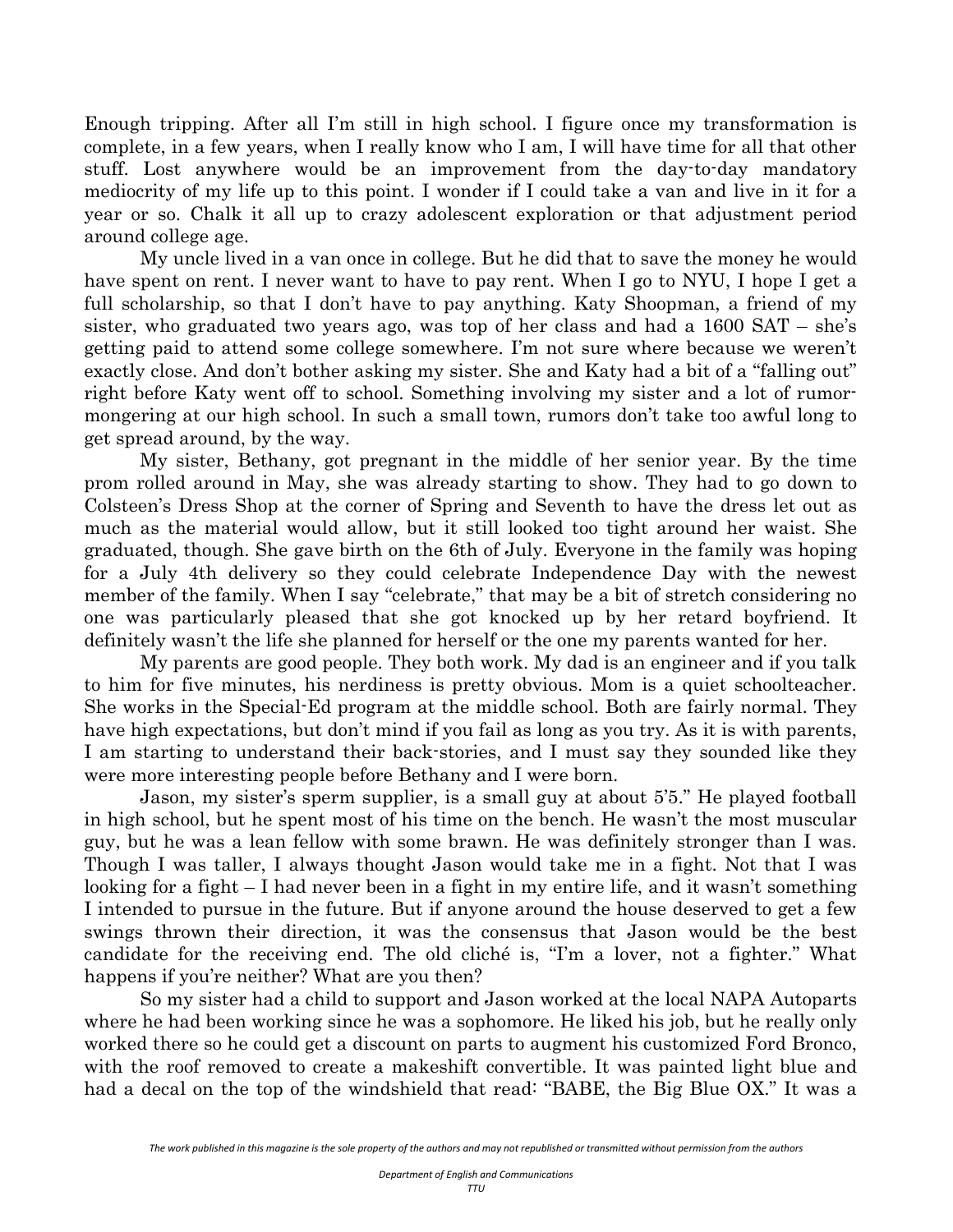Enough tripping. After all I'm still in high school. I figure once my transformation is complete, in a few years, when I really know who I am, I will have time for all that other stuff. Lost anywhere would be an improvement from the day-to-day mandatory mediocrity of my life up to this point. I wonder if I could take a van and live in it for a year or so. Chalk it all up to crazy adolescent exploration or that adjustment period around college age.

My uncle lived in a van once in college. But he did that to save the money he would have spent on rent. I never want to have to pay rent. When I go to NYU, I hope I get a full scholarship, so that I don't have to pay anything. Katy Shoopman, a friend of my sister, who graduated two years ago, was top of her class and had a 1600 SAT – she's getting paid to attend some college somewhere. I'm not sure where because we weren't exactly close. And don't bother asking my sister. She and Katy had a bit of a "falling out" right before Katy went off to school. Something involving my sister and a lot of rumor-mongering at our high school. In such a small town, rumors don't take too awful long to get spread around, by the way.

My sister, Bethany, got pregnant in the middle of her senior year. By the time prom rolled around in May, she was already starting to show. They had to go down to Colsteen's Dress Shop at the corner of Spring and Seventh to have the dress let out as much as the material would allow, but it still looked too tight around her waist. She graduated, though. She gave birth on the 6th of July. Everyone in the family was hoping for a July 4th delivery so they could celebrate Independence Day with the newest member of the family. When I say "celebrate," that may be a bit of stretch considering no one was particularly pleased that she got knocked up by her retard boyfriend. It definitely wasn't the life she planned for herself or the one my parents wanted for her.

My parents are good people. They both work. My dad is an engineer and if you talk to him for five minutes, his nerdiness is pretty obvious. Mom is a quiet schoolteacher. She works in the Special-Ed program at the middle school. Both are fairly normal. They have high expectations, but don't mind if you fail as long as you try. As it is with parents, I am starting to understand their back-stories, and I must say they sounded like they were more interesting people before Bethany and I were born.

Jason, my sister's sperm supplier, is a small guy at about 5'5." He played football in high school, but he spent most of his time on the bench. He wasn't the most muscular guy, but he was a lean fellow with some brawn. He was definitely stronger than I was. Though I was taller, I always thought Jason would take me in a fight. Not that I was looking for a fight – I had never been in a fight in my entire life, and it wasn't something I intended to pursue in the future. But if anyone around the house deserved to get a few swings thrown their direction, it was the consensus that Jason would be the best candidate for the receiving end. The old cliché is, "I'm a lover, not a fighter." What happens if you're neither? What are you then?

So my sister had a child to support and Jason worked at the local NAPA Autoparts where he had been working since he was a sophomore. He liked his job, but he really only worked there so he could get a discount on parts to augment his customized Ford Bronco, with the roof removed to create a makeshift convertible. It was painted light blue and had a decal on the top of the windshield that read: "BABE, the Big Blue OX." It was a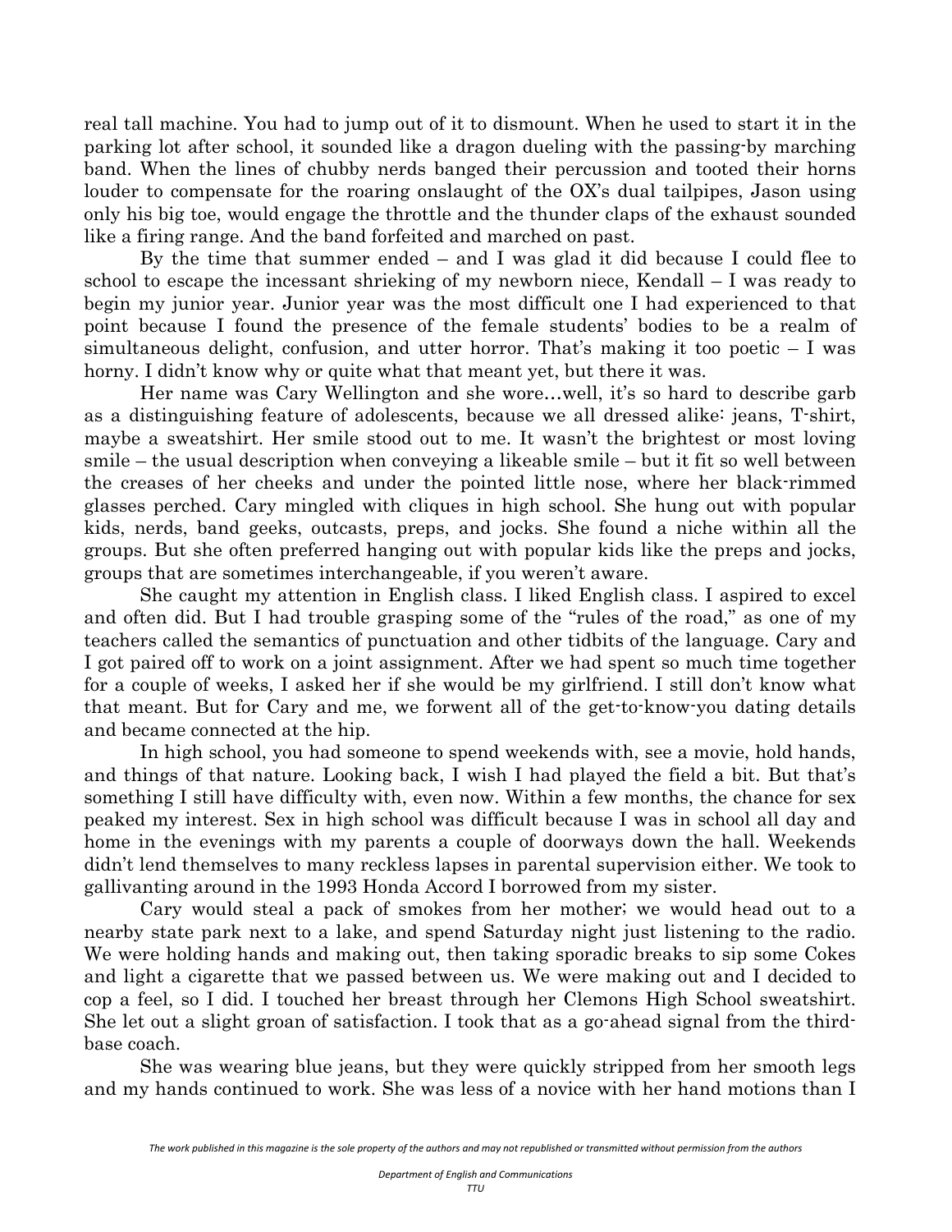real tall machine. You had to jump out of it to dismount. When he used to start it in the parking lot after school, it sounded like a dragon dueling with the passing-by marching band. When the lines of chubby nerds banged their percussion and tooted their horns louder to compensate for the roaring onslaught of the OX's dual tailpipes, Jason using only his big toe, would engage the throttle and the thunder claps of the exhaust sounded like a firing range. And the band forfeited and marched on past.

By the time that summer ended – and I was glad it did because I could flee to school to escape the incessant shrieking of my newborn niece, Kendall – I was ready to begin my junior year. Junior year was the most difficult one I had experienced to that point because I found the presence of the female students' bodies to be a realm of simultaneous delight, confusion, and utter horror. That's making it too poetic – I was horny. I didn't know why or quite what that meant yet, but there it was.

Her name was Cary Wellington and she wore…well, it's so hard to describe garb as a distinguishing feature of adolescents, because we all dressed alike: jeans, T-shirt, maybe a sweatshirt. Her smile stood out to me. It wasn't the brightest or most loving smile – the usual description when conveying a likeable smile – but it fit so well between the creases of her cheeks and under the pointed little nose, where her black-rimmed glasses perched. Cary mingled with cliques in high school. She hung out with popular kids, nerds, band geeks, outcasts, preps, and jocks. She found a niche within all the groups. But she often preferred hanging out with popular kids like the preps and jocks, groups that are sometimes interchangeable, if you weren't aware.

She caught my attention in English class. I liked English class. I aspired to excel and often did. But I had trouble grasping some of the "rules of the road," as one of my teachers called the semantics of punctuation and other tidbits of the language. Cary and I got paired off to work on a joint assignment. After we had spent so much time together for a couple of weeks, I asked her if she would be my girlfriend. I still don't know what that meant. But for Cary and me, we forwent all of the get-to-know-you dating details and became connected at the hip.

In high school, you had someone to spend weekends with, see a movie, hold hands, and things of that nature. Looking back, I wish I had played the field a bit. But that's something I still have difficulty with, even now. Within a few months, the chance for sex peaked my interest. Sex in high school was difficult because I was in school all day and home in the evenings with my parents a couple of doorways down the hall. Weekends didn't lend themselves to many reckless lapses in parental supervision either. We took to gallivanting around in the 1993 Honda Accord I borrowed from my sister.

Cary would steal a pack of smokes from her mother; we would head out to a nearby state park next to a lake, and spend Saturday night just listening to the radio. We were holding hands and making out, then taking sporadic breaks to sip some Cokes and light a cigarette that we passed between us. We were making out and I decided to cop a feel, so I did. I touched her breast through her Clemons High School sweatshirt. She let out a slight groan of satisfaction. I took that as a go-ahead signal from the third-base coach.

She was wearing blue jeans, but they were quickly stripped from her smooth legs and my hands continued to work. She was less of a novice with her hand motions than I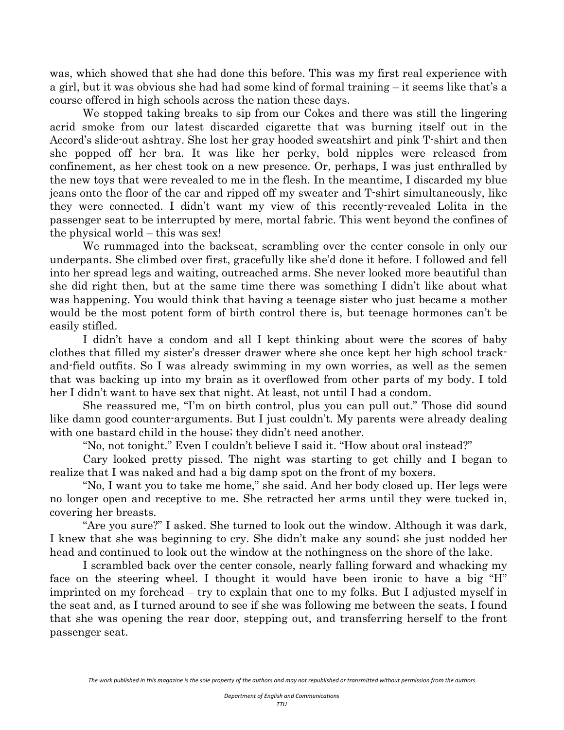was, which showed that she had done this before. This was my first real experience with a girl, but it was obvious she had had some kind of formal training – it seems like that's a course offered in high schools across the nation these days.

We stopped taking breaks to sip from our Cokes and there was still the lingering acrid smoke from our latest discarded cigarette that was burning itself out in the Accord's slide-out ashtray. She lost her gray hooded sweatshirt and pink T-shirt and then she popped off her bra. It was like her perky, bold nipples were released from confinement, as her chest took on a new presence. Or, perhaps, I was just enthralled by the new toys that were revealed to me in the flesh. In the meantime, I discarded my blue jeans onto the floor of the car and ripped off my sweater and T-shirt simultaneously, like they were connected. I didn't want my view of this recently-revealed Lolita in the passenger seat to be interrupted by mere, mortal fabric. This went beyond the confines of the physical world – this was sex!

We rummaged into the backseat, scrambling over the center console in only our underpants. She climbed over first, gracefully like she'd done it before. I followed and fell into her spread legs and waiting, outreached arms. She never looked more beautiful than she did right then, but at the same time there was something I didn't like about what was happening. You would think that having a teenage sister who just became a mother would be the most potent form of birth control there is, but teenage hormones can't be easily stifled.

I didn't have a condom and all I kept thinking about were the scores of baby clothes that filled my sister's dresser drawer where she once kept her high school track-and-field outfits. So I was already swimming in my own worries, as well as the semen that was backing up into my brain as it overflowed from other parts of my body. I told her I didn't want to have sex that night. At least, not until I had a condom.

She reassured me, "I'm on birth control, plus you can pull out." Those did sound like damn good counter-arguments. But I just couldn't. My parents were already dealing with one bastard child in the house; they didn't need another.

"No, not tonight." Even I couldn't believe I said it. "How about oral instead?"

Cary looked pretty pissed. The night was starting to get chilly and I began to realize that I was naked and had a big damp spot on the front of my boxers.

"No, I want you to take me home," she said. And her body closed up. Her legs were no longer open and receptive to me. She retracted her arms until they were tucked in, covering her breasts.

"Are you sure?" I asked. She turned to look out the window. Although it was dark, I knew that she was beginning to cry. She didn't make any sound; she just nodded her head and continued to look out the window at the nothingness on the shore of the lake.

I scrambled back over the center console, nearly falling forward and whacking my face on the steering wheel. I thought it would have been ironic to have a big "H" imprinted on my forehead – try to explain that one to my folks. But I adjusted myself in the seat and, as I turned around to see if she was following me between the seats, I found that she was opening the rear door, stepping out, and transferring herself to the front passenger seat.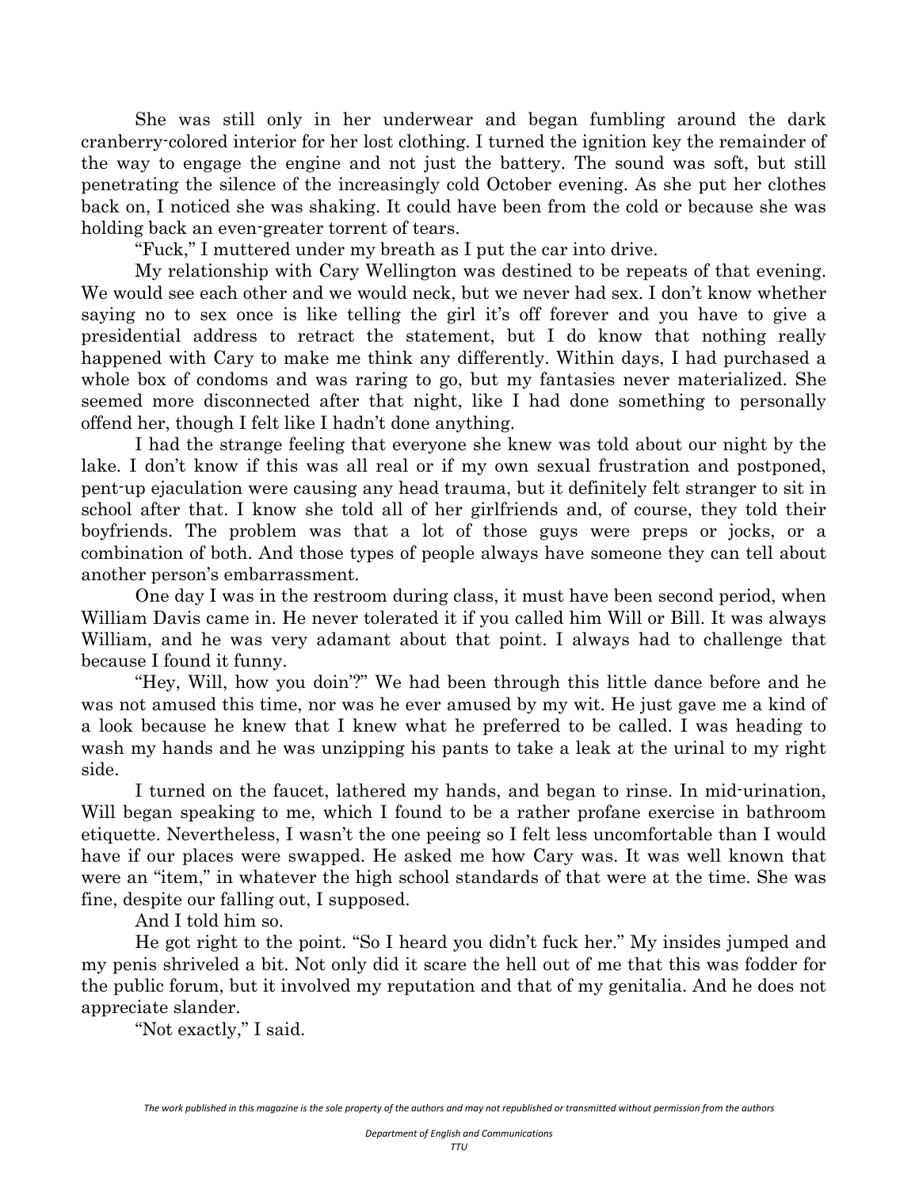She was still only in her underwear and began fumbling around the dark cranberry-colored interior for her lost clothing. I turned the ignition key the remainder of the way to engage the engine and not just the battery. The sound was soft, but still penetrating the silence of the increasingly cold October evening. As she put her clothes back on, I noticed she was shaking. It could have been from the cold or because she was holding back an even-greater torrent of tears.

"Fuck," I muttered under my breath as I put the car into drive.

My relationship with Cary Wellington was destined to be repeats of that evening. We would see each other and we would neck, but we never had sex. I don't know whether saying no to sex once is like telling the girl it's off forever and you have to give a presidential address to retract the statement, but I do know that nothing really happened with Cary to make me think any differently. Within days, I had purchased a whole box of condoms and was raring to go, but my fantasies never materialized. She seemed more disconnected after that night, like I had done something to personally offend her, though I felt like I hadn't done anything.

I had the strange feeling that everyone she knew was told about our night by the lake. I don't know if this was all real or if my own sexual frustration and postponed, pent-up ejaculation were causing any head trauma, but it definitely felt stranger to sit in school after that. I know she told all of her girlfriends and, of course, they told their boyfriends. The problem was that a lot of those guys were preps or jocks, or a combination of both. And those types of people always have someone they can tell about another person's embarrassment.

One day I was in the restroom during class, it must have been second period, when William Davis came in. He never tolerated it if you called him Will or Bill. It was always William, and he was very adamant about that point. I always had to challenge that because I found it funny.

"Hey, Will, how you doin'?" We had been through this little dance before and he was not amused this time, nor was he ever amused by my wit. He just gave me a kind of a look because he knew that I knew what he preferred to be called. I was heading to wash my hands and he was unzipping his pants to take a leak at the urinal to my right side.

I turned on the faucet, lathered my hands, and began to rinse. In mid-urination, Will began speaking to me, which I found to be a rather profane exercise in bathroom etiquette. Nevertheless, I wasn't the one peeing so I felt less uncomfortable than I would have if our places were swapped. He asked me how Cary was. It was well known that were an "item," in whatever the high school standards of that were at the time. She was fine, despite our falling out, I supposed.

And I told him so.

He got right to the point. "So I heard you didn't fuck her." My insides jumped and my penis shriveled a bit. Not only did it scare the hell out of me that this was fodder for the public forum, but it involved my reputation and that of my genitalia. And he does not appreciate slander.

"Not exactly," I said.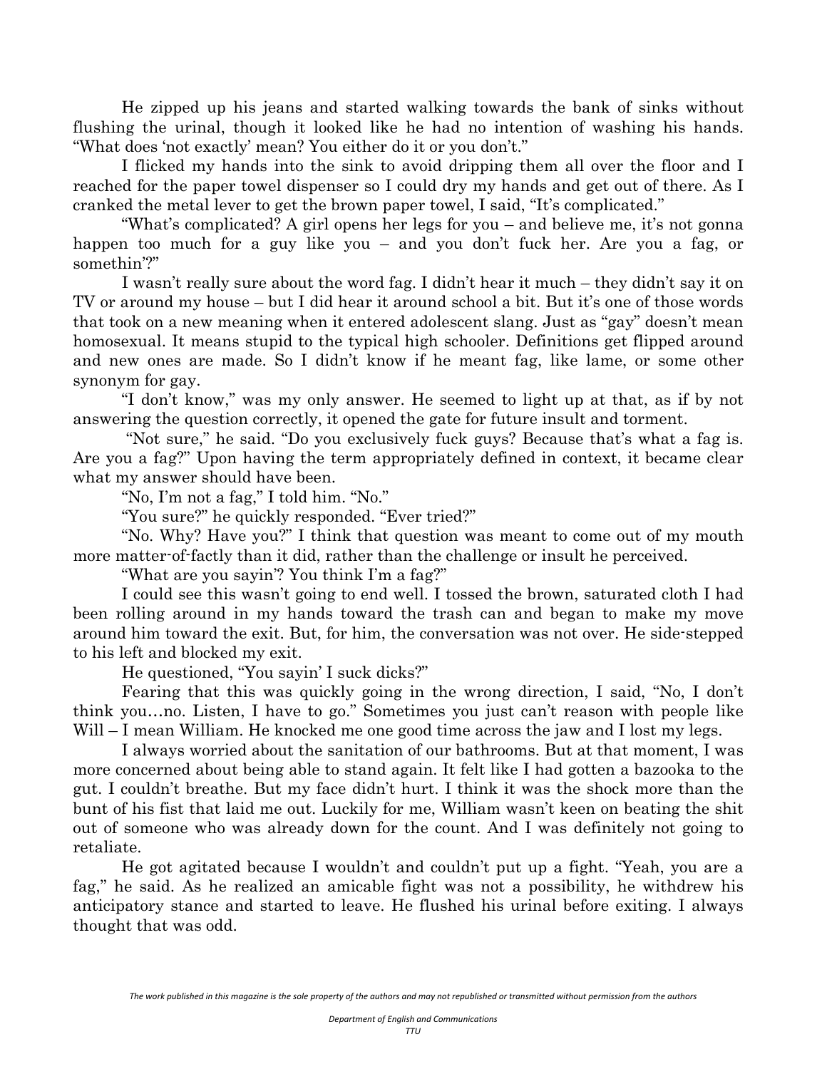He zipped up his jeans and started walking towards the bank of sinks without flushing the urinal, though it looked like he had no intention of washing his hands. "What does 'not exactly' mean? You either do it or you don't."

I flicked my hands into the sink to avoid dripping them all over the floor and I reached for the paper towel dispenser so I could dry my hands and get out of there. As I cranked the metal lever to get the brown paper towel, I said, "It's complicated."

"What's complicated? A girl opens her legs for you – and believe me, it's not gonna happen too much for a guy like you – and you don't fuck her. Are you a fag, or somethin'?"

I wasn't really sure about the word fag. I didn't hear it much – they didn't say it on TV or around my house – but I did hear it around school a bit. But it's one of those words that took on a new meaning when it entered adolescent slang. Just as "gay" doesn't mean homosexual. It means stupid to the typical high schooler. Definitions get flipped around and new ones are made. So I didn't know if he meant fag, like lame, or some other synonym for gay.

"I don't know," was my only answer. He seemed to light up at that, as if by not answering the question correctly, it opened the gate for future insult and torment.

"Not sure," he said. "Do you exclusively fuck guys? Because that's what a fag is. Are you a fag?" Upon having the term appropriately defined in context, it became clear what my answer should have been.

"No, I'm not a fag," I told him. "No."

"You sure?" he quickly responded. "Ever tried?"

"No. Why? Have you?" I think that question was meant to come out of my mouth more matter-of-factly than it did, rather than the challenge or insult he perceived.

"What are you sayin'? You think I'm a fag?"

I could see this wasn't going to end well. I tossed the brown, saturated cloth I had been rolling around in my hands toward the trash can and began to make my move around him toward the exit. But, for him, the conversation was not over. He side-stepped to his left and blocked my exit.

He questioned, "You sayin' I suck dicks?"

Fearing that this was quickly going in the wrong direction, I said, "No, I don't think you…no. Listen, I have to go." Sometimes you just can't reason with people like Will – I mean William. He knocked me one good time across the jaw and I lost my legs.

I always worried about the sanitation of our bathrooms. But at that moment, I was more concerned about being able to stand again. It felt like I had gotten a bazooka to the gut. I couldn't breathe. But my face didn't hurt. I think it was the shock more than the bunt of his fist that laid me out. Luckily for me, William wasn't keen on beating the shit out of someone who was already down for the count. And I was definitely not going to retaliate.

He got agitated because I wouldn't and couldn't put up a fight. "Yeah, you are a fag," he said. As he realized an amicable fight was not a possibility, he withdrew his anticipatory stance and started to leave. He flushed his urinal before exiting. I always thought that was odd.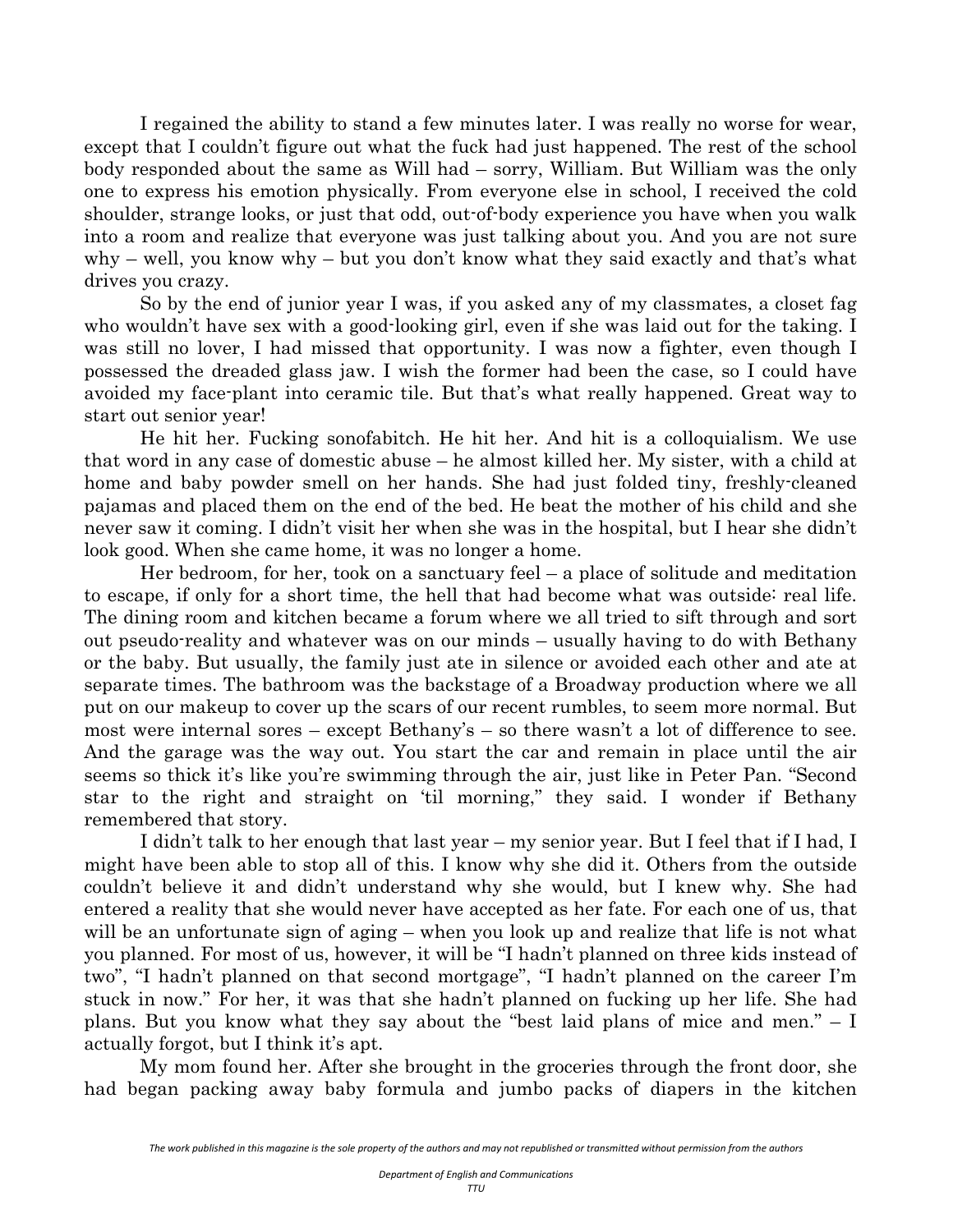I regained the ability to stand a few minutes later. I was really no worse for wear, except that I couldn't figure out what the fuck had just happened. The rest of the school body responded about the same as Will had – sorry, William. But William was the only one to express his emotion physically. From everyone else in school, I received the cold shoulder, strange looks, or just that odd, out-of-body experience you have when you walk into a room and realize that everyone was just talking about you. And you are not sure why – well, you know why – but you don't know what they said exactly and that's what drives you crazy.

So by the end of junior year I was, if you asked any of my classmates, a closet fag who wouldn't have sex with a good-looking girl, even if she was laid out for the taking. I was still no lover, I had missed that opportunity. I was now a fighter, even though I possessed the dreaded glass jaw. I wish the former had been the case, so I could have avoided my face-plant into ceramic tile. But that's what really happened. Great way to start out senior year!

He hit her. Fucking sonofabitch. He hit her. And hit is a colloquialism. We use that word in any case of domestic abuse – he almost killed her. My sister, with a child at home and baby powder smell on her hands. She had just folded tiny, freshly-cleaned pajamas and placed them on the end of the bed. He beat the mother of his child and she never saw it coming. I didn't visit her when she was in the hospital, but I hear she didn't look good. When she came home, it was no longer a home.

Her bedroom, for her, took on a sanctuary feel – a place of solitude and meditation to escape, if only for a short time, the hell that had become what was outside: real life. The dining room and kitchen became a forum where we all tried to sift through and sort out pseudo-reality and whatever was on our minds – usually having to do with Bethany or the baby. But usually, the family just ate in silence or avoided each other and ate at separate times. The bathroom was the backstage of a Broadway production where we all put on our makeup to cover up the scars of our recent rumbles, to seem more normal. But most were internal sores – except Bethany's – so there wasn't a lot of difference to see. And the garage was the way out. You start the car and remain in place until the air seems so thick it's like you're swimming through the air, just like in Peter Pan. "Second star to the right and straight on 'til morning," they said. I wonder if Bethany remembered that story.

I didn't talk to her enough that last year – my senior year. But I feel that if I had, I might have been able to stop all of this. I know why she did it. Others from the outside couldn't believe it and didn't understand why she would, but I knew why. She had entered a reality that she would never have accepted as her fate. For each one of us, that will be an unfortunate sign of aging – when you look up and realize that life is not what you planned. For most of us, however, it will be "I hadn't planned on three kids instead of two", "I hadn't planned on that second mortgage", "I hadn't planned on the career I'm stuck in now." For her, it was that she hadn't planned on fucking up her life. She had plans. But you know what they say about the "best laid plans of mice and men." – I actually forgot, but I think it's apt.

My mom found her. After she brought in the groceries through the front door, she had began packing away baby formula and jumbo packs of diapers in the kitchen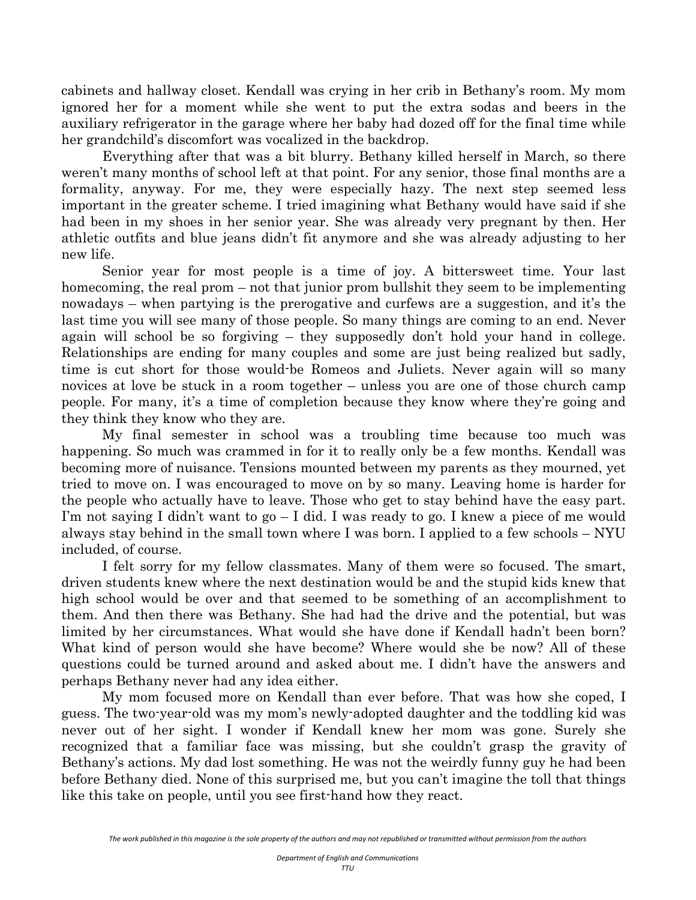cabinets and hallway closet. Kendall was crying in her crib in Bethany's room. My mom ignored her for a moment while she went to put the extra sodas and beers in the auxiliary refrigerator in the garage where her baby had dozed off for the final time while her grandchild's discomfort was vocalized in the backdrop.

Everything after that was a bit blurry. Bethany killed herself in March, so there weren't many months of school left at that point. For any senior, those final months are a formality, anyway. For me, they were especially hazy. The next step seemed less important in the greater scheme. I tried imagining what Bethany would have said if she had been in my shoes in her senior year. She was already very pregnant by then. Her athletic outfits and blue jeans didn't fit anymore and she was already adjusting to her new life.

Senior year for most people is a time of joy. A bittersweet time. Your last homecoming, the real prom – not that junior prom bullshit they seem to be implementing nowadays – when partying is the prerogative and curfews are a suggestion, and it's the last time you will see many of those people. So many things are coming to an end. Never again will school be so forgiving – they supposedly don't hold your hand in college. Relationships are ending for many couples and some are just being realized but sadly, time is cut short for those would-be Romeos and Juliets. Never again will so many novices at love be stuck in a room together – unless you are one of those church camp people. For many, it's a time of completion because they know where they're going and they think they know who they are.

My final semester in school was a troubling time because too much was happening. So much was crammed in for it to really only be a few months. Kendall was becoming more of nuisance. Tensions mounted between my parents as they mourned, yet tried to move on. I was encouraged to move on by so many. Leaving home is harder for the people who actually have to leave. Those who get to stay behind have the easy part. I'm not saying I didn't want to go – I did. I was ready to go. I knew a piece of me would always stay behind in the small town where I was born. I applied to a few schools – NYU included, of course.

I felt sorry for my fellow classmates. Many of them were so focused. The smart, driven students knew where the next destination would be and the stupid kids knew that high school would be over and that seemed to be something of an accomplishment to them. And then there was Bethany. She had had the drive and the potential, but was limited by her circumstances. What would she have done if Kendall hadn't been born? What kind of person would she have become? Where would she be now? All of these questions could be turned around and asked about me. I didn't have the answers and perhaps Bethany never had any idea either.

My mom focused more on Kendall than ever before. That was how she coped, I guess. The two-year-old was my mom's newly-adopted daughter and the toddling kid was never out of her sight. I wonder if Kendall knew her mom was gone. Surely she recognized that a familiar face was missing, but she couldn't grasp the gravity of Bethany's actions. My dad lost something. He was not the weirdly funny guy he had been before Bethany died. None of this surprised me, but you can't imagine the toll that things like this take on people, until you see first-hand how they react.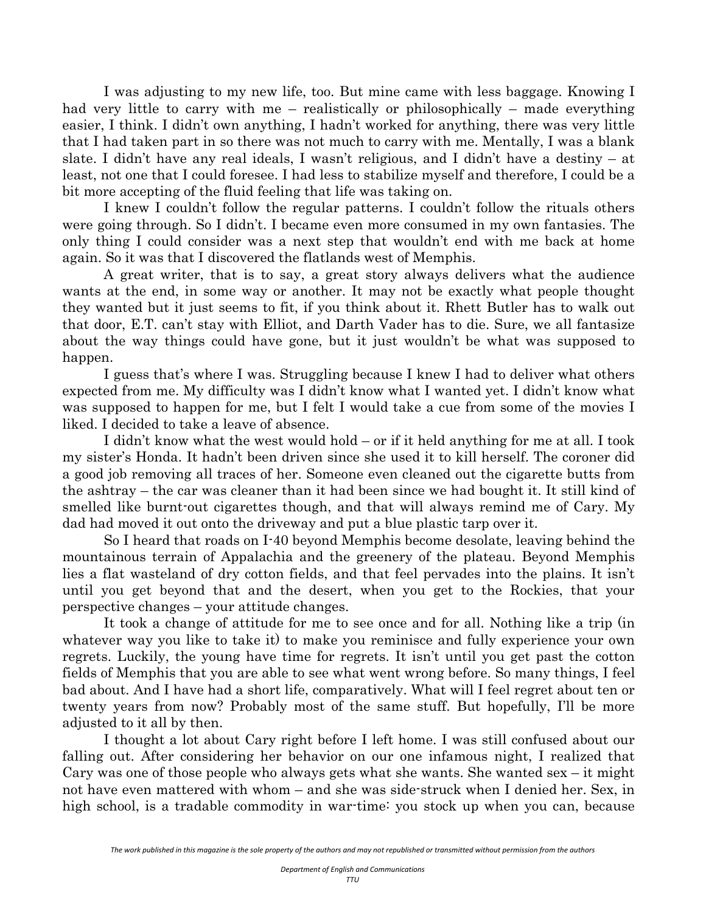I was adjusting to my new life, too. But mine came with less baggage. Knowing I had very little to carry with me – realistically or philosophically – made everything easier, I think. I didn't own anything, I hadn't worked for anything, there was very little that I had taken part in so there was not much to carry with me. Mentally, I was a blank slate. I didn't have any real ideals, I wasn't religious, and I didn't have a destiny – at least, not one that I could foresee. I had less to stabilize myself and therefore, I could be a bit more accepting of the fluid feeling that life was taking on.

I knew I couldn't follow the regular patterns. I couldn't follow the rituals others were going through. So I didn't. I became even more consumed in my own fantasies. The only thing I could consider was a next step that wouldn't end with me back at home again. So it was that I discovered the flatlands west of Memphis.

A great writer, that is to say, a great story always delivers what the audience wants at the end, in some way or another. It may not be exactly what people thought they wanted but it just seems to fit, if you think about it. Rhett Butler has to walk out that door, E.T. can't stay with Elliot, and Darth Vader has to die. Sure, we all fantasize about the way things could have gone, but it just wouldn't be what was supposed to happen.

I guess that's where I was. Struggling because I knew I had to deliver what others expected from me. My difficulty was I didn't know what I wanted yet. I didn't know what was supposed to happen for me, but I felt I would take a cue from some of the movies I liked. I decided to take a leave of absence.

I didn't know what the west would hold – or if it held anything for me at all. I took my sister's Honda. It hadn't been driven since she used it to kill herself. The coroner did a good job removing all traces of her. Someone even cleaned out the cigarette butts from the ashtray – the car was cleaner than it had been since we had bought it. It still kind of smelled like burnt-out cigarettes though, and that will always remind me of Cary. My dad had moved it out onto the driveway and put a blue plastic tarp over it.

So I heard that roads on I-40 beyond Memphis become desolate, leaving behind the mountainous terrain of Appalachia and the greenery of the plateau. Beyond Memphis lies a flat wasteland of dry cotton fields, and that feel pervades into the plains. It isn't until you get beyond that and the desert, when you get to the Rockies, that your perspective changes – your attitude changes.

It took a change of attitude for me to see once and for all. Nothing like a trip (in whatever way you like to take it) to make you reminisce and fully experience your own regrets. Luckily, the young have time for regrets. It isn't until you get past the cotton fields of Memphis that you are able to see what went wrong before. So many things, I feel bad about. And I have had a short life, comparatively. What will I feel regret about ten or twenty years from now? Probably most of the same stuff. But hopefully, I'll be more adjusted to it all by then.

I thought a lot about Cary right before I left home. I was still confused about our falling out. After considering her behavior on our one infamous night, I realized that Cary was one of those people who always gets what she wants. She wanted sex – it might not have even mattered with whom – and she was side-struck when I denied her. Sex, in high school, is a tradable commodity in war-time: you stock up when you can, because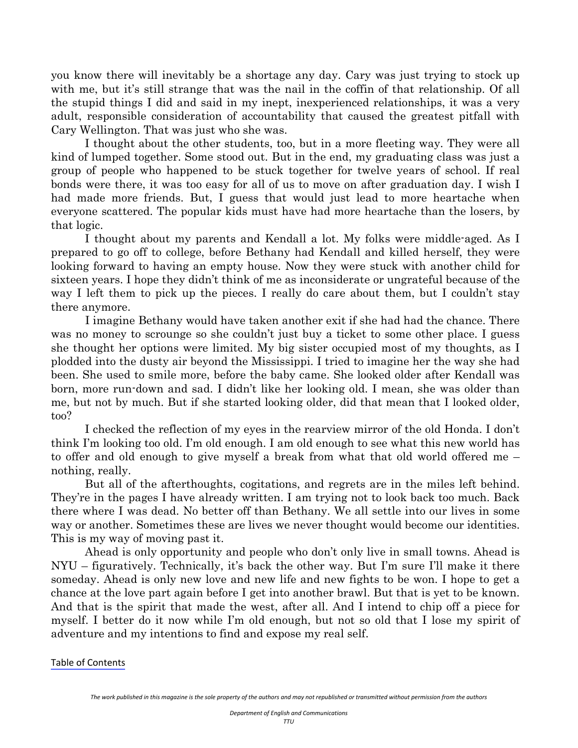you know there will inevitably be a shortage any day. Cary was just trying to stock up with me, but it's still strange that was the nail in the coffin of that relationship. Of all the stupid things I did and said in my inept, inexperienced relationships, it was a very adult, responsible consideration of accountability that caused the greatest pitfall with Cary Wellington. That was just who she was.

I thought about the other students, too, but in a more fleeting way. They were all kind of lumped together. Some stood out. But in the end, my graduating class was just a group of people who happened to be stuck together for twelve years of school. If real bonds were there, it was too easy for all of us to move on after graduation day. I wish I had made more friends. But, I guess that would just lead to more heartache when everyone scattered. The popular kids must have had more heartache than the losers, by that logic.

I thought about my parents and Kendall a lot. My folks were middle-aged. As I prepared to go off to college, before Bethany had Kendall and killed herself, they were looking forward to having an empty house. Now they were stuck with another child for sixteen years. I hope they didn't think of me as inconsiderate or ungrateful because of the way I left them to pick up the pieces. I really do care about them, but I couldn't stay there anymore.

I imagine Bethany would have taken another exit if she had had the chance. There was no money to scrounge so she couldn't just buy a ticket to some other place. I guess she thought her options were limited. My big sister occupied most of my thoughts, as I plodded into the dusty air beyond the Mississippi. I tried to imagine her the way she had been. She used to smile more, before the baby came. She looked older after Kendall was born, more run-down and sad. I didn't like her looking old. I mean, she was older than me, but not by much. But if she started looking older, did that mean that I looked older, too?

I checked the reflection of my eyes in the rearview mirror of the old Honda. I don't think I'm looking too old. I'm old enough. I am old enough to see what this new world has to offer and old enough to give myself a break from what that old world offered me – nothing, really.

But all of the afterthoughts, cogitations, and regrets are in the miles left behind. They're in the pages I have already written. I am trying not to look back too much. Back there where I was dead. No better off than Bethany. We all settle into our lives in some way or another. Sometimes these are lives we never thought would become our identities. This is my way of moving past it.

Ahead is only opportunity and people who don't only live in small towns. Ahead is NYU – figuratively. Technically, it's back the other way. But I'm sure I'll make it there someday. Ahead is only new love and new life and new fights to be won. I hope to get a chance at the love part again before I get into another brawl. But that is yet to be known. And that is the spirit that made the west, after all. And I intend to chip off a piece for myself. I better do it now while I'm old enough, but not so old that I lose my spirit of adventure and my intentions to find and expose my real self.

Table of Contents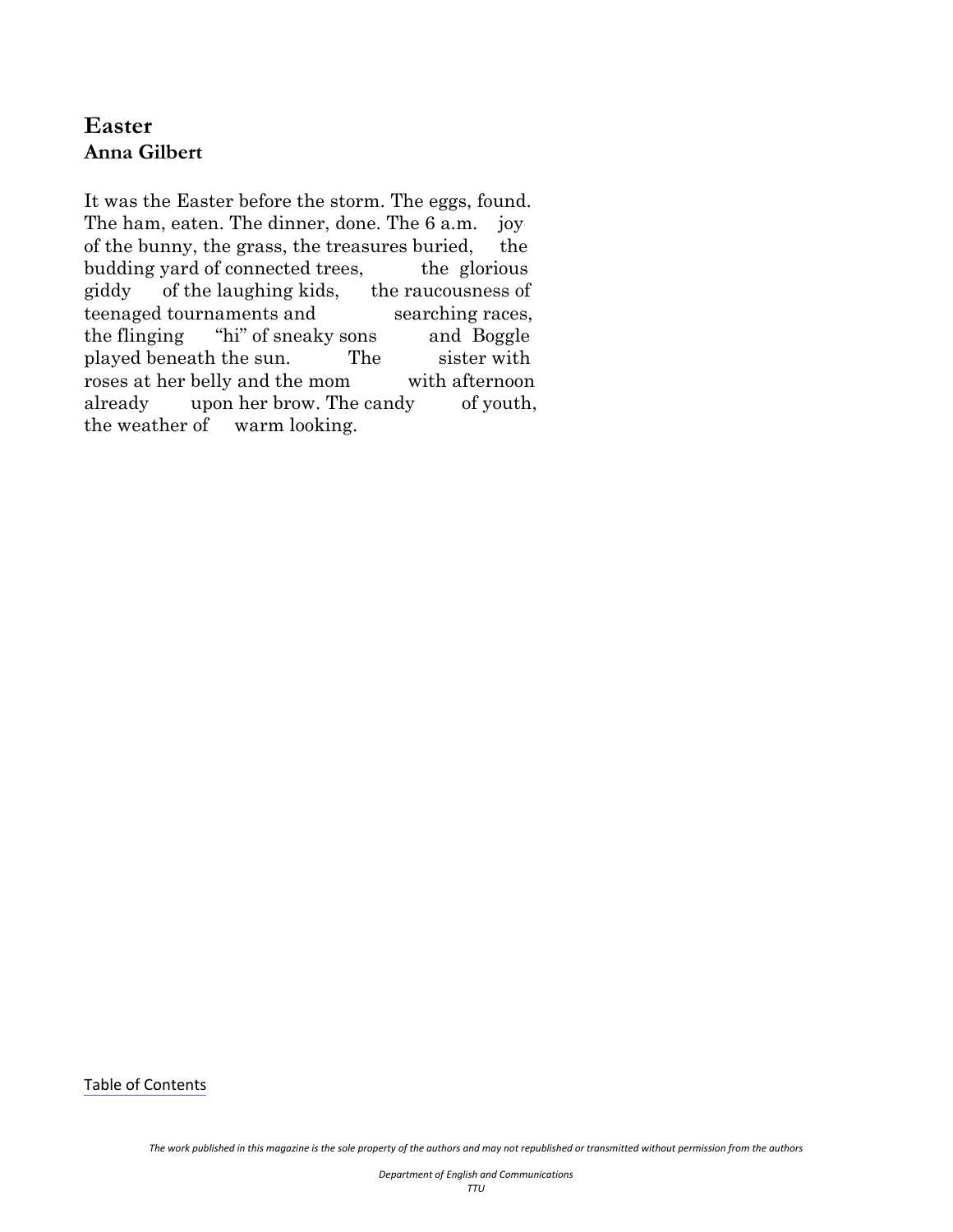## Easter

**Anna Gilbert**

It was the Easter before the storm. The eggs, found. The ham, eaten. The dinner, done. The 6 a.m. joy of the bunny, the grass, the treasures buried, the budding yard of connected trees, the glorious giddy of the laughing kids, the raucousness of teenaged tournaments and searching races, the flinging "hi" of sneaky sons and Boggle played beneath the sun. The sister with roses at her belly and the mom with afternoon already upon her brow. The candy of youth, the weather of warm looking.

Table of Contents

*The work published in this magazine is the sole property of the authors and may not republished or transmitted without permission from the authors*

*Department of English and Communications*
*TTU*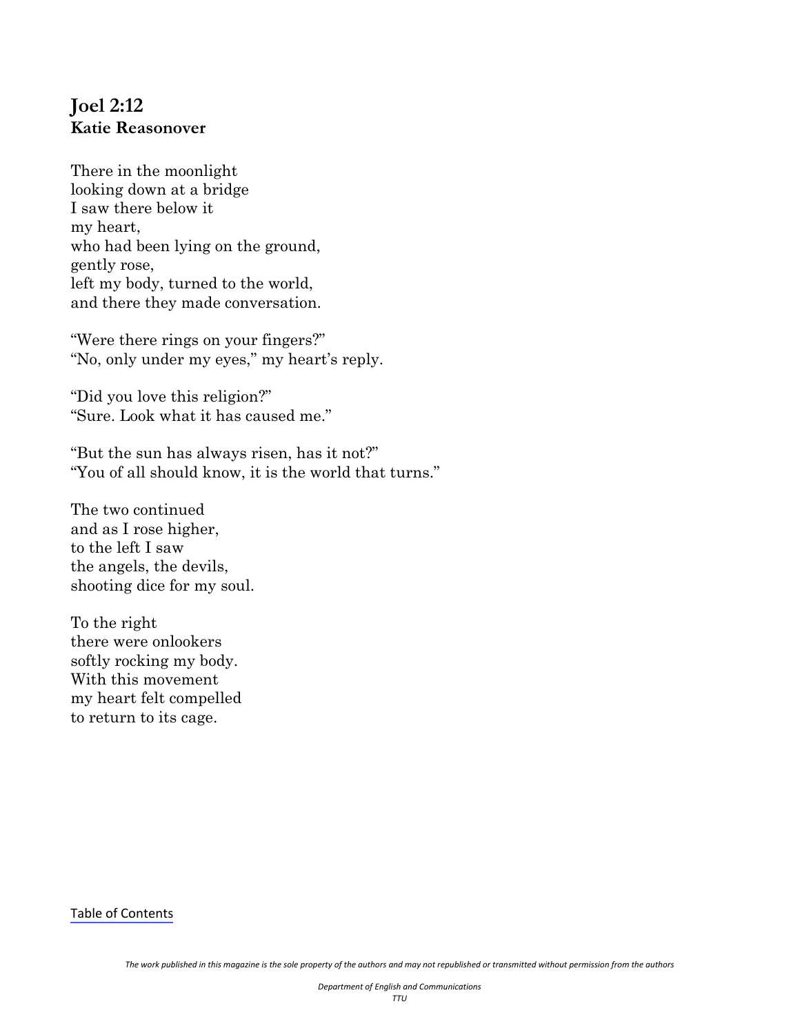# Joel 2:12

**Katie Reasonover**

There in the moonlight  
looking down at a bridge  
I saw there below it  
my heart,  
who had been lying on the ground,  
gently rose,  
left my body, turned to the world,  
and there they made conversation.

"Were there rings on your fingers?"  
"No, only under my eyes," my heart's reply.

"Did you love this religion?"  
"Sure. Look what it has caused me."

"But the sun has always risen, has it not?"  
"You of all should know, it is the world that turns."

The two continued  
and as I rose higher,  
to the left I saw  
the angels, the devils,  
shooting dice for my soul.

To the right  
there were onlookers  
softly rocking my body.  
With this movement  
my heart felt compelled  
to return to its cage.

Table of Contents

*The work published in this magazine is the sole property of the authors and may not republished or transmitted without permission from the authors*

*Department of English and Communications*  
*TTU*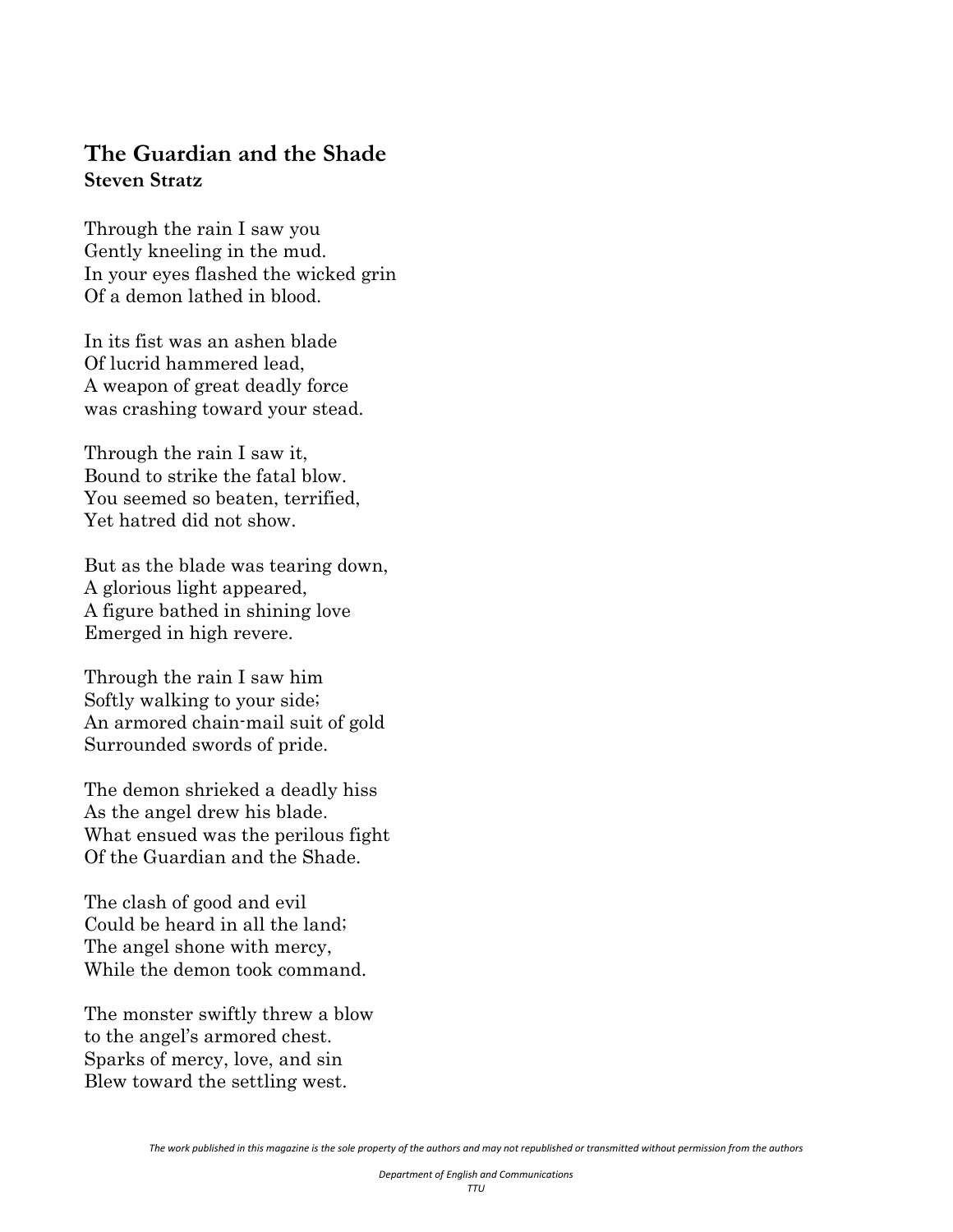## The Guardian and the Shade

**Steven Stratz**

Through the rain I saw you  
Gently kneeling in the mud.  
In your eyes flashed the wicked grin  
Of a demon lathed in blood.

In its fist was an ashen blade  
Of lucrid hammered lead,  
A weapon of great deadly force  
was crashing toward your stead.

Through the rain I saw it,  
Bound to strike the fatal blow.  
You seemed so beaten, terrified,  
Yet hatred did not show.

But as the blade was tearing down,  
A glorious light appeared,  
A figure bathed in shining love  
Emerged in high revere.

Through the rain I saw him  
Softly walking to your side;  
An armored chain-mail suit of gold  
Surrounded swords of pride.

The demon shrieked a deadly hiss  
As the angel drew his blade.  
What ensued was the perilous fight  
Of the Guardian and the Shade.

The clash of good and evil  
Could be heard in all the land;  
The angel shone with mercy,  
While the demon took command.

The monster swiftly threw a blow  
to the angel's armored chest.  
Sparks of mercy, love, and sin  
Blew toward the settling west.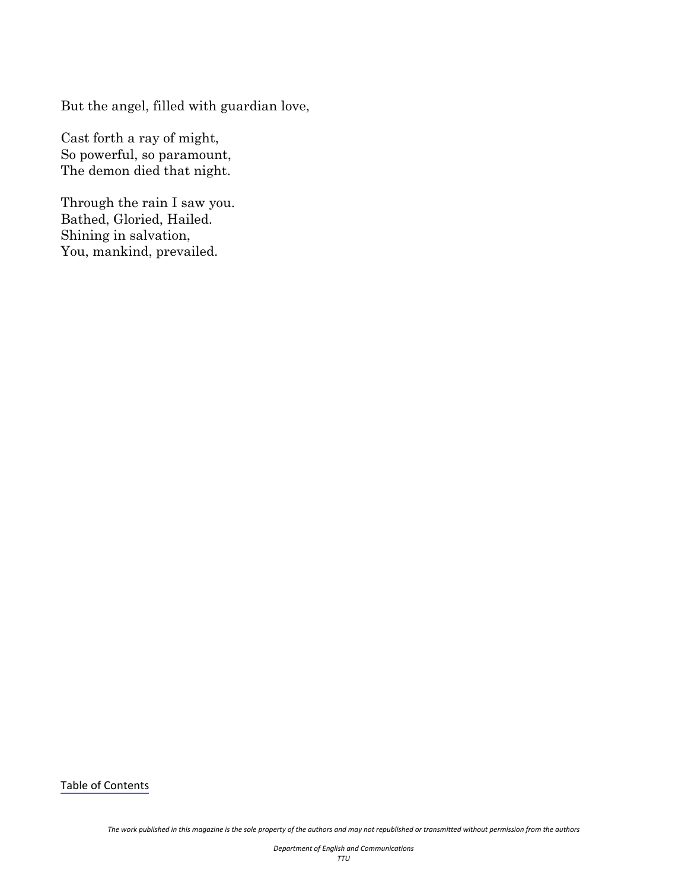But the angel, filled with guardian love,

Cast forth a ray of might,  
So powerful, so paramount,  
The demon died that night.

Through the rain I saw you.  
Bathed, Gloried, Hailed.  
Shining in salvation,  
You, mankind, prevailed.

Table of Contents

*The work published in this magazine is the sole property of the authors and may not republished or transmitted without permission from the authors*

*Department of English and Communications*  
*TTU*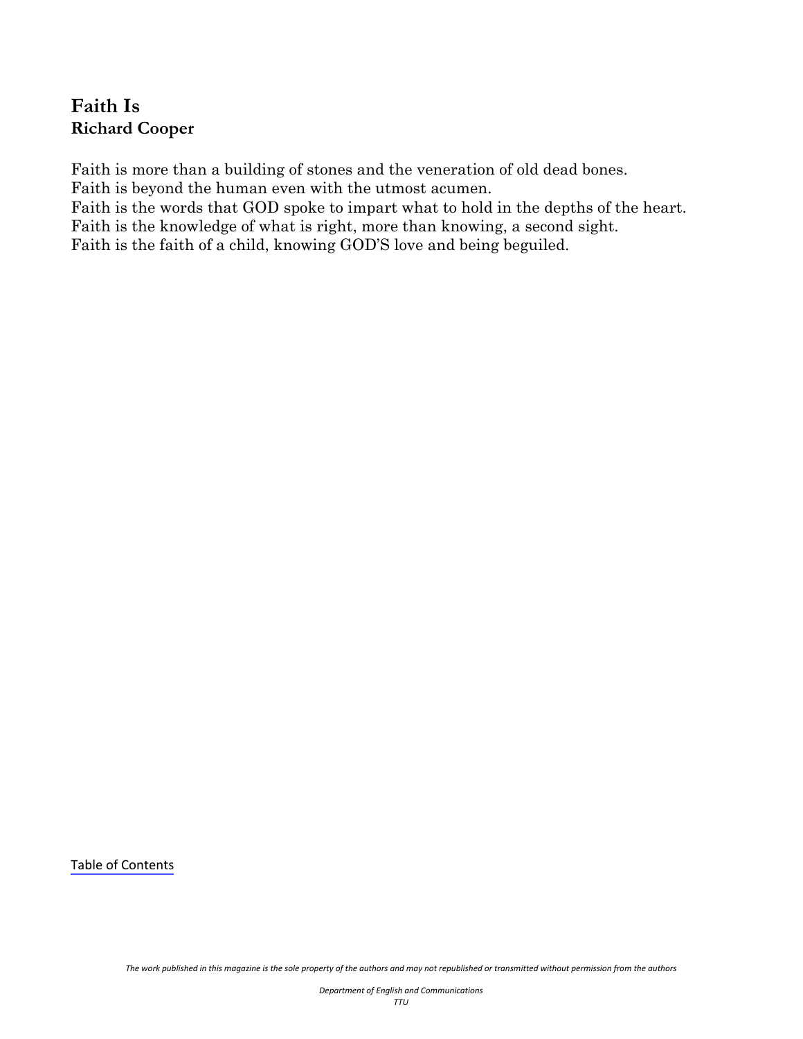## Faith Is
**Richard Cooper**

Faith is more than a building of stones and the veneration of old dead bones.
Faith is beyond the human even with the utmost acumen.
Faith is the words that GOD spoke to impart what to hold in the depths of the heart.
Faith is the knowledge of what is right, more than knowing, a second sight.
Faith is the faith of a child, knowing GOD'S love and being beguiled.

Table of Contents

*The work published in this magazine is the sole property of the authors and may not republished or transmitted without permission from the authors*

*Department of English and Communications*
*TTU*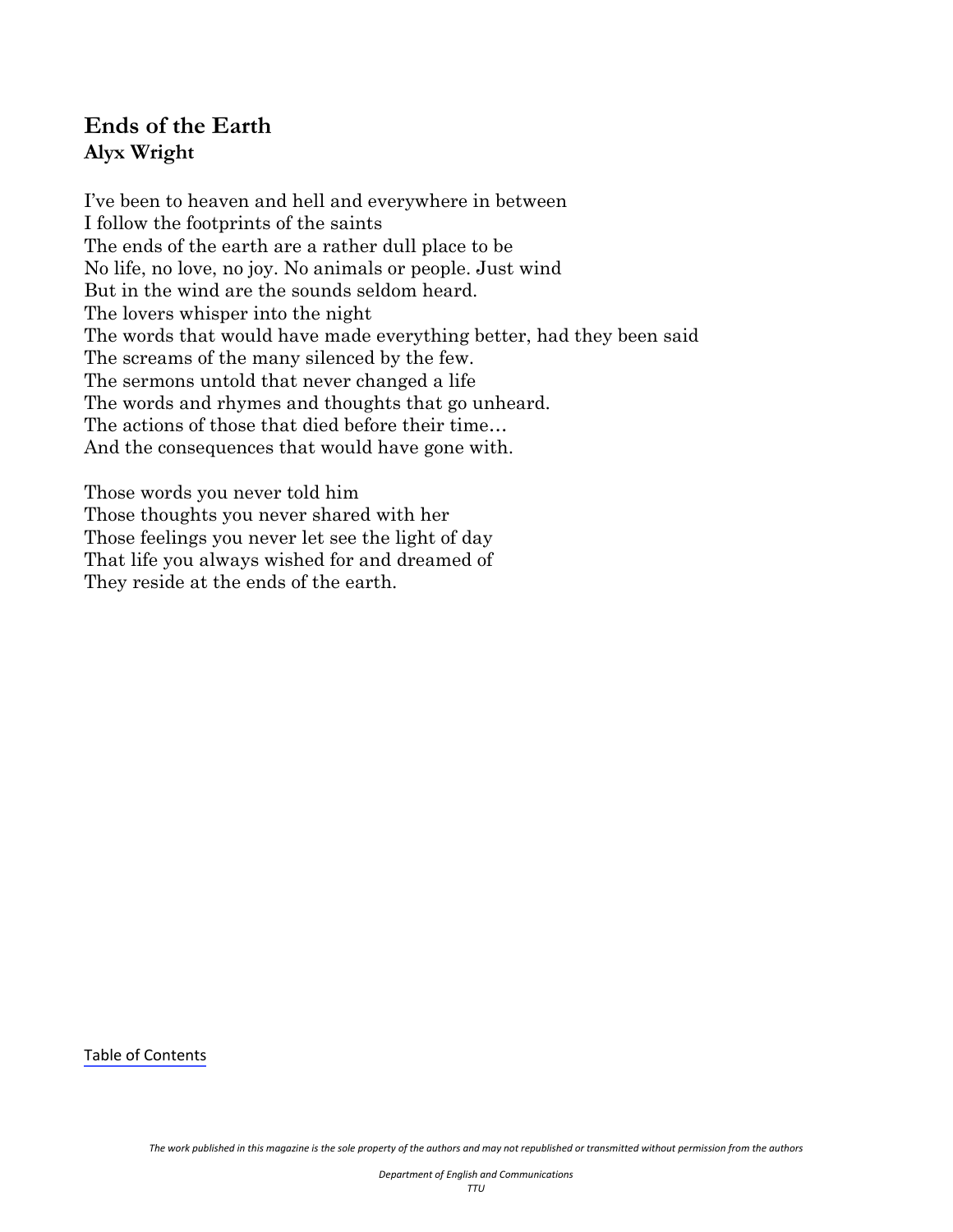## Ends of the Earth

**Alyx Wright**

I've been to heaven and hell and everywhere in between  
I follow the footprints of the saints  
The ends of the earth are a rather dull place to be  
No life, no love, no joy. No animals or people. Just wind  
But in the wind are the sounds seldom heard.  
The lovers whisper into the night  
The words that would have made everything better, had they been said  
The screams of the many silenced by the few.  
The sermons untold that never changed a life  
The words and rhymes and thoughts that go unheard.  
The actions of those that died before their time…  
And the consequences that would have gone with.

Those words you never told him  
Those thoughts you never shared with her  
Those feelings you never let see the light of day  
That life you always wished for and dreamed of  
They reside at the ends of the earth.

Table of Contents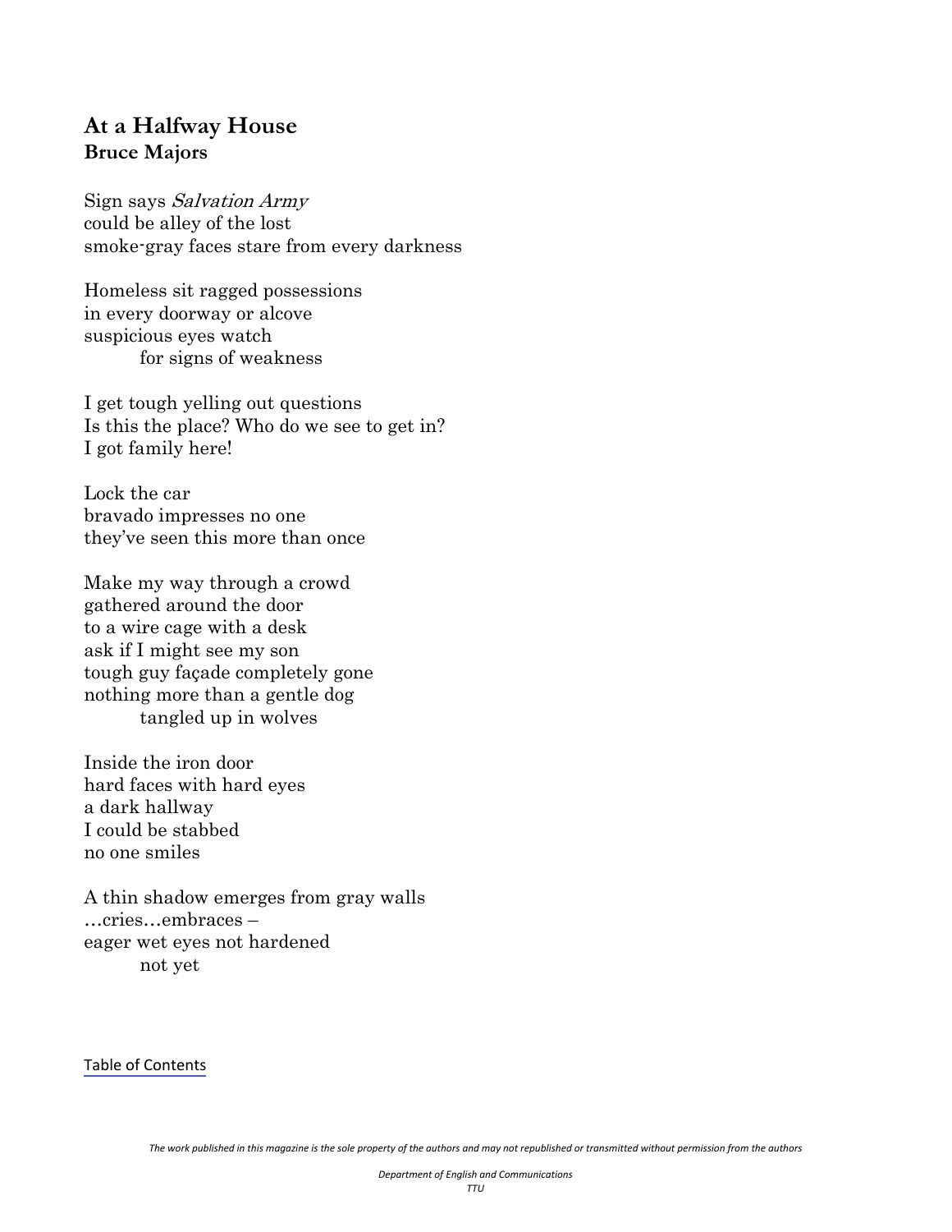## At a Halfway House
**Bruce Majors**

Sign says *Salvation Army*
could be alley of the lost
smoke-gray faces stare from every darkness

Homeless sit ragged possessions
in every doorway or alcove
suspicious eyes watch
          for signs of weakness

I get tough yelling out questions
Is this the place? Who do we see to get in?
I got family here!

Lock the car
bravado impresses no one
they've seen this more than once

Make my way through a crowd
gathered around the door
to a wire cage with a desk
ask if I might see my son
tough guy façade completely gone
nothing more than a gentle dog
          tangled up in wolves

Inside the iron door
hard faces with hard eyes
a dark hallway
I could be stabbed
no one smiles

A thin shadow emerges from gray walls
…cries…embraces –
eager wet eyes not hardened
          not yet

Table of Contents

*The work published in this magazine is the sole property of the authors and may not republished or transmitted without permission from the authors*

*Department of English and Communications*
*TTU*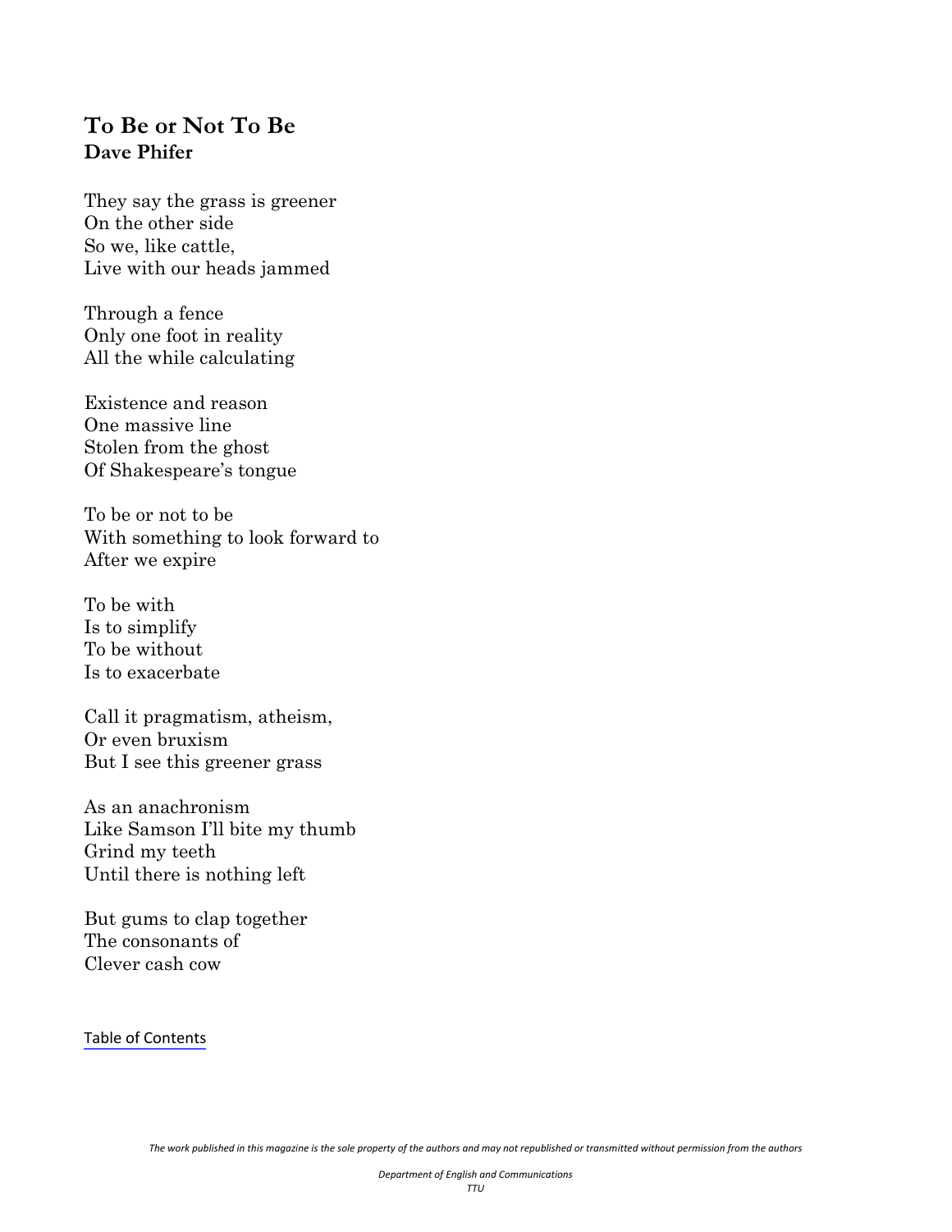## To Be or Not To Be
**Dave Phifer**

They say the grass is greener  
On the other side  
So we, like cattle,  
Live with our heads jammed

Through a fence  
Only one foot in reality  
All the while calculating

Existence and reason  
One massive line  
Stolen from the ghost  
Of Shakespeare's tongue

To be or not to be  
With something to look forward to  
After we expire

To be with  
Is to simplify  
To be without  
Is to exacerbate

Call it pragmatism, atheism,  
Or even bruxism  
But I see this greener grass

As an anachronism  
Like Samson I'll bite my thumb  
Grind my teeth  
Until there is nothing left

But gums to clap together  
The consonants of  
Clever cash cow

Table of Contents

*The work published in this magazine is the sole property of the authors and may not republished or transmitted without permission from the authors*

*Department of English and Communications*  
*TTU*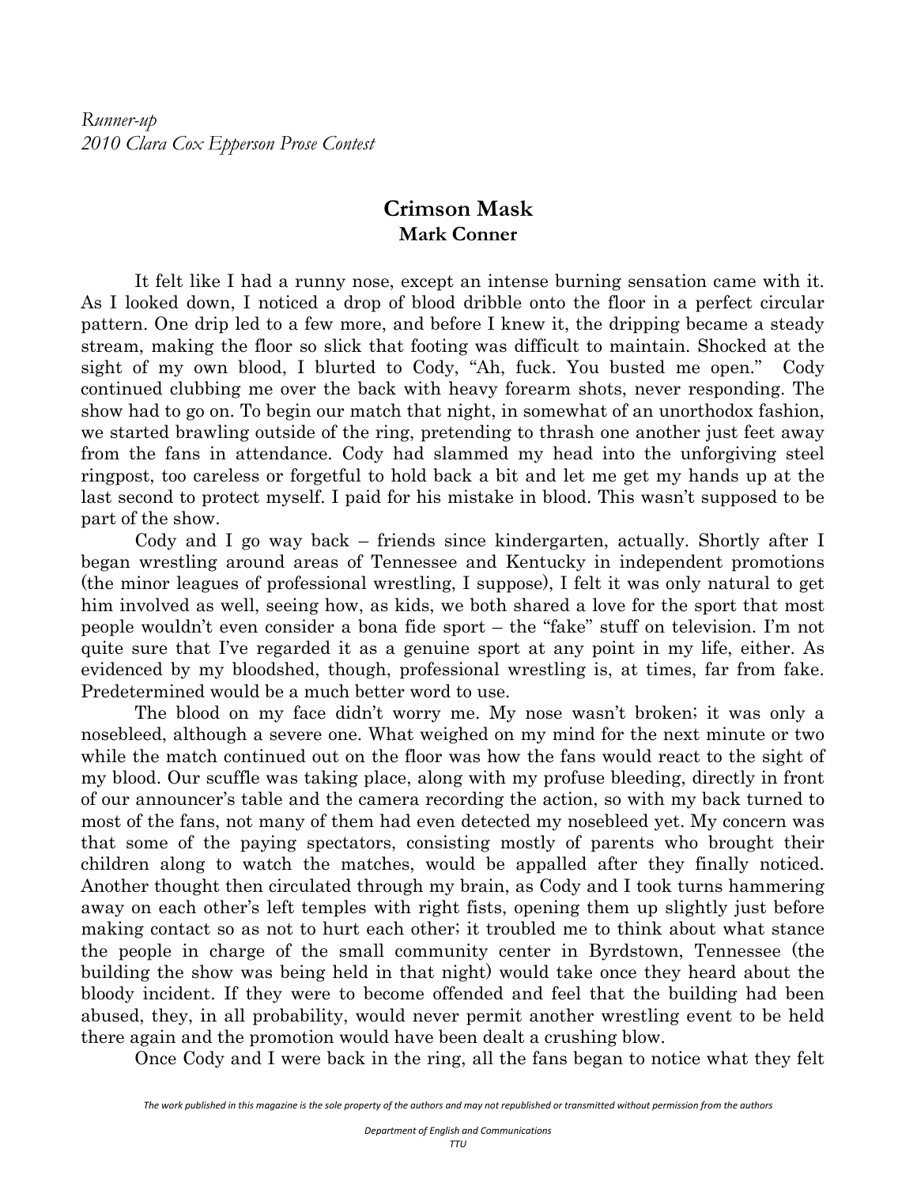*Runner-up*
*2010 Clara Cox Epperson Prose Contest*

## Crimson Mask
**Mark Conner**

It felt like I had a runny nose, except an intense burning sensation came with it. As I looked down, I noticed a drop of blood dribble onto the floor in a perfect circular pattern. One drip led to a few more, and before I knew it, the dripping became a steady stream, making the floor so slick that footing was difficult to maintain. Shocked at the sight of my own blood, I blurted to Cody, "Ah, fuck. You busted me open." Cody continued clubbing me over the back with heavy forearm shots, never responding. The show had to go on. To begin our match that night, in somewhat of an unorthodox fashion, we started brawling outside of the ring, pretending to thrash one another just feet away from the fans in attendance. Cody had slammed my head into the unforgiving steel ringpost, too careless or forgetful to hold back a bit and let me get my hands up at the last second to protect myself. I paid for his mistake in blood. This wasn't supposed to be part of the show.

Cody and I go way back – friends since kindergarten, actually. Shortly after I began wrestling around areas of Tennessee and Kentucky in independent promotions (the minor leagues of professional wrestling, I suppose), I felt it was only natural to get him involved as well, seeing how, as kids, we both shared a love for the sport that most people wouldn't even consider a bona fide sport – the "fake" stuff on television. I'm not quite sure that I've regarded it as a genuine sport at any point in my life, either. As evidenced by my bloodshed, though, professional wrestling is, at times, far from fake. Predetermined would be a much better word to use.

The blood on my face didn't worry me. My nose wasn't broken; it was only a nosebleed, although a severe one. What weighed on my mind for the next minute or two while the match continued out on the floor was how the fans would react to the sight of my blood. Our scuffle was taking place, along with my profuse bleeding, directly in front of our announcer's table and the camera recording the action, so with my back turned to most of the fans, not many of them had even detected my nosebleed yet. My concern was that some of the paying spectators, consisting mostly of parents who brought their children along to watch the matches, would be appalled after they finally noticed. Another thought then circulated through my brain, as Cody and I took turns hammering away on each other's left temples with right fists, opening them up slightly just before making contact so as not to hurt each other; it troubled me to think about what stance the people in charge of the small community center in Byrdstown, Tennessee (the building the show was being held in that night) would take once they heard about the bloody incident. If they were to become offended and feel that the building had been abused, they, in all probability, would never permit another wrestling event to be held there again and the promotion would have been dealt a crushing blow.

Once Cody and I were back in the ring, all the fans began to notice what they felt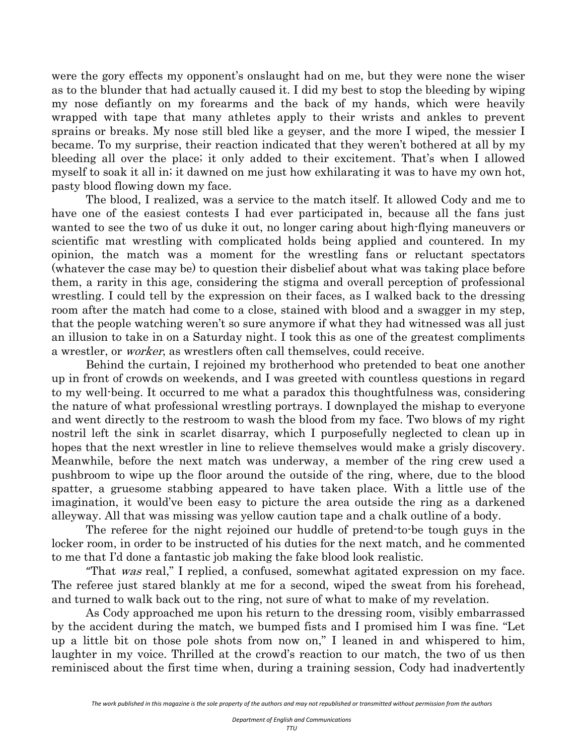were the gory effects my opponent's onslaught had on me, but they were none the wiser as to the blunder that had actually caused it. I did my best to stop the bleeding by wiping my nose defiantly on my forearms and the back of my hands, which were heavily wrapped with tape that many athletes apply to their wrists and ankles to prevent sprains or breaks. My nose still bled like a geyser, and the more I wiped, the messier I became. To my surprise, their reaction indicated that they weren't bothered at all by my bleeding all over the place; it only added to their excitement. That's when I allowed myself to soak it all in; it dawned on me just how exhilarating it was to have my own hot, pasty blood flowing down my face.

The blood, I realized, was a service to the match itself. It allowed Cody and me to have one of the easiest contests I had ever participated in, because all the fans just wanted to see the two of us duke it out, no longer caring about high-flying maneuvers or scientific mat wrestling with complicated holds being applied and countered. In my opinion, the match was a moment for the wrestling fans or reluctant spectators (whatever the case may be) to question their disbelief about what was taking place before them, a rarity in this age, considering the stigma and overall perception of professional wrestling. I could tell by the expression on their faces, as I walked back to the dressing room after the match had come to a close, stained with blood and a swagger in my step, that the people watching weren't so sure anymore if what they had witnessed was all just an illusion to take in on a Saturday night. I took this as one of the greatest compliments a wrestler, or *worker*, as wrestlers often call themselves, could receive.

Behind the curtain, I rejoined my brotherhood who pretended to beat one another up in front of crowds on weekends, and I was greeted with countless questions in regard to my well-being. It occurred to me what a paradox this thoughtfulness was, considering the nature of what professional wrestling portrays. I downplayed the mishap to everyone and went directly to the restroom to wash the blood from my face. Two blows of my right nostril left the sink in scarlet disarray, which I purposefully neglected to clean up in hopes that the next wrestler in line to relieve themselves would make a grisly discovery. Meanwhile, before the next match was underway, a member of the ring crew used a pushbroom to wipe up the floor around the outside of the ring, where, due to the blood spatter, a gruesome stabbing appeared to have taken place. With a little use of the imagination, it would've been easy to picture the area outside the ring as a darkened alleyway. All that was missing was yellow caution tape and a chalk outline of a body.

The referee for the night rejoined our huddle of pretend-to-be tough guys in the locker room, in order to be instructed of his duties for the next match, and he commented to me that I'd done a fantastic job making the fake blood look realistic.

"That *was* real," I replied, a confused, somewhat agitated expression on my face. The referee just stared blankly at me for a second, wiped the sweat from his forehead, and turned to walk back out to the ring, not sure of what to make of my revelation.

As Cody approached me upon his return to the dressing room, visibly embarrassed by the accident during the match, we bumped fists and I promised him I was fine. "Let up a little bit on those pole shots from now on," I leaned in and whispered to him, laughter in my voice. Thrilled at the crowd's reaction to our match, the two of us then reminisced about the first time when, during a training session, Cody had inadvertently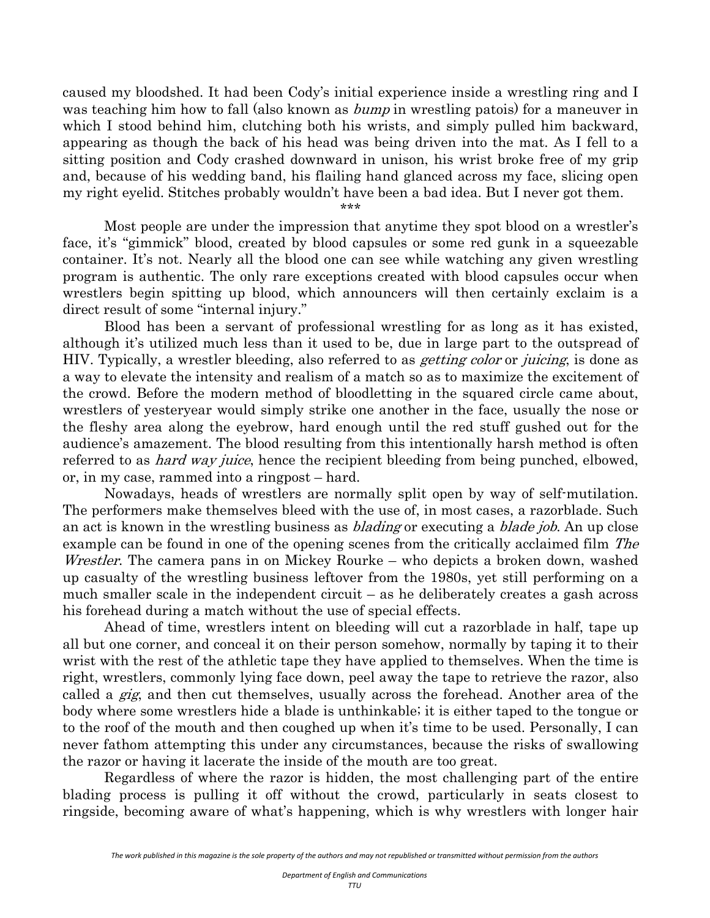caused my bloodshed. It had been Cody's initial experience inside a wrestling ring and I was teaching him how to fall (also known as *bump* in wrestling patois) for a maneuver in which I stood behind him, clutching both his wrists, and simply pulled him backward, appearing as though the back of his head was being driven into the mat. As I fell to a sitting position and Cody crashed downward in unison, his wrist broke free of my grip and, because of his wedding band, his flailing hand glanced across my face, slicing open my right eyelid. Stitches probably wouldn't have been a bad idea. But I never got them.

\*\*\*

Most people are under the impression that anytime they spot blood on a wrestler's face, it's "gimmick" blood, created by blood capsules or some red gunk in a squeezable container. It's not. Nearly all the blood one can see while watching any given wrestling program is authentic. The only rare exceptions created with blood capsules occur when wrestlers begin spitting up blood, which announcers will then certainly exclaim is a direct result of some "internal injury."

Blood has been a servant of professional wrestling for as long as it has existed, although it's utilized much less than it used to be, due in large part to the outspread of HIV. Typically, a wrestler bleeding, also referred to as *getting color* or *juicing*, is done as a way to elevate the intensity and realism of a match so as to maximize the excitement of the crowd. Before the modern method of bloodletting in the squared circle came about, wrestlers of yesteryear would simply strike one another in the face, usually the nose or the fleshy area along the eyebrow, hard enough until the red stuff gushed out for the audience's amazement. The blood resulting from this intentionally harsh method is often referred to as *hard way juice*, hence the recipient bleeding from being punched, elbowed, or, in my case, rammed into a ringpost – hard.

Nowadays, heads of wrestlers are normally split open by way of self-mutilation. The performers make themselves bleed with the use of, in most cases, a razorblade. Such an act is known in the wrestling business as *blading* or executing a *blade job*. An up close example can be found in one of the opening scenes from the critically acclaimed film *The Wrestler*. The camera pans in on Mickey Rourke – who depicts a broken down, washed up casualty of the wrestling business leftover from the 1980s, yet still performing on a much smaller scale in the independent circuit – as he deliberately creates a gash across his forehead during a match without the use of special effects.

Ahead of time, wrestlers intent on bleeding will cut a razorblade in half, tape up all but one corner, and conceal it on their person somehow, normally by taping it to their wrist with the rest of the athletic tape they have applied to themselves. When the time is right, wrestlers, commonly lying face down, peel away the tape to retrieve the razor, also called a *gig*, and then cut themselves, usually across the forehead. Another area of the body where some wrestlers hide a blade is unthinkable; it is either taped to the tongue or to the roof of the mouth and then coughed up when it's time to be used. Personally, I can never fathom attempting this under any circumstances, because the risks of swallowing the razor or having it lacerate the inside of the mouth are too great.

Regardless of where the razor is hidden, the most challenging part of the entire blading process is pulling it off without the crowd, particularly in seats closest to ringside, becoming aware of what's happening, which is why wrestlers with longer hair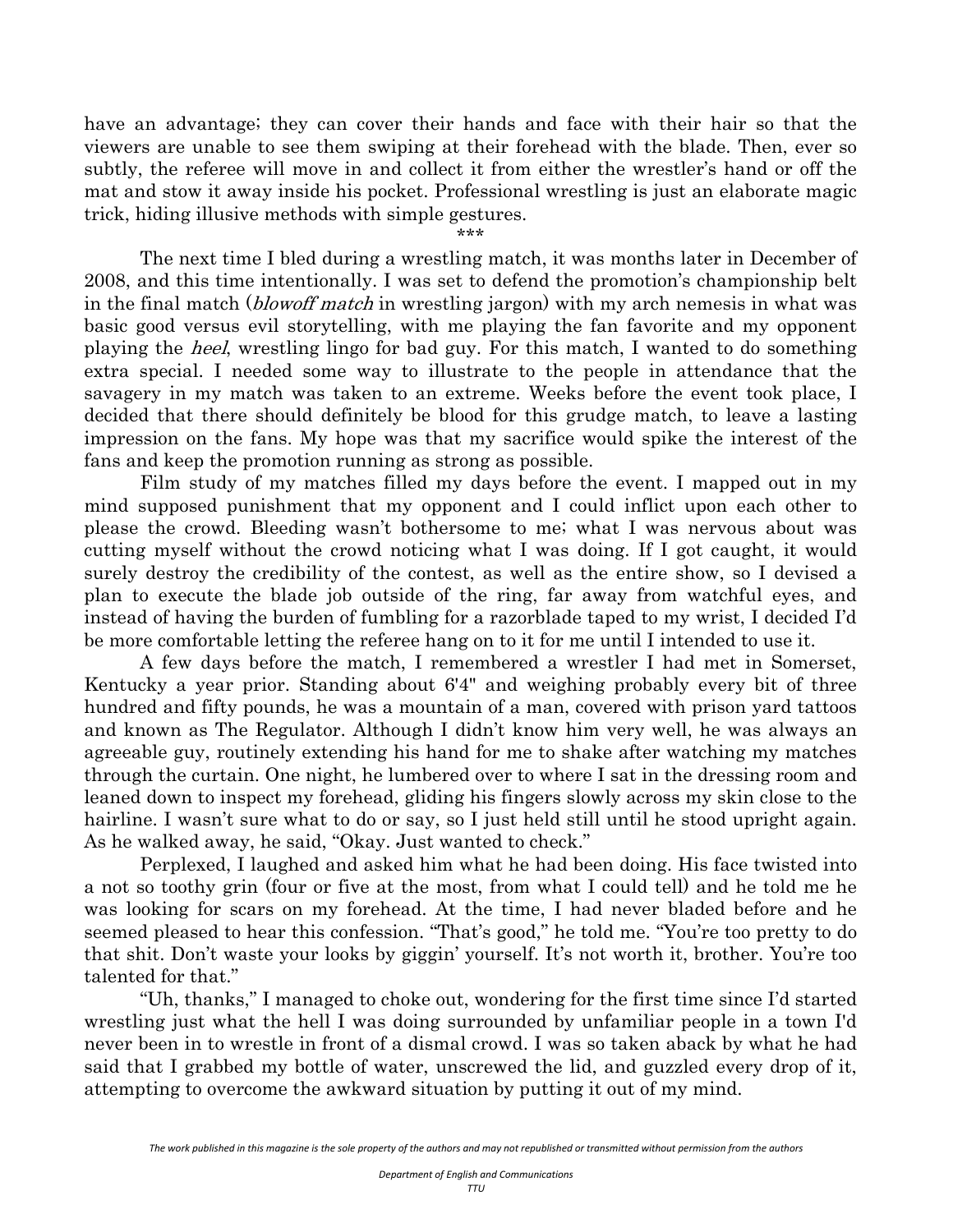have an advantage; they can cover their hands and face with their hair so that the viewers are unable to see them swiping at their forehead with the blade. Then, ever so subtly, the referee will move in and collect it from either the wrestler's hand or off the mat and stow it away inside his pocket. Professional wrestling is just an elaborate magic trick, hiding illusive methods with simple gestures.

***

The next time I bled during a wrestling match, it was months later in December of 2008, and this time intentionally. I was set to defend the promotion's championship belt in the final match (*blowoff match* in wrestling jargon) with my arch nemesis in what was basic good versus evil storytelling, with me playing the fan favorite and my opponent playing the *heel*, wrestling lingo for bad guy. For this match, I wanted to do something extra special. I needed some way to illustrate to the people in attendance that the savagery in my match was taken to an extreme. Weeks before the event took place, I decided that there should definitely be blood for this grudge match, to leave a lasting impression on the fans. My hope was that my sacrifice would spike the interest of the fans and keep the promotion running as strong as possible.

Film study of my matches filled my days before the event. I mapped out in my mind supposed punishment that my opponent and I could inflict upon each other to please the crowd. Bleeding wasn't bothersome to me; what I was nervous about was cutting myself without the crowd noticing what I was doing. If I got caught, it would surely destroy the credibility of the contest, as well as the entire show, so I devised a plan to execute the blade job outside of the ring, far away from watchful eyes, and instead of having the burden of fumbling for a razorblade taped to my wrist, I decided I'd be more comfortable letting the referee hang on to it for me until I intended to use it.

A few days before the match, I remembered a wrestler I had met in Somerset, Kentucky a year prior. Standing about 6'4" and weighing probably every bit of three hundred and fifty pounds, he was a mountain of a man, covered with prison yard tattoos and known as The Regulator. Although I didn't know him very well, he was always an agreeable guy, routinely extending his hand for me to shake after watching my matches through the curtain. One night, he lumbered over to where I sat in the dressing room and leaned down to inspect my forehead, gliding his fingers slowly across my skin close to the hairline. I wasn't sure what to do or say, so I just held still until he stood upright again. As he walked away, he said, "Okay. Just wanted to check."

Perplexed, I laughed and asked him what he had been doing. His face twisted into a not so toothy grin (four or five at the most, from what I could tell) and he told me he was looking for scars on my forehead. At the time, I had never bladed before and he seemed pleased to hear this confession. "That's good," he told me. "You're too pretty to do that shit. Don't waste your looks by giggin' yourself. It's not worth it, brother. You're too talented for that."

"Uh, thanks," I managed to choke out, wondering for the first time since I'd started wrestling just what the hell I was doing surrounded by unfamiliar people in a town I'd never been in to wrestle in front of a dismal crowd. I was so taken aback by what he had said that I grabbed my bottle of water, unscrewed the lid, and guzzled every drop of it, attempting to overcome the awkward situation by putting it out of my mind.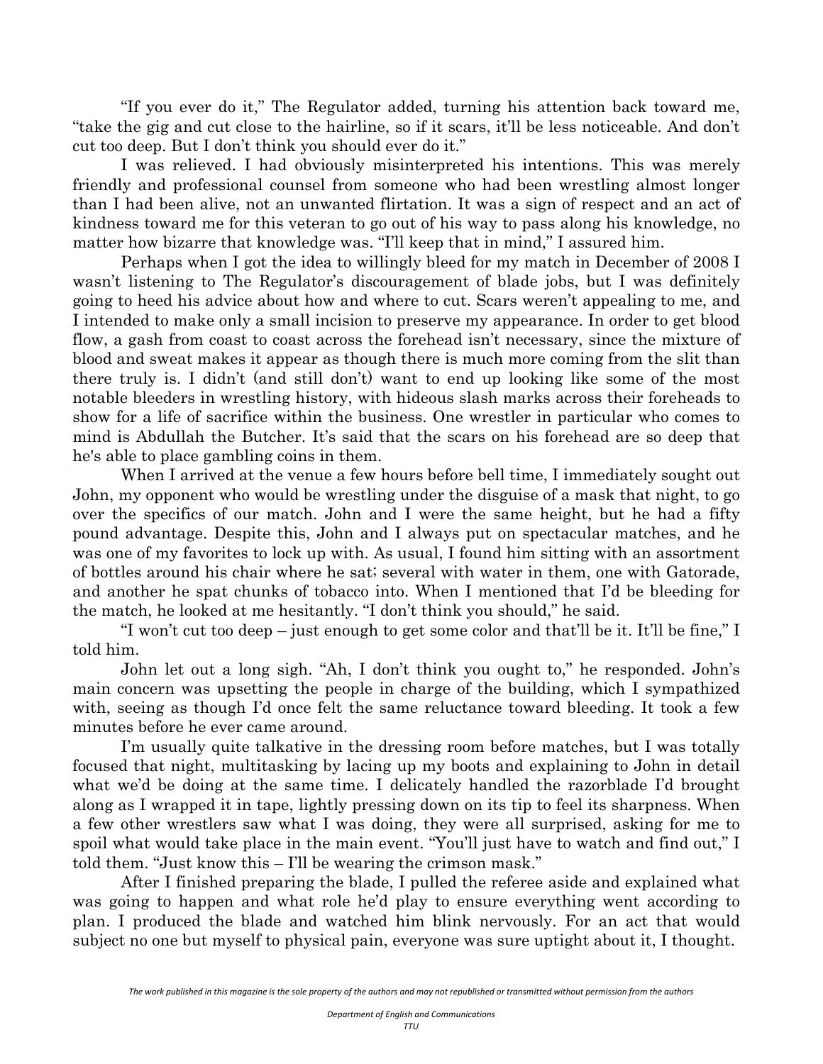"If you ever do it," The Regulator added, turning his attention back toward me, "take the gig and cut close to the hairline, so if it scars, it'll be less noticeable. And don't cut too deep. But I don't think you should ever do it."

I was relieved. I had obviously misinterpreted his intentions. This was merely friendly and professional counsel from someone who had been wrestling almost longer than I had been alive, not an unwanted flirtation. It was a sign of respect and an act of kindness toward me for this veteran to go out of his way to pass along his knowledge, no matter how bizarre that knowledge was. "I'll keep that in mind," I assured him.

Perhaps when I got the idea to willingly bleed for my match in December of 2008 I wasn't listening to The Regulator's discouragement of blade jobs, but I was definitely going to heed his advice about how and where to cut. Scars weren't appealing to me, and I intended to make only a small incision to preserve my appearance. In order to get blood flow, a gash from coast to coast across the forehead isn't necessary, since the mixture of blood and sweat makes it appear as though there is much more coming from the slit than there truly is. I didn't (and still don't) want to end up looking like some of the most notable bleeders in wrestling history, with hideous slash marks across their foreheads to show for a life of sacrifice within the business. One wrestler in particular who comes to mind is Abdullah the Butcher. It's said that the scars on his forehead are so deep that he's able to place gambling coins in them.

When I arrived at the venue a few hours before bell time, I immediately sought out John, my opponent who would be wrestling under the disguise of a mask that night, to go over the specifics of our match. John and I were the same height, but he had a fifty pound advantage. Despite this, John and I always put on spectacular matches, and he was one of my favorites to lock up with. As usual, I found him sitting with an assortment of bottles around his chair where he sat; several with water in them, one with Gatorade, and another he spat chunks of tobacco into. When I mentioned that I'd be bleeding for the match, he looked at me hesitantly. "I don't think you should," he said.

"I won't cut too deep – just enough to get some color and that'll be it. It'll be fine," I told him.

John let out a long sigh. "Ah, I don't think you ought to," he responded. John's main concern was upsetting the people in charge of the building, which I sympathized with, seeing as though I'd once felt the same reluctance toward bleeding. It took a few minutes before he ever came around.

I'm usually quite talkative in the dressing room before matches, but I was totally focused that night, multitasking by lacing up my boots and explaining to John in detail what we'd be doing at the same time. I delicately handled the razorblade I'd brought along as I wrapped it in tape, lightly pressing down on its tip to feel its sharpness. When a few other wrestlers saw what I was doing, they were all surprised, asking for me to spoil what would take place in the main event. "You'll just have to watch and find out," I told them. "Just know this – I'll be wearing the crimson mask."

After I finished preparing the blade, I pulled the referee aside and explained what was going to happen and what role he'd play to ensure everything went according to plan. I produced the blade and watched him blink nervously. For an act that would subject no one but myself to physical pain, everyone was sure uptight about it, I thought.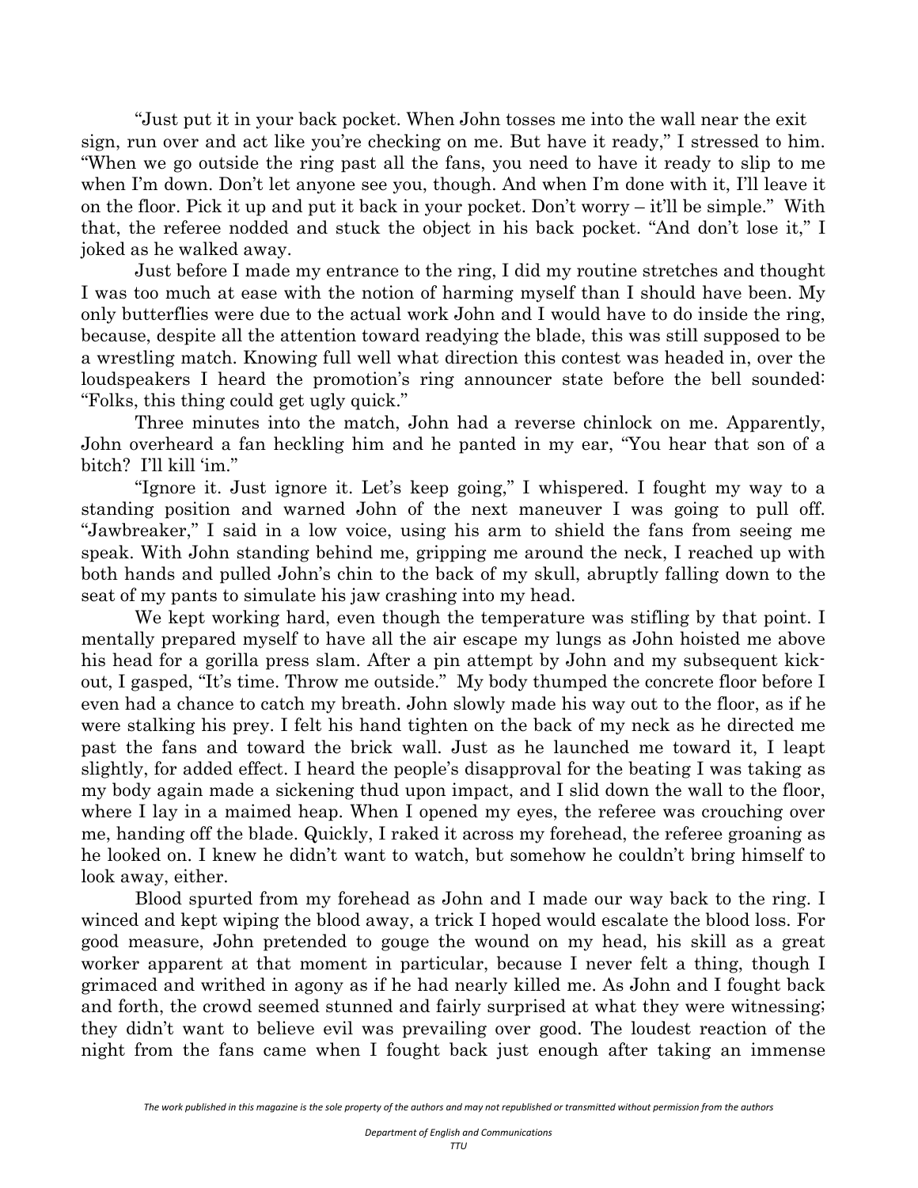"Just put it in your back pocket. When John tosses me into the wall near the exit sign, run over and act like you're checking on me. But have it ready," I stressed to him. "When we go outside the ring past all the fans, you need to have it ready to slip to me when I'm down. Don't let anyone see you, though. And when I'm done with it, I'll leave it on the floor. Pick it up and put it back in your pocket. Don't worry – it'll be simple." With that, the referee nodded and stuck the object in his back pocket. "And don't lose it," I joked as he walked away.

Just before I made my entrance to the ring, I did my routine stretches and thought I was too much at ease with the notion of harming myself than I should have been. My only butterflies were due to the actual work John and I would have to do inside the ring, because, despite all the attention toward readying the blade, this was still supposed to be a wrestling match. Knowing full well what direction this contest was headed in, over the loudspeakers I heard the promotion's ring announcer state before the bell sounded: "Folks, this thing could get ugly quick."

Three minutes into the match, John had a reverse chinlock on me. Apparently, John overheard a fan heckling him and he panted in my ear, "You hear that son of a bitch? I'll kill 'im."

"Ignore it. Just ignore it. Let's keep going," I whispered. I fought my way to a standing position and warned John of the next maneuver I was going to pull off. "Jawbreaker," I said in a low voice, using his arm to shield the fans from seeing me speak. With John standing behind me, gripping me around the neck, I reached up with both hands and pulled John's chin to the back of my skull, abruptly falling down to the seat of my pants to simulate his jaw crashing into my head.

We kept working hard, even though the temperature was stifling by that point. I mentally prepared myself to have all the air escape my lungs as John hoisted me above his head for a gorilla press slam. After a pin attempt by John and my subsequent kick-out, I gasped, "It's time. Throw me outside." My body thumped the concrete floor before I even had a chance to catch my breath. John slowly made his way out to the floor, as if he were stalking his prey. I felt his hand tighten on the back of my neck as he directed me past the fans and toward the brick wall. Just as he launched me toward it, I leapt slightly, for added effect. I heard the people's disapproval for the beating I was taking as my body again made a sickening thud upon impact, and I slid down the wall to the floor, where I lay in a maimed heap. When I opened my eyes, the referee was crouching over me, handing off the blade. Quickly, I raked it across my forehead, the referee groaning as he looked on. I knew he didn't want to watch, but somehow he couldn't bring himself to look away, either.

Blood spurted from my forehead as John and I made our way back to the ring. I winced and kept wiping the blood away, a trick I hoped would escalate the blood loss. For good measure, John pretended to gouge the wound on my head, his skill as a great worker apparent at that moment in particular, because I never felt a thing, though I grimaced and writhed in agony as if he had nearly killed me. As John and I fought back and forth, the crowd seemed stunned and fairly surprised at what they were witnessing; they didn't want to believe evil was prevailing over good. The loudest reaction of the night from the fans came when I fought back just enough after taking an immense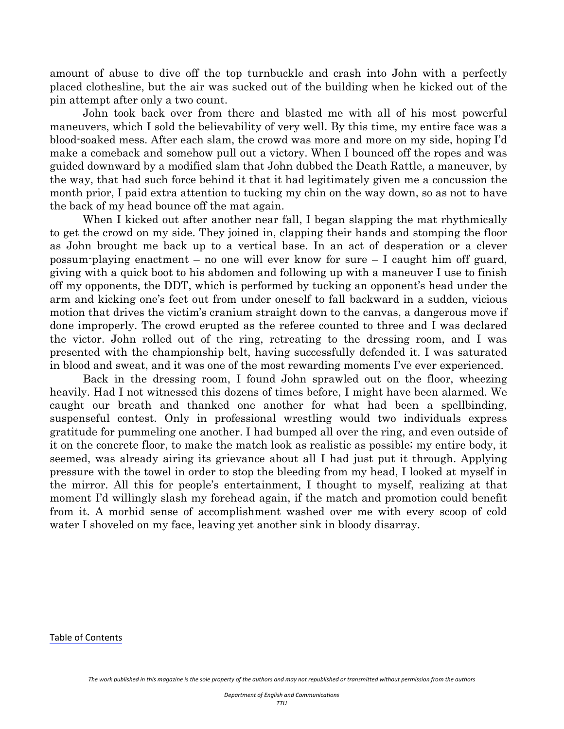amount of abuse to dive off the top turnbuckle and crash into John with a perfectly placed clothesline, but the air was sucked out of the building when he kicked out of the pin attempt after only a two count.

John took back over from there and blasted me with all of his most powerful maneuvers, which I sold the believability of very well. By this time, my entire face was a blood-soaked mess. After each slam, the crowd was more and more on my side, hoping I'd make a comeback and somehow pull out a victory. When I bounced off the ropes and was guided downward by a modified slam that John dubbed the Death Rattle, a maneuver, by the way, that had such force behind it that it had legitimately given me a concussion the month prior, I paid extra attention to tucking my chin on the way down, so as not to have the back of my head bounce off the mat again.

When I kicked out after another near fall, I began slapping the mat rhythmically to get the crowd on my side. They joined in, clapping their hands and stomping the floor as John brought me back up to a vertical base. In an act of desperation or a clever possum-playing enactment – no one will ever know for sure – I caught him off guard, giving with a quick boot to his abdomen and following up with a maneuver I use to finish off my opponents, the DDT, which is performed by tucking an opponent's head under the arm and kicking one's feet out from under oneself to fall backward in a sudden, vicious motion that drives the victim's cranium straight down to the canvas, a dangerous move if done improperly. The crowd erupted as the referee counted to three and I was declared the victor. John rolled out of the ring, retreating to the dressing room, and I was presented with the championship belt, having successfully defended it. I was saturated in blood and sweat, and it was one of the most rewarding moments I've ever experienced.

Back in the dressing room, I found John sprawled out on the floor, wheezing heavily. Had I not witnessed this dozens of times before, I might have been alarmed. We caught our breath and thanked one another for what had been a spellbinding, suspenseful contest. Only in professional wrestling would two individuals express gratitude for pummeling one another. I had bumped all over the ring, and even outside of it on the concrete floor, to make the match look as realistic as possible; my entire body, it seemed, was already airing its grievance about all I had just put it through. Applying pressure with the towel in order to stop the bleeding from my head, I looked at myself in the mirror. All this for people's entertainment, I thought to myself, realizing at that moment I'd willingly slash my forehead again, if the match and promotion could benefit from it. A morbid sense of accomplishment washed over me with every scoop of cold water I shoveled on my face, leaving yet another sink in bloody disarray.

Table of Contents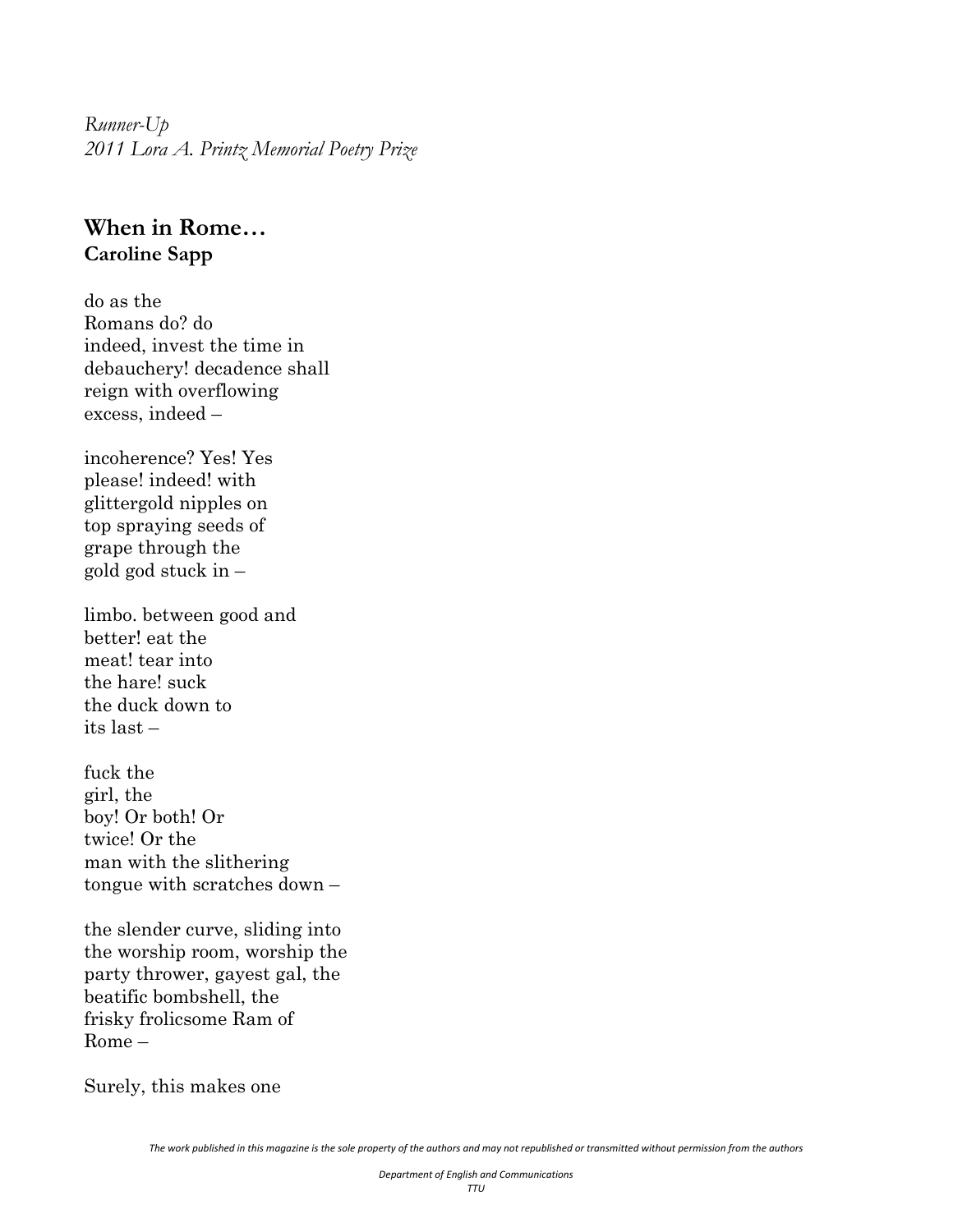*Runner-Up*
*2011 Lora A. Printz Memorial Poetry Prize*

## When in Rome…
**Caroline Sapp**

do as the  
Romans do? do  
indeed, invest the time in  
debauchery! decadence shall  
reign with overflowing  
excess, indeed –

incoherence? Yes! Yes  
please! indeed! with  
glittergold nipples on  
top spraying seeds of  
grape through the  
gold god stuck in –

limbo. between good and  
better! eat the  
meat! tear into  
the hare! suck  
the duck down to  
its last –

fuck the  
girl, the  
boy! Or both! Or  
twice! Or the  
man with the slithering  
tongue with scratches down –

the slender curve, sliding into  
the worship room, worship the  
party thrower, gayest gal, the  
beatific bombshell, the  
frisky frolicsome Ram of  
Rome –

Surely, this makes one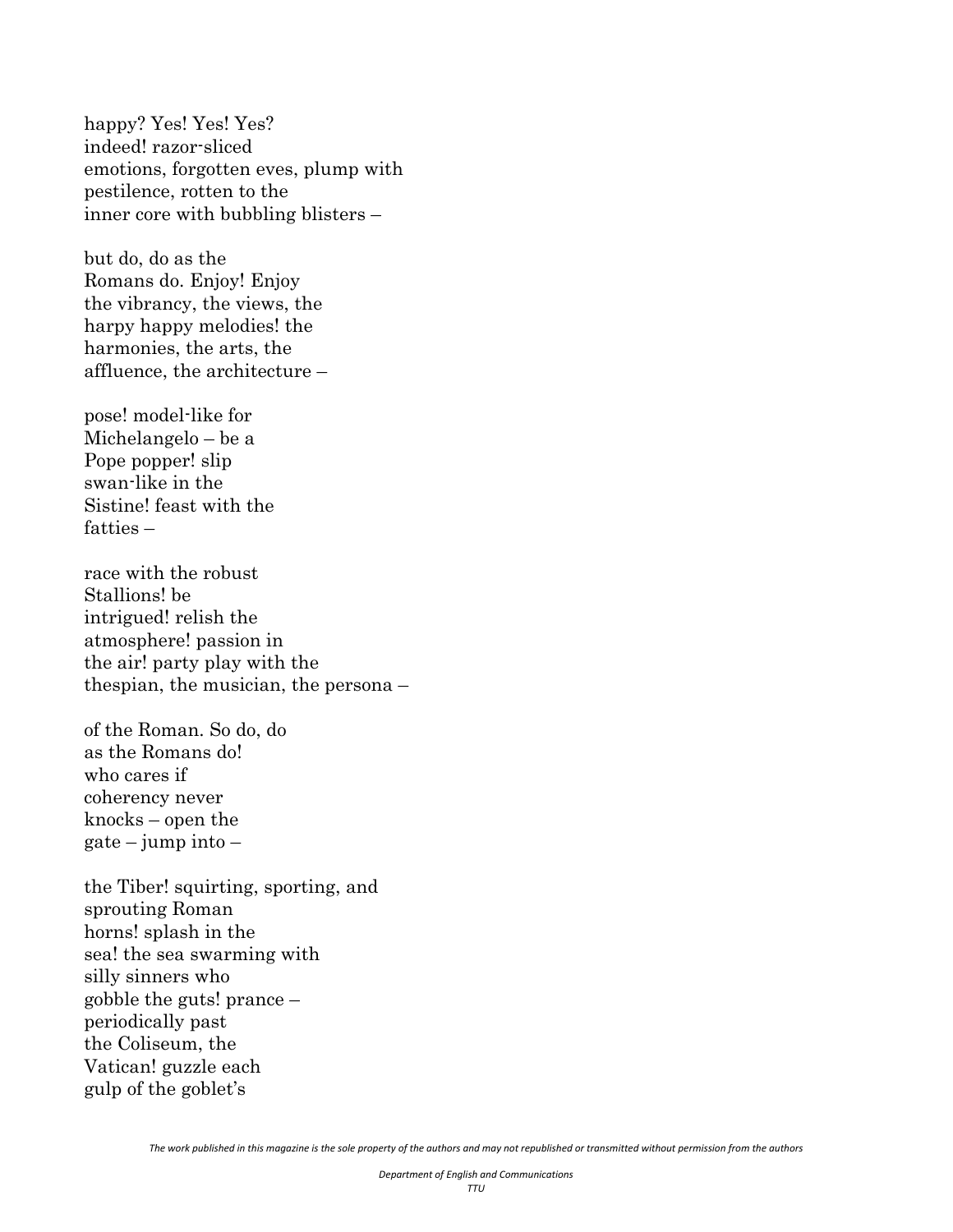happy? Yes! Yes! Yes?  
indeed! razor-sliced  
emotions, forgotten eves, plump with  
pestilence, rotten to the  
inner core with bubbling blisters –

but do, do as the  
Romans do. Enjoy! Enjoy  
the vibrancy, the views, the  
harpy happy melodies! the  
harmonies, the arts, the  
affluence, the architecture –

pose! model-like for  
Michelangelo – be a  
Pope popper! slip  
swan-like in the  
Sistine! feast with the  
fatties –

race with the robust  
Stallions! be  
intrigued! relish the  
atmosphere! passion in  
the air! party play with the  
thespian, the musician, the persona –

of the Roman. So do, do  
as the Romans do!  
who cares if  
coherency never  
knocks – open the  
gate – jump into –

the Tiber! squirting, sporting, and  
sprouting Roman  
horns! splash in the  
sea! the sea swarming with  
silly sinners who  
gobble the guts! prance –  
periodically past  
the Coliseum, the  
Vatican! guzzle each  
gulp of the goblet's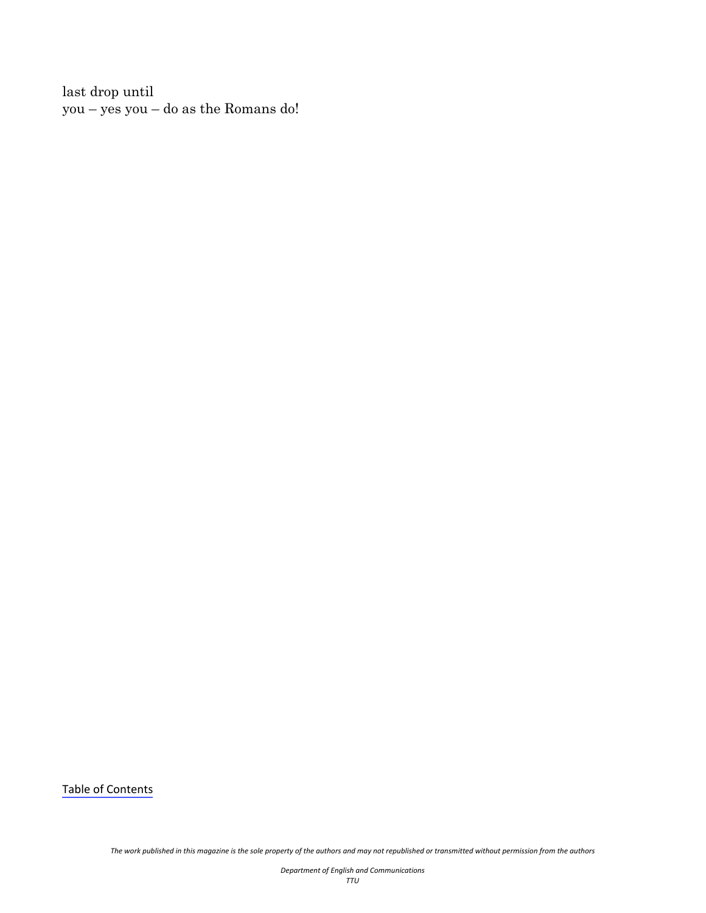last drop until
you – yes you – do as the Romans do!

Table of Contents

*The work published in this magazine is the sole property of the authors and may not republished or transmitted without permission from the authors*

*Department of English and Communications*
*TTU*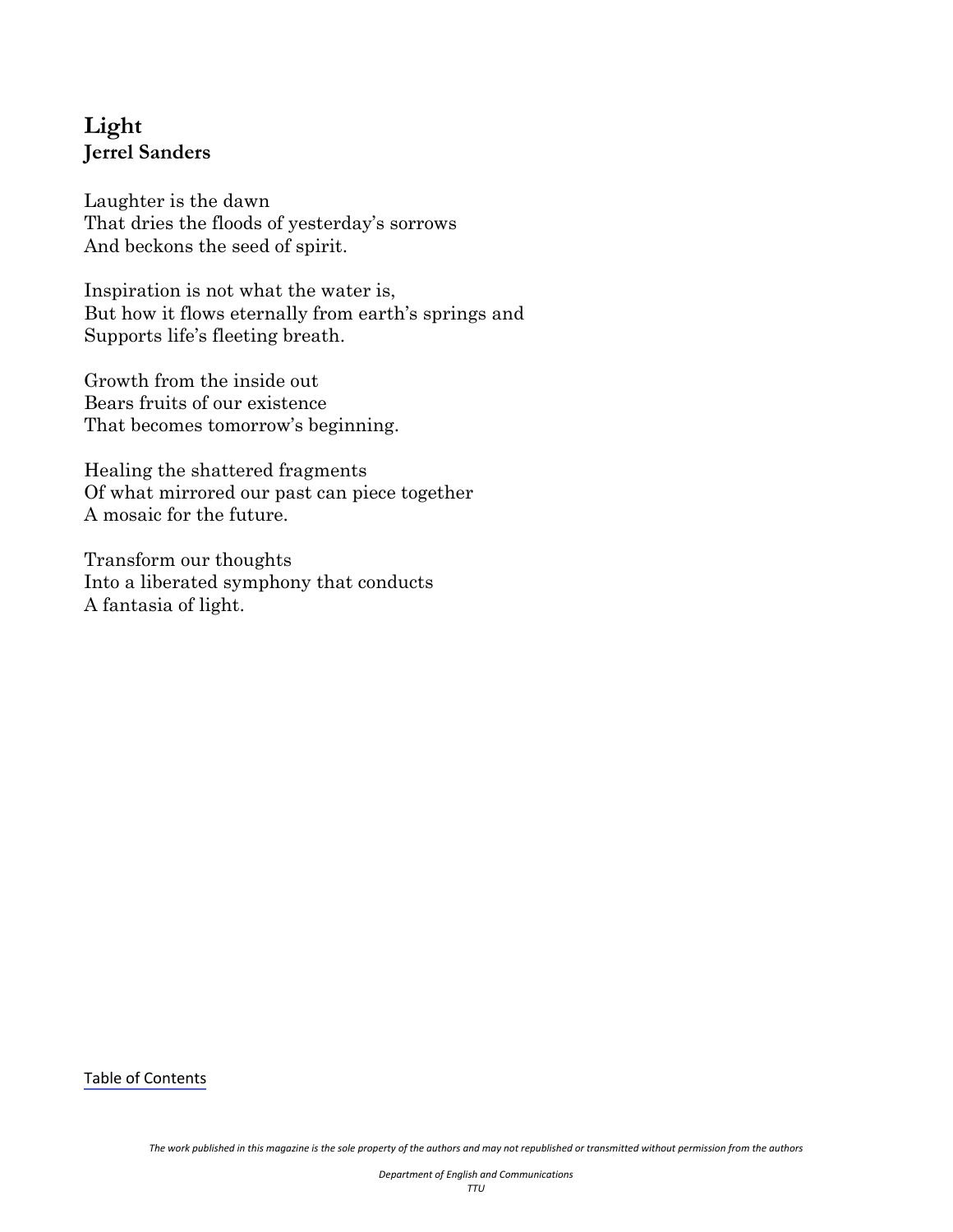## Light
**Jerrel Sanders**

Laughter is the dawn
That dries the floods of yesterday's sorrows
And beckons the seed of spirit.

Inspiration is not what the water is,
But how it flows eternally from earth's springs and
Supports life's fleeting breath.

Growth from the inside out
Bears fruits of our existence
That becomes tomorrow's beginning.

Healing the shattered fragments
Of what mirrored our past can piece together
A mosaic for the future.

Transform our thoughts
Into a liberated symphony that conducts
A fantasia of light.

Table of Contents

*The work published in this magazine is the sole property of the authors and may not republished or transmitted without permission from the authors*

*Department of English and Communications*
*TTU*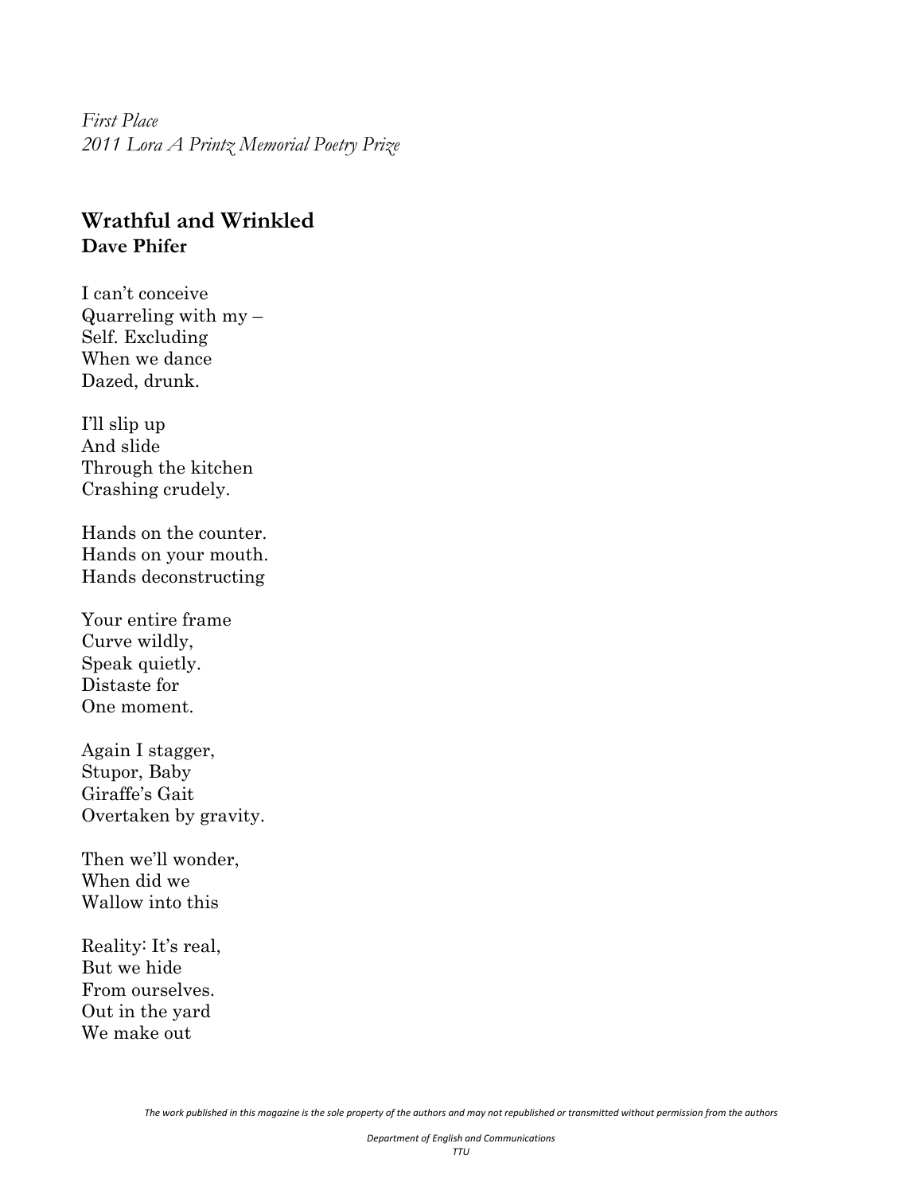*First Place*
*2011 Lora A Printz Memorial Poetry Prize*

## Wrathful and Wrinkled
**Dave Phifer**

I can't conceive
Quarreling with my –
Self. Excluding
When we dance
Dazed, drunk.

I'll slip up
And slide
Through the kitchen
Crashing crudely.

Hands on the counter.
Hands on your mouth.
Hands deconstructing

Your entire frame
Curve wildly,
Speak quietly.
Distaste for
One moment.

Again I stagger,
Stupor, Baby
Giraffe's Gait
Overtaken by gravity.

Then we'll wonder,
When did we
Wallow into this

Reality: It's real,
But we hide
From ourselves.
Out in the yard
We make out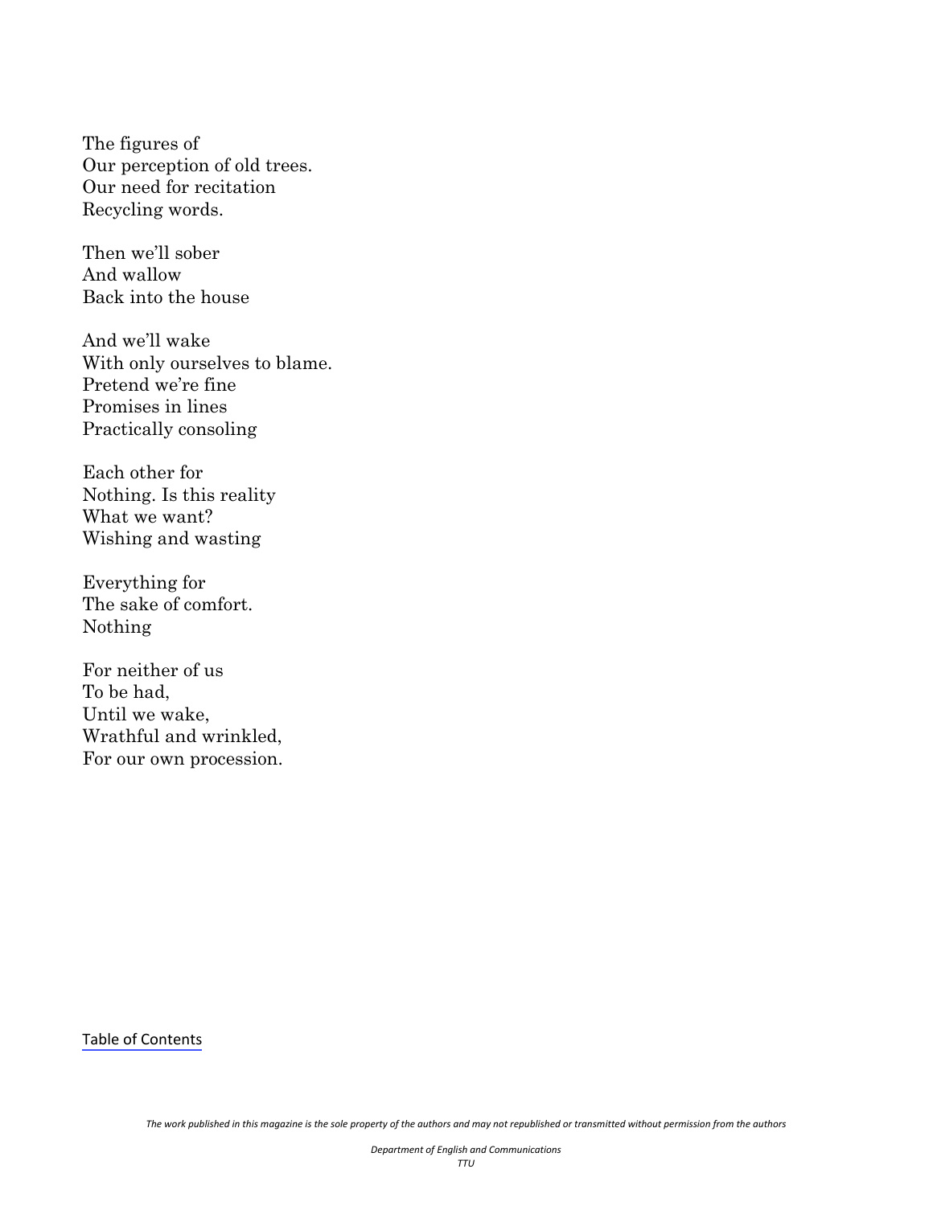The figures of  
Our perception of old trees.  
Our need for recitation  
Recycling words.

Then we'll sober  
And wallow  
Back into the house

And we'll wake  
With only ourselves to blame.  
Pretend we're fine  
Promises in lines  
Practically consoling

Each other for  
Nothing. Is this reality  
What we want?  
Wishing and wasting

Everything for  
The sake of comfort.  
Nothing

For neither of us  
To be had,  
Until we wake,  
Wrathful and wrinkled,  
For our own procession.

Table of Contents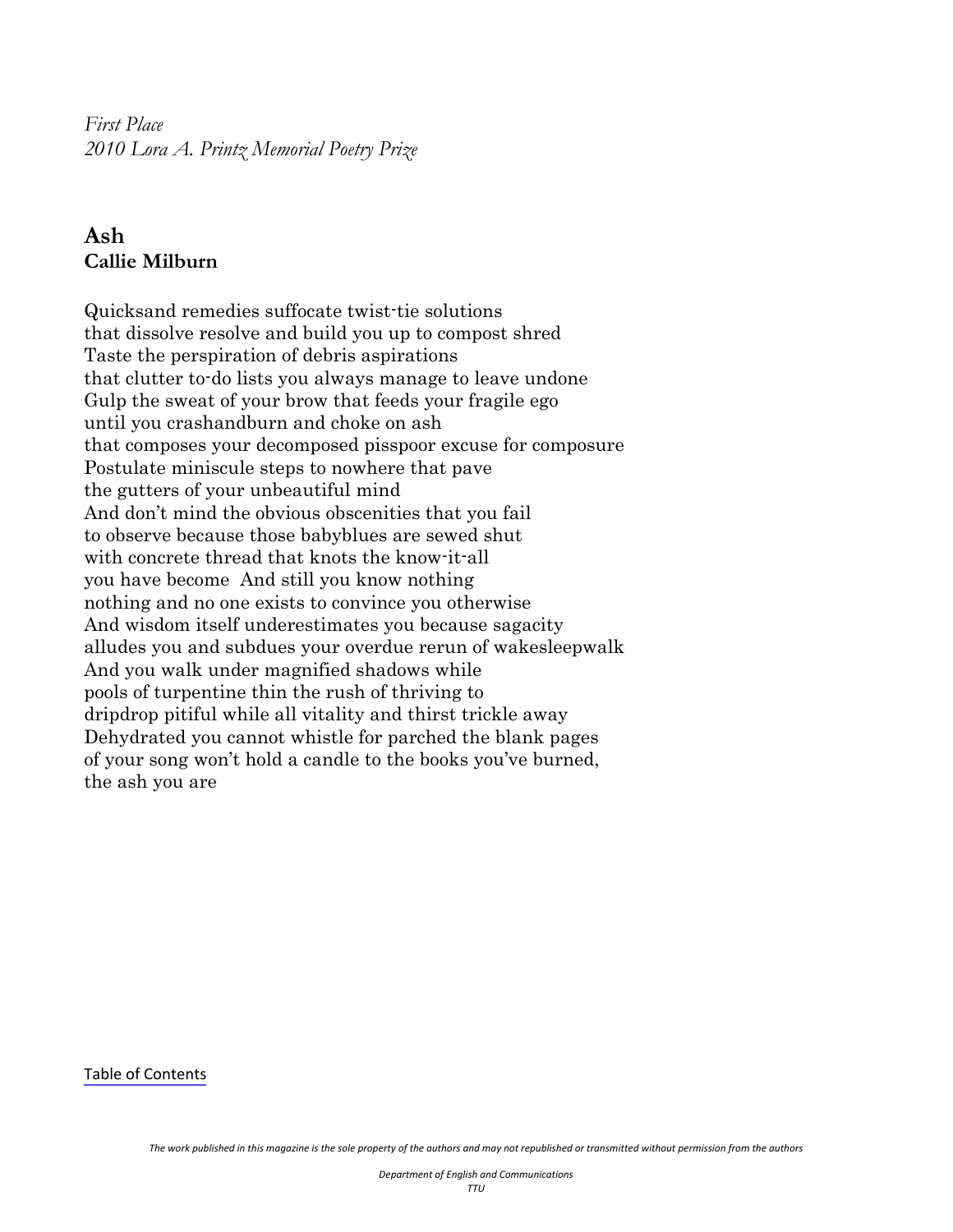*First Place*
*2010 Lora A. Printz Memorial Poetry Prize*

## Ash
**Callie Milburn**

Quicksand remedies suffocate twist-tie solutions
that dissolve resolve and build you up to compost shred
Taste the perspiration of debris aspirations
that clutter to-do lists you always manage to leave undone
Gulp the sweat of your brow that feeds your fragile ego
until you crashandburn and choke on ash
that composes your decomposed pisspoor excuse for composure
Postulate miniscule steps to nowhere that pave
the gutters of your unbeautiful mind
And don't mind the obvious obscenities that you fail
to observe because those babyblues are sewed shut
with concrete thread that knots the know-it-all
you have become  And still you know nothing
nothing and no one exists to convince you otherwise
And wisdom itself underestimates you because sagacity
alludes you and subdues your overdue rerun of wakesleepwalk
And you walk under magnified shadows while
pools of turpentine thin the rush of thriving to
dripdrop pitiful while all vitality and thirst trickle away
Dehydrated you cannot whistle for parched the blank pages
of your song won't hold a candle to the books you've burned,
the ash you are

Table of Contents

*The work published in this magazine is the sole property of the authors and may not republished or transmitted without permission from the authors*

*Department of English and Communications*
*TTU*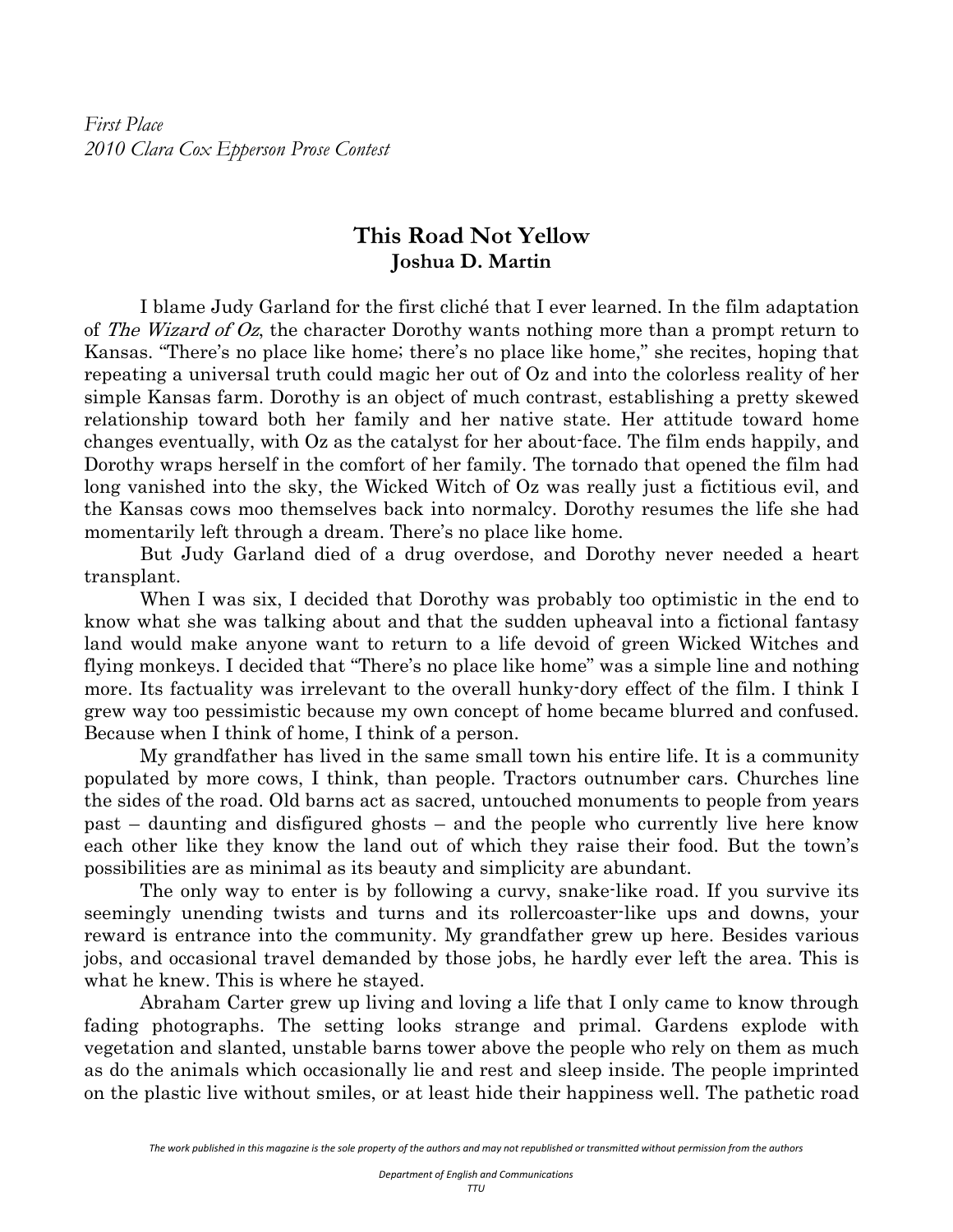*First Place*
*2010 Clara Cox Epperson Prose Contest*

## This Road Not Yellow

**Joshua D. Martin**

I blame Judy Garland for the first cliché that I ever learned. In the film adaptation of *The Wizard of Oz*, the character Dorothy wants nothing more than a prompt return to Kansas. "There's no place like home; there's no place like home," she recites, hoping that repeating a universal truth could magic her out of Oz and into the colorless reality of her simple Kansas farm. Dorothy is an object of much contrast, establishing a pretty skewed relationship toward both her family and her native state. Her attitude toward home changes eventually, with Oz as the catalyst for her about-face. The film ends happily, and Dorothy wraps herself in the comfort of her family. The tornado that opened the film had long vanished into the sky, the Wicked Witch of Oz was really just a fictitious evil, and the Kansas cows moo themselves back into normalcy. Dorothy resumes the life she had momentarily left through a dream. There's no place like home.

But Judy Garland died of a drug overdose, and Dorothy never needed a heart transplant.

When I was six, I decided that Dorothy was probably too optimistic in the end to know what she was talking about and that the sudden upheaval into a fictional fantasy land would make anyone want to return to a life devoid of green Wicked Witches and flying monkeys. I decided that "There's no place like home" was a simple line and nothing more. Its factuality was irrelevant to the overall hunky-dory effect of the film. I think I grew way too pessimistic because my own concept of home became blurred and confused. Because when I think of home, I think of a person.

My grandfather has lived in the same small town his entire life. It is a community populated by more cows, I think, than people. Tractors outnumber cars. Churches line the sides of the road. Old barns act as sacred, untouched monuments to people from years past – daunting and disfigured ghosts – and the people who currently live here know each other like they know the land out of which they raise their food. But the town's possibilities are as minimal as its beauty and simplicity are abundant.

The only way to enter is by following a curvy, snake-like road. If you survive its seemingly unending twists and turns and its rollercoaster-like ups and downs, your reward is entrance into the community. My grandfather grew up here. Besides various jobs, and occasional travel demanded by those jobs, he hardly ever left the area. This is what he knew. This is where he stayed.

Abraham Carter grew up living and loving a life that I only came to know through fading photographs. The setting looks strange and primal. Gardens explode with vegetation and slanted, unstable barns tower above the people who rely on them as much as do the animals which occasionally lie and rest and sleep inside. The people imprinted on the plastic live without smiles, or at least hide their happiness well. The pathetic road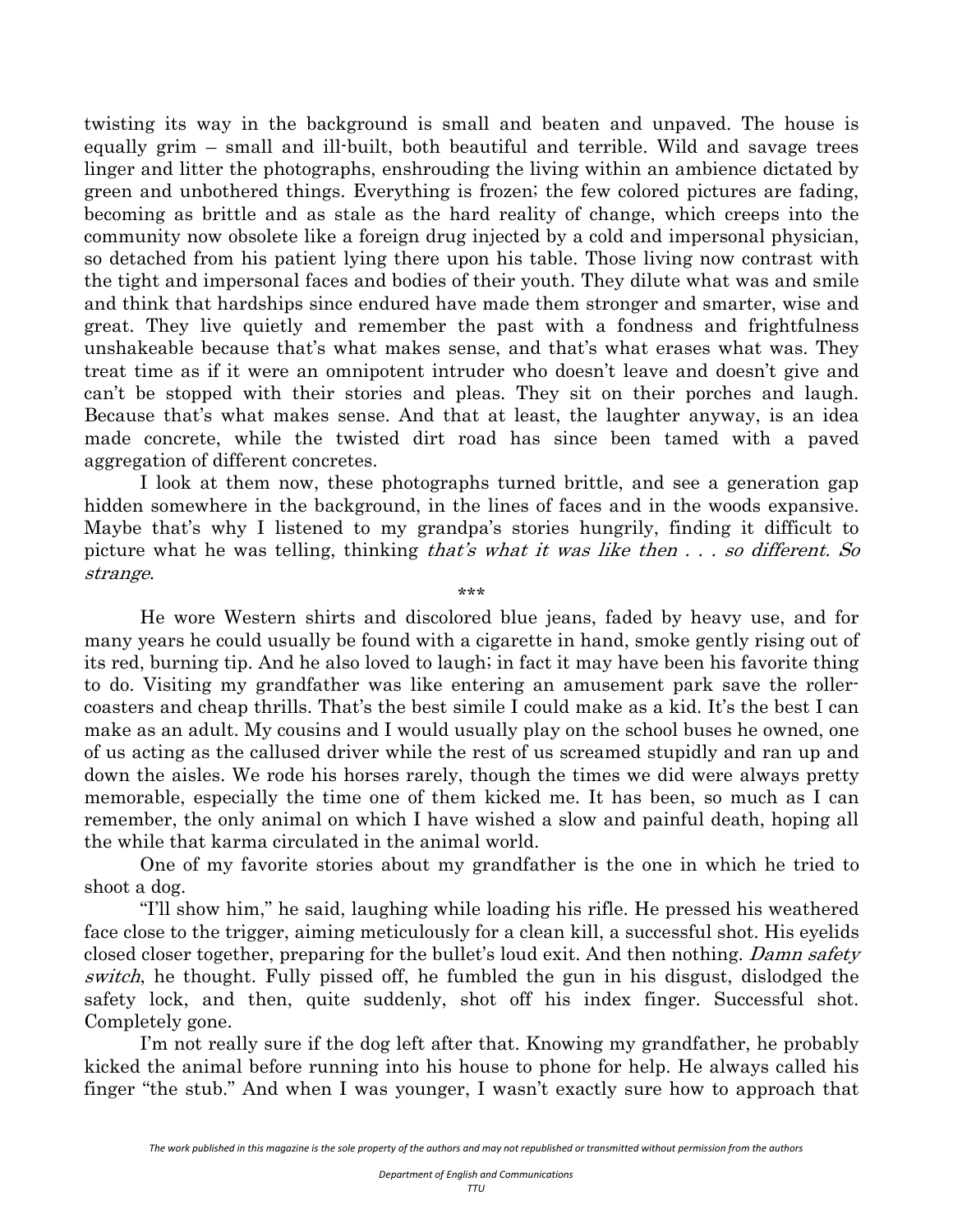twisting its way in the background is small and beaten and unpaved. The house is equally grim – small and ill-built, both beautiful and terrible. Wild and savage trees linger and litter the photographs, enshrouding the living within an ambience dictated by green and unbothered things. Everything is frozen; the few colored pictures are fading, becoming as brittle and as stale as the hard reality of change, which creeps into the community now obsolete like a foreign drug injected by a cold and impersonal physician, so detached from his patient lying there upon his table. Those living now contrast with the tight and impersonal faces and bodies of their youth. They dilute what was and smile and think that hardships since endured have made them stronger and smarter, wise and great. They live quietly and remember the past with a fondness and frightfulness unshakeable because that's what makes sense, and that's what erases what was. They treat time as if it were an omnipotent intruder who doesn't leave and doesn't give and can't be stopped with their stories and pleas. They sit on their porches and laugh. Because that's what makes sense. And that at least, the laughter anyway, is an idea made concrete, while the twisted dirt road has since been tamed with a paved aggregation of different concretes.

I look at them now, these photographs turned brittle, and see a generation gap hidden somewhere in the background, in the lines of faces and in the woods expansive. Maybe that's why I listened to my grandpa's stories hungrily, finding it difficult to picture what he was telling, thinking *that's what it was like then . . . so different. So strange*.

\*\*\*

He wore Western shirts and discolored blue jeans, faded by heavy use, and for many years he could usually be found with a cigarette in hand, smoke gently rising out of its red, burning tip. And he also loved to laugh; in fact it may have been his favorite thing to do. Visiting my grandfather was like entering an amusement park save the roller-coasters and cheap thrills. That's the best simile I could make as a kid. It's the best I can make as an adult. My cousins and I would usually play on the school buses he owned, one of us acting as the callused driver while the rest of us screamed stupidly and ran up and down the aisles. We rode his horses rarely, though the times we did were always pretty memorable, especially the time one of them kicked me. It has been, so much as I can remember, the only animal on which I have wished a slow and painful death, hoping all the while that karma circulated in the animal world.

One of my favorite stories about my grandfather is the one in which he tried to shoot a dog.

"I'll show him," he said, laughing while loading his rifle. He pressed his weathered face close to the trigger, aiming meticulously for a clean kill, a successful shot. His eyelids closed closer together, preparing for the bullet's loud exit. And then nothing. *Damn safety switch*, he thought. Fully pissed off, he fumbled the gun in his disgust, dislodged the safety lock, and then, quite suddenly, shot off his index finger. Successful shot. Completely gone.

I'm not really sure if the dog left after that. Knowing my grandfather, he probably kicked the animal before running into his house to phone for help. He always called his finger "the stub." And when I was younger, I wasn't exactly sure how to approach that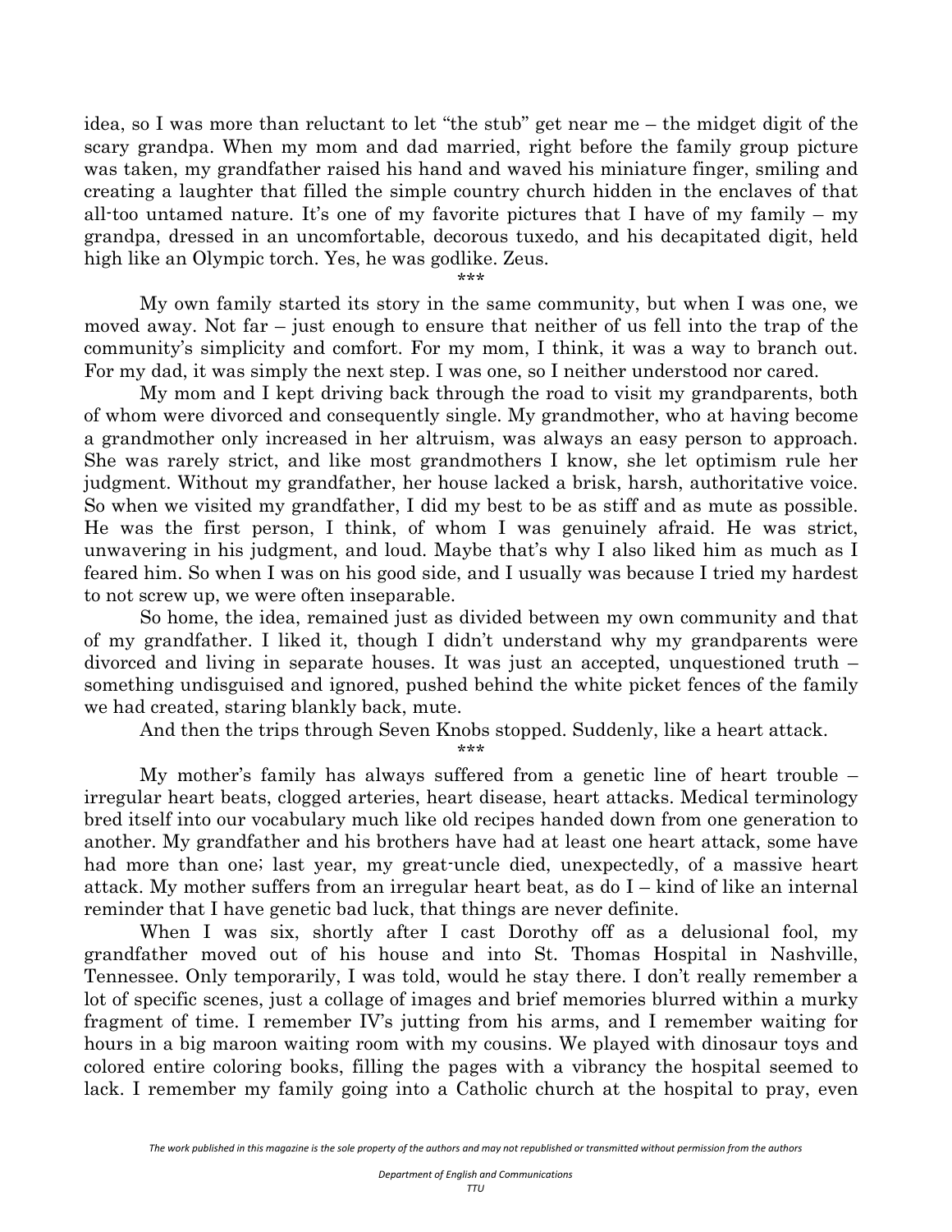idea, so I was more than reluctant to let "the stub" get near me – the midget digit of the scary grandpa. When my mom and dad married, right before the family group picture was taken, my grandfather raised his hand and waved his miniature finger, smiling and creating a laughter that filled the simple country church hidden in the enclaves of that all-too untamed nature. It's one of my favorite pictures that I have of my family – my grandpa, dressed in an uncomfortable, decorous tuxedo, and his decapitated digit, held high like an Olympic torch. Yes, he was godlike. Zeus.

\*\*\*

My own family started its story in the same community, but when I was one, we moved away. Not far – just enough to ensure that neither of us fell into the trap of the community's simplicity and comfort. For my mom, I think, it was a way to branch out. For my dad, it was simply the next step. I was one, so I neither understood nor cared.

My mom and I kept driving back through the road to visit my grandparents, both of whom were divorced and consequently single. My grandmother, who at having become a grandmother only increased in her altruism, was always an easy person to approach. She was rarely strict, and like most grandmothers I know, she let optimism rule her judgment. Without my grandfather, her house lacked a brisk, harsh, authoritative voice. So when we visited my grandfather, I did my best to be as stiff and as mute as possible. He was the first person, I think, of whom I was genuinely afraid. He was strict, unwavering in his judgment, and loud. Maybe that's why I also liked him as much as I feared him. So when I was on his good side, and I usually was because I tried my hardest to not screw up, we were often inseparable.

So home, the idea, remained just as divided between my own community and that of my grandfather. I liked it, though I didn't understand why my grandparents were divorced and living in separate houses. It was just an accepted, unquestioned truth – something undisguised and ignored, pushed behind the white picket fences of the family we had created, staring blankly back, mute.

And then the trips through Seven Knobs stopped. Suddenly, like a heart attack.

\*\*\*

My mother's family has always suffered from a genetic line of heart trouble – irregular heart beats, clogged arteries, heart disease, heart attacks. Medical terminology bred itself into our vocabulary much like old recipes handed down from one generation to another. My grandfather and his brothers have had at least one heart attack, some have had more than one; last year, my great-uncle died, unexpectedly, of a massive heart attack. My mother suffers from an irregular heart beat, as do I – kind of like an internal reminder that I have genetic bad luck, that things are never definite.

When I was six, shortly after I cast Dorothy off as a delusional fool, my grandfather moved out of his house and into St. Thomas Hospital in Nashville, Tennessee. Only temporarily, I was told, would he stay there. I don't really remember a lot of specific scenes, just a collage of images and brief memories blurred within a murky fragment of time. I remember IV's jutting from his arms, and I remember waiting for hours in a big maroon waiting room with my cousins. We played with dinosaur toys and colored entire coloring books, filling the pages with a vibrancy the hospital seemed to lack. I remember my family going into a Catholic church at the hospital to pray, even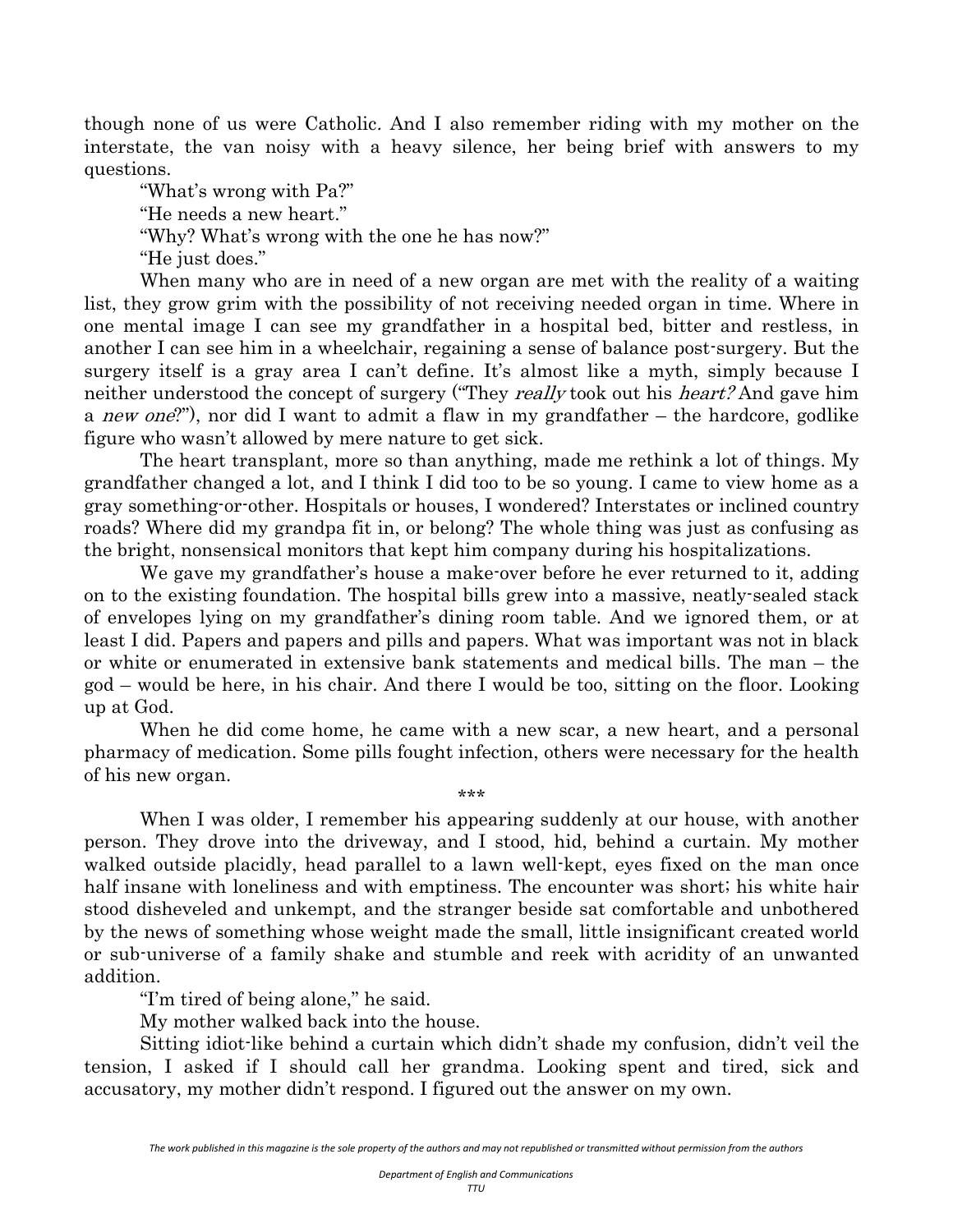though none of us were Catholic. And I also remember riding with my mother on the interstate, the van noisy with a heavy silence, her being brief with answers to my questions.

"What's wrong with Pa?"

"He needs a new heart."

"Why? What's wrong with the one he has now?"

"He just does."

When many who are in need of a new organ are met with the reality of a waiting list, they grow grim with the possibility of not receiving needed organ in time. Where in one mental image I can see my grandfather in a hospital bed, bitter and restless, in another I can see him in a wheelchair, regaining a sense of balance post-surgery. But the surgery itself is a gray area I can't define. It's almost like a myth, simply because I neither understood the concept of surgery ("They *really* took out his *heart?* And gave him a *new one*?"), nor did I want to admit a flaw in my grandfather – the hardcore, godlike figure who wasn't allowed by mere nature to get sick.

The heart transplant, more so than anything, made me rethink a lot of things. My grandfather changed a lot, and I think I did too to be so young. I came to view home as a gray something-or-other. Hospitals or houses, I wondered? Interstates or inclined country roads? Where did my grandpa fit in, or belong? The whole thing was just as confusing as the bright, nonsensical monitors that kept him company during his hospitalizations.

We gave my grandfather's house a make-over before he ever returned to it, adding on to the existing foundation. The hospital bills grew into a massive, neatly-sealed stack of envelopes lying on my grandfather's dining room table. And we ignored them, or at least I did. Papers and papers and pills and papers. What was important was not in black or white or enumerated in extensive bank statements and medical bills. The man – the god – would be here, in his chair. And there I would be too, sitting on the floor. Looking up at God.

When he did come home, he came with a new scar, a new heart, and a personal pharmacy of medication. Some pills fought infection, others were necessary for the health of his new organ.

\*\*\*

When I was older, I remember his appearing suddenly at our house, with another person. They drove into the driveway, and I stood, hid, behind a curtain. My mother walked outside placidly, head parallel to a lawn well-kept, eyes fixed on the man once half insane with loneliness and with emptiness. The encounter was short; his white hair stood disheveled and unkempt, and the stranger beside sat comfortable and unbothered by the news of something whose weight made the small, little insignificant created world or sub-universe of a family shake and stumble and reek with acridity of an unwanted addition.

"I'm tired of being alone," he said.

My mother walked back into the house.

Sitting idiot-like behind a curtain which didn't shade my confusion, didn't veil the tension, I asked if I should call her grandma. Looking spent and tired, sick and accusatory, my mother didn't respond. I figured out the answer on my own.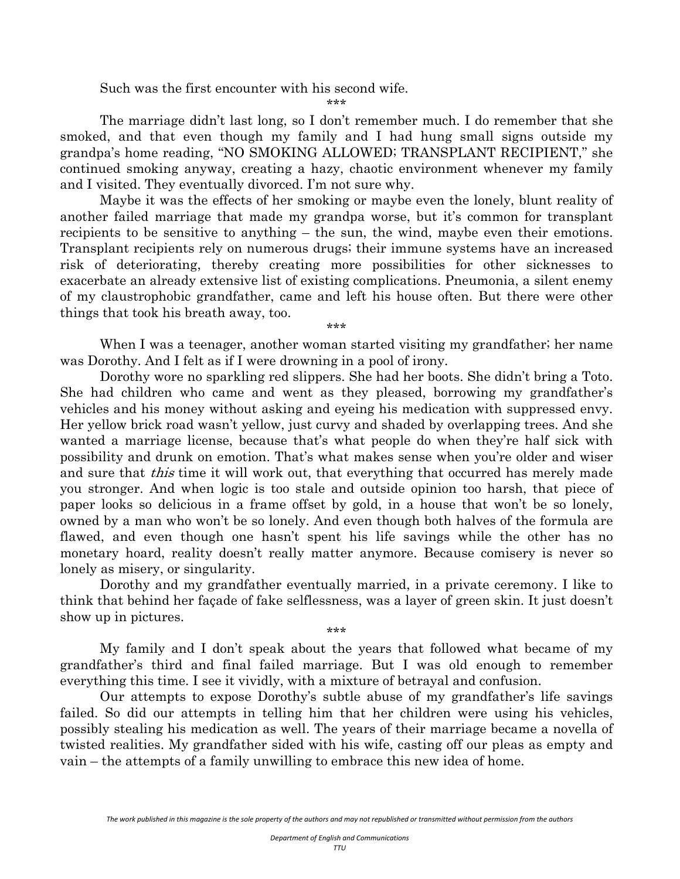Such was the first encounter with his second wife.

\*\*\*

The marriage didn't last long, so I don't remember much. I do remember that she smoked, and that even though my family and I had hung small signs outside my grandpa's home reading, "NO SMOKING ALLOWED; TRANSPLANT RECIPIENT," she continued smoking anyway, creating a hazy, chaotic environment whenever my family and I visited. They eventually divorced. I'm not sure why.

Maybe it was the effects of her smoking or maybe even the lonely, blunt reality of another failed marriage that made my grandpa worse, but it's common for transplant recipients to be sensitive to anything – the sun, the wind, maybe even their emotions. Transplant recipients rely on numerous drugs; their immune systems have an increased risk of deteriorating, thereby creating more possibilities for other sicknesses to exacerbate an already extensive list of existing complications. Pneumonia, a silent enemy of my claustrophobic grandfather, came and left his house often. But there were other things that took his breath away, too.

\*\*\*

When I was a teenager, another woman started visiting my grandfather; her name was Dorothy. And I felt as if I were drowning in a pool of irony.

Dorothy wore no sparkling red slippers. She had her boots. She didn't bring a Toto. She had children who came and went as they pleased, borrowing my grandfather's vehicles and his money without asking and eyeing his medication with suppressed envy. Her yellow brick road wasn't yellow, just curvy and shaded by overlapping trees. And she wanted a marriage license, because that's what people do when they're half sick with possibility and drunk on emotion. That's what makes sense when you're older and wiser and sure that *this* time it will work out, that everything that occurred has merely made you stronger. And when logic is too stale and outside opinion too harsh, that piece of paper looks so delicious in a frame offset by gold, in a house that won't be so lonely, owned by a man who won't be so lonely. And even though both halves of the formula are flawed, and even though one hasn't spent his life savings while the other has no monetary hoard, reality doesn't really matter anymore. Because comisery is never so lonely as misery, or singularity.

Dorothy and my grandfather eventually married, in a private ceremony. I like to think that behind her façade of fake selflessness, was a layer of green skin. It just doesn't show up in pictures.

\*\*\*

My family and I don't speak about the years that followed what became of my grandfather's third and final failed marriage. But I was old enough to remember everything this time. I see it vividly, with a mixture of betrayal and confusion.

Our attempts to expose Dorothy's subtle abuse of my grandfather's life savings failed. So did our attempts in telling him that her children were using his vehicles, possibly stealing his medication as well. The years of their marriage became a novella of twisted realities. My grandfather sided with his wife, casting off our pleas as empty and vain – the attempts of a family unwilling to embrace this new idea of home.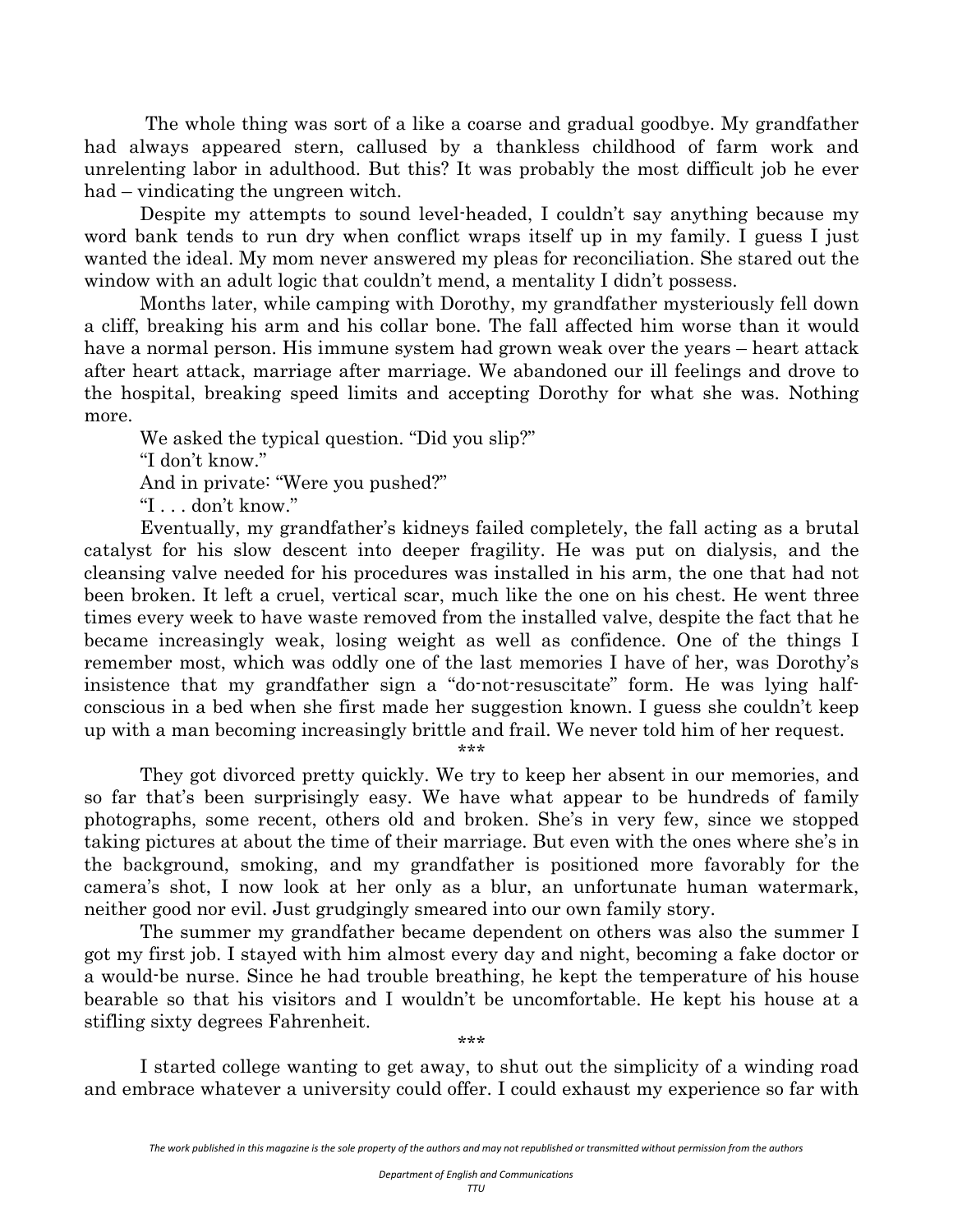The whole thing was sort of a like a coarse and gradual goodbye. My grandfather had always appeared stern, callused by a thankless childhood of farm work and unrelenting labor in adulthood. But this? It was probably the most difficult job he ever had – vindicating the ungreen witch.

Despite my attempts to sound level-headed, I couldn't say anything because my word bank tends to run dry when conflict wraps itself up in my family. I guess I just wanted the ideal. My mom never answered my pleas for reconciliation. She stared out the window with an adult logic that couldn't mend, a mentality I didn't possess.

Months later, while camping with Dorothy, my grandfather mysteriously fell down a cliff, breaking his arm and his collar bone. The fall affected him worse than it would have a normal person. His immune system had grown weak over the years – heart attack after heart attack, marriage after marriage. We abandoned our ill feelings and drove to the hospital, breaking speed limits and accepting Dorothy for what she was. Nothing more.

We asked the typical question. "Did you slip?"

"I don't know."

And in private: "Were you pushed?"

"I . . . don't know."

Eventually, my grandfather's kidneys failed completely, the fall acting as a brutal catalyst for his slow descent into deeper fragility. He was put on dialysis, and the cleansing valve needed for his procedures was installed in his arm, the one that had not been broken. It left a cruel, vertical scar, much like the one on his chest. He went three times every week to have waste removed from the installed valve, despite the fact that he became increasingly weak, losing weight as well as confidence. One of the things I remember most, which was oddly one of the last memories I have of her, was Dorothy's insistence that my grandfather sign a "do-not-resuscitate" form. He was lying half-conscious in a bed when she first made her suggestion known. I guess she couldn't keep up with a man becoming increasingly brittle and frail. We never told him of her request.

***

They got divorced pretty quickly. We try to keep her absent in our memories, and so far that's been surprisingly easy. We have what appear to be hundreds of family photographs, some recent, others old and broken. She's in very few, since we stopped taking pictures at about the time of their marriage. But even with the ones where she's in the background, smoking, and my grandfather is positioned more favorably for the camera's shot, I now look at her only as a blur, an unfortunate human watermark, neither good nor evil. Just grudgingly smeared into our own family story.

The summer my grandfather became dependent on others was also the summer I got my first job. I stayed with him almost every day and night, becoming a fake doctor or a would-be nurse. Since he had trouble breathing, he kept the temperature of his house bearable so that his visitors and I wouldn't be uncomfortable. He kept his house at a stifling sixty degrees Fahrenheit.

***

I started college wanting to get away, to shut out the simplicity of a winding road and embrace whatever a university could offer. I could exhaust my experience so far with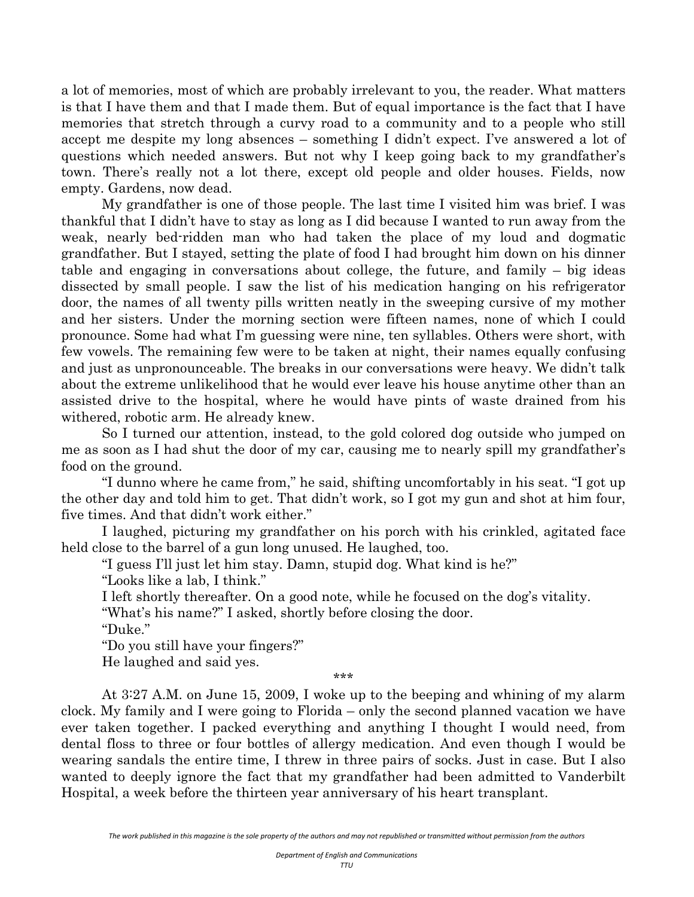a lot of memories, most of which are probably irrelevant to you, the reader. What matters is that I have them and that I made them. But of equal importance is the fact that I have memories that stretch through a curvy road to a community and to a people who still accept me despite my long absences – something I didn't expect. I've answered a lot of questions which needed answers. But not why I keep going back to my grandfather's town. There's really not a lot there, except old people and older houses. Fields, now empty. Gardens, now dead.

My grandfather is one of those people. The last time I visited him was brief. I was thankful that I didn't have to stay as long as I did because I wanted to run away from the weak, nearly bed-ridden man who had taken the place of my loud and dogmatic grandfather. But I stayed, setting the plate of food I had brought him down on his dinner table and engaging in conversations about college, the future, and family – big ideas dissected by small people. I saw the list of his medication hanging on his refrigerator door, the names of all twenty pills written neatly in the sweeping cursive of my mother and her sisters. Under the morning section were fifteen names, none of which I could pronounce. Some had what I'm guessing were nine, ten syllables. Others were short, with few vowels. The remaining few were to be taken at night, their names equally confusing and just as unpronounceable. The breaks in our conversations were heavy. We didn't talk about the extreme unlikelihood that he would ever leave his house anytime other than an assisted drive to the hospital, where he would have pints of waste drained from his withered, robotic arm. He already knew.

So I turned our attention, instead, to the gold colored dog outside who jumped on me as soon as I had shut the door of my car, causing me to nearly spill my grandfather's food on the ground.

"I dunno where he came from," he said, shifting uncomfortably in his seat. "I got up the other day and told him to get. That didn't work, so I got my gun and shot at him four, five times. And that didn't work either."

I laughed, picturing my grandfather on his porch with his crinkled, agitated face held close to the barrel of a gun long unused. He laughed, too.

"I guess I'll just let him stay. Damn, stupid dog. What kind is he?"

"Looks like a lab, I think."

I left shortly thereafter. On a good note, while he focused on the dog's vitality.

"What's his name?" I asked, shortly before closing the door.

"Duke."

"Do you still have your fingers?"

He laughed and said yes.

\*\*\*

At 3:27 A.M. on June 15, 2009, I woke up to the beeping and whining of my alarm clock. My family and I were going to Florida – only the second planned vacation we have ever taken together. I packed everything and anything I thought I would need, from dental floss to three or four bottles of allergy medication. And even though I would be wearing sandals the entire time, I threw in three pairs of socks. Just in case. But I also wanted to deeply ignore the fact that my grandfather had been admitted to Vanderbilt Hospital, a week before the thirteen year anniversary of his heart transplant.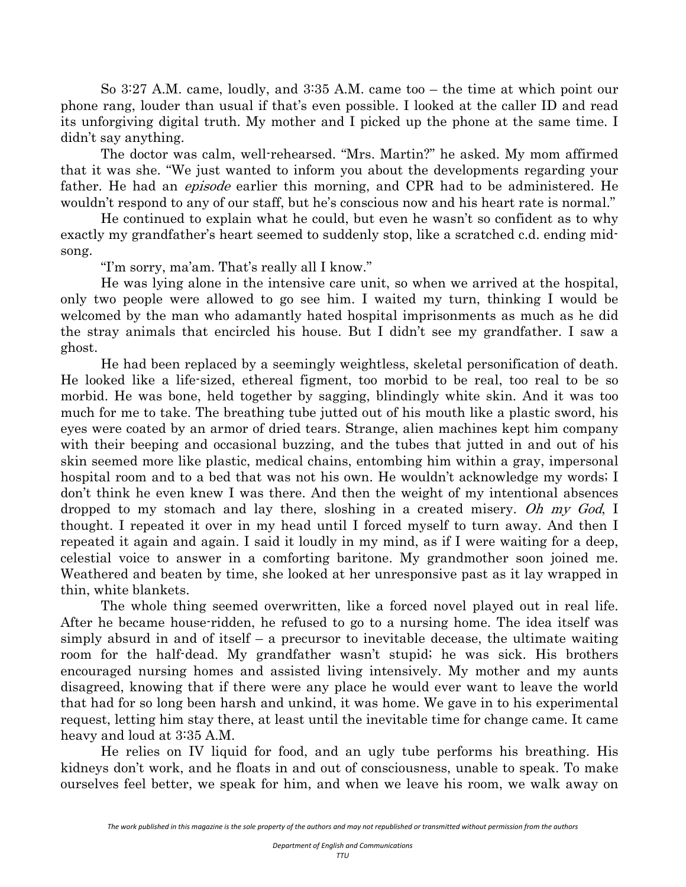So 3:27 A.M. came, loudly, and 3:35 A.M. came too – the time at which point our phone rang, louder than usual if that's even possible. I looked at the caller ID and read its unforgiving digital truth. My mother and I picked up the phone at the same time. I didn't say anything.

The doctor was calm, well-rehearsed. "Mrs. Martin?" he asked. My mom affirmed that it was she. "We just wanted to inform you about the developments regarding your father. He had an *episode* earlier this morning, and CPR had to be administered. He wouldn't respond to any of our staff, but he's conscious now and his heart rate is normal."

He continued to explain what he could, but even he wasn't so confident as to why exactly my grandfather's heart seemed to suddenly stop, like a scratched c.d. ending mid-song.

"I'm sorry, ma'am. That's really all I know."

He was lying alone in the intensive care unit, so when we arrived at the hospital, only two people were allowed to go see him. I waited my turn, thinking I would be welcomed by the man who adamantly hated hospital imprisonments as much as he did the stray animals that encircled his house. But I didn't see my grandfather. I saw a ghost.

He had been replaced by a seemingly weightless, skeletal personification of death. He looked like a life-sized, ethereal figment, too morbid to be real, too real to be so morbid. He was bone, held together by sagging, blindingly white skin. And it was too much for me to take. The breathing tube jutted out of his mouth like a plastic sword, his eyes were coated by an armor of dried tears. Strange, alien machines kept him company with their beeping and occasional buzzing, and the tubes that jutted in and out of his skin seemed more like plastic, medical chains, entombing him within a gray, impersonal hospital room and to a bed that was not his own. He wouldn't acknowledge my words; I don't think he even knew I was there. And then the weight of my intentional absences dropped to my stomach and lay there, sloshing in a created misery. *Oh my God*, I thought. I repeated it over in my head until I forced myself to turn away. And then I repeated it again and again. I said it loudly in my mind, as if I were waiting for a deep, celestial voice to answer in a comforting baritone. My grandmother soon joined me. Weathered and beaten by time, she looked at her unresponsive past as it lay wrapped in thin, white blankets.

The whole thing seemed overwritten, like a forced novel played out in real life. After he became house-ridden, he refused to go to a nursing home. The idea itself was simply absurd in and of itself – a precursor to inevitable decease, the ultimate waiting room for the half-dead. My grandfather wasn't stupid; he was sick. His brothers encouraged nursing homes and assisted living intensively. My mother and my aunts disagreed, knowing that if there were any place he would ever want to leave the world that had for so long been harsh and unkind, it was home. We gave in to his experimental request, letting him stay there, at least until the inevitable time for change came. It came heavy and loud at 3:35 A.M.

He relies on IV liquid for food, and an ugly tube performs his breathing. His kidneys don't work, and he floats in and out of consciousness, unable to speak. To make ourselves feel better, we speak for him, and when we leave his room, we walk away on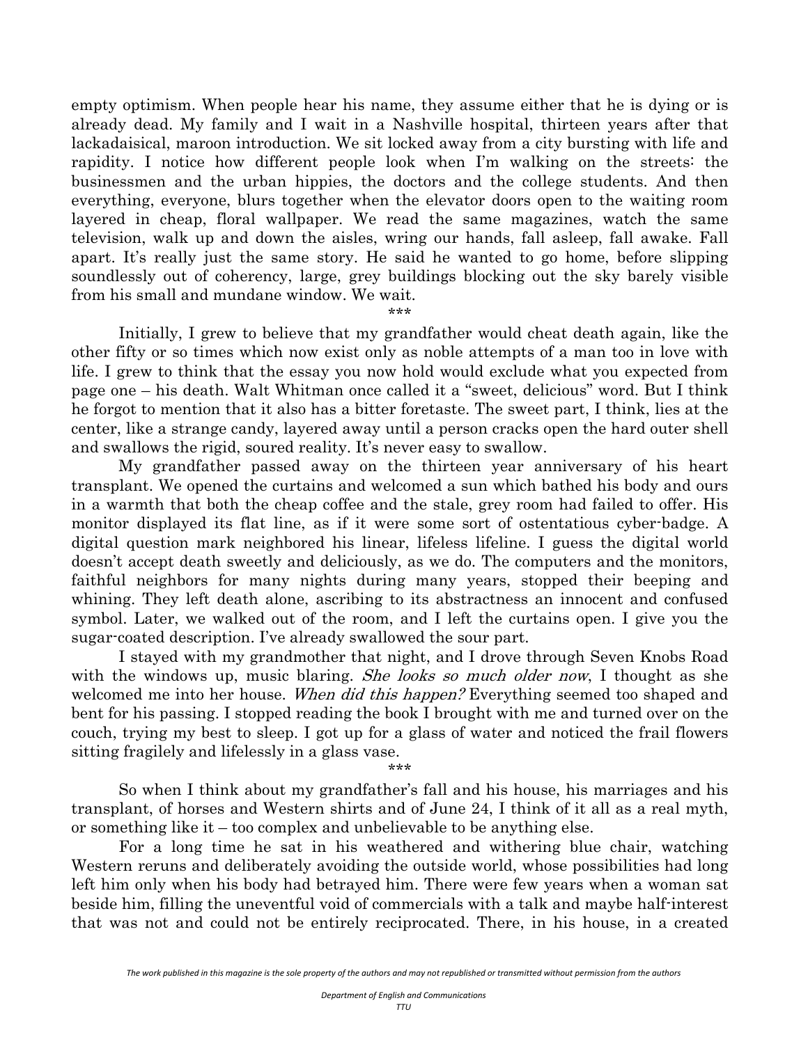empty optimism. When people hear his name, they assume either that he is dying or is already dead. My family and I wait in a Nashville hospital, thirteen years after that lackadaisical, maroon introduction. We sit locked away from a city bursting with life and rapidity. I notice how different people look when I'm walking on the streets: the businessmen and the urban hippies, the doctors and the college students. And then everything, everyone, blurs together when the elevator doors open to the waiting room layered in cheap, floral wallpaper. We read the same magazines, watch the same television, walk up and down the aisles, wring our hands, fall asleep, fall awake. Fall apart. It's really just the same story. He said he wanted to go home, before slipping soundlessly out of coherency, large, grey buildings blocking out the sky barely visible from his small and mundane window. We wait.

***

Initially, I grew to believe that my grandfather would cheat death again, like the other fifty or so times which now exist only as noble attempts of a man too in love with life. I grew to think that the essay you now hold would exclude what you expected from page one – his death. Walt Whitman once called it a "sweet, delicious" word. But I think he forgot to mention that it also has a bitter foretaste. The sweet part, I think, lies at the center, like a strange candy, layered away until a person cracks open the hard outer shell and swallows the rigid, soured reality. It's never easy to swallow.

My grandfather passed away on the thirteen year anniversary of his heart transplant. We opened the curtains and welcomed a sun which bathed his body and ours in a warmth that both the cheap coffee and the stale, grey room had failed to offer. His monitor displayed its flat line, as if it were some sort of ostentatious cyber-badge. A digital question mark neighbored his linear, lifeless lifeline. I guess the digital world doesn't accept death sweetly and deliciously, as we do. The computers and the monitors, faithful neighbors for many nights during many years, stopped their beeping and whining. They left death alone, ascribing to its abstractness an innocent and confused symbol. Later, we walked out of the room, and I left the curtains open. I give you the sugar-coated description. I've already swallowed the sour part.

I stayed with my grandmother that night, and I drove through Seven Knobs Road with the windows up, music blaring. *She looks so much older now*, I thought as she welcomed me into her house. *When did this happen?* Everything seemed too shaped and bent for his passing. I stopped reading the book I brought with me and turned over on the couch, trying my best to sleep. I got up for a glass of water and noticed the frail flowers sitting fragilely and lifelessly in a glass vase.

***

So when I think about my grandfather's fall and his house, his marriages and his transplant, of horses and Western shirts and of June 24, I think of it all as a real myth, or something like it – too complex and unbelievable to be anything else.

For a long time he sat in his weathered and withering blue chair, watching Western reruns and deliberately avoiding the outside world, whose possibilities had long left him only when his body had betrayed him. There were few years when a woman sat beside him, filling the uneventful void of commercials with a talk and maybe half-interest that was not and could not be entirely reciprocated. There, in his house, in a created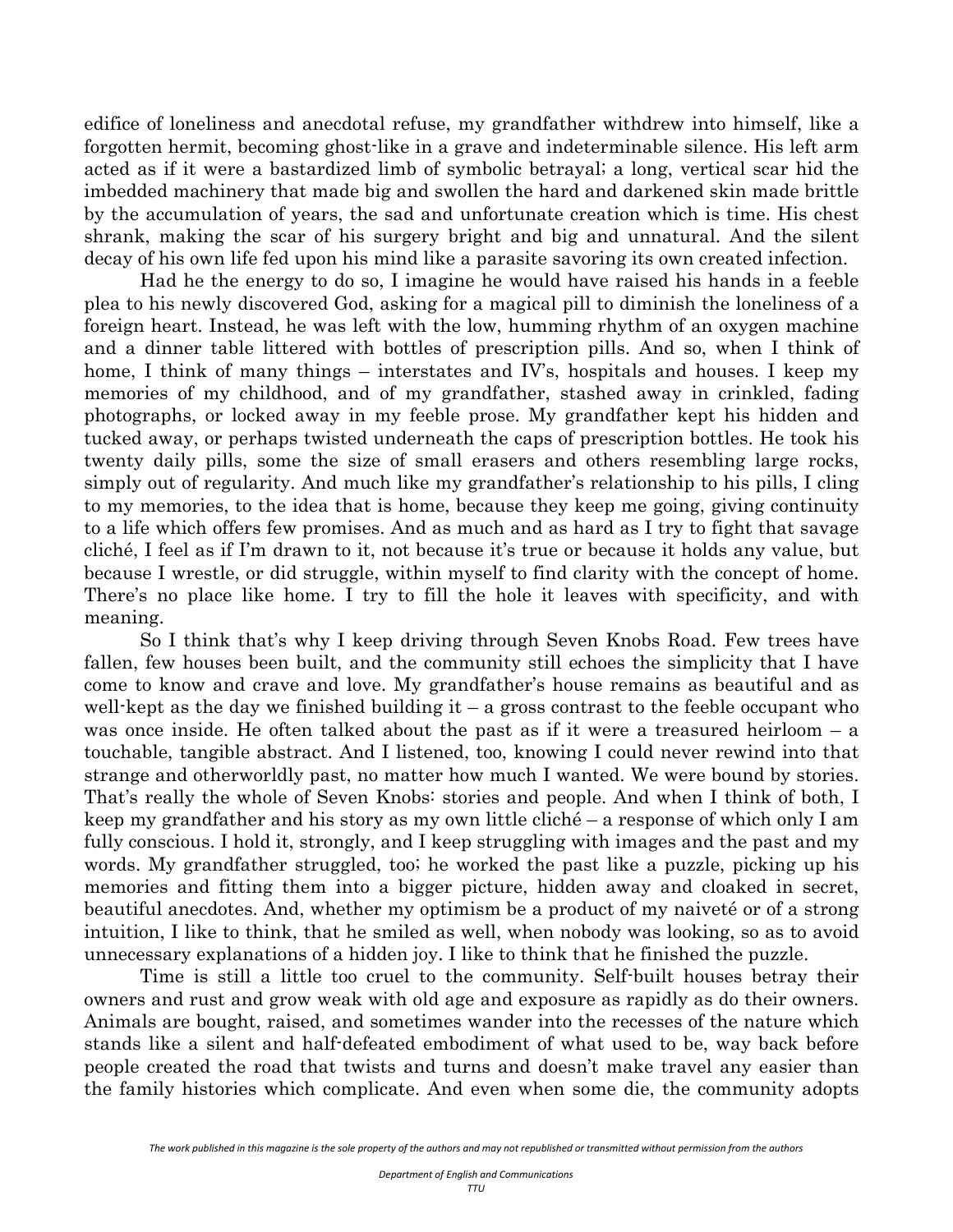edifice of loneliness and anecdotal refuse, my grandfather withdrew into himself, like a forgotten hermit, becoming ghost-like in a grave and indeterminable silence. His left arm acted as if it were a bastardized limb of symbolic betrayal; a long, vertical scar hid the imbedded machinery that made big and swollen the hard and darkened skin made brittle by the accumulation of years, the sad and unfortunate creation which is time. His chest shrank, making the scar of his surgery bright and big and unnatural. And the silent decay of his own life fed upon his mind like a parasite savoring its own created infection.

Had he the energy to do so, I imagine he would have raised his hands in a feeble plea to his newly discovered God, asking for a magical pill to diminish the loneliness of a foreign heart. Instead, he was left with the low, humming rhythm of an oxygen machine and a dinner table littered with bottles of prescription pills. And so, when I think of home, I think of many things – interstates and IV's, hospitals and houses. I keep my memories of my childhood, and of my grandfather, stashed away in crinkled, fading photographs, or locked away in my feeble prose. My grandfather kept his hidden and tucked away, or perhaps twisted underneath the caps of prescription bottles. He took his twenty daily pills, some the size of small erasers and others resembling large rocks, simply out of regularity. And much like my grandfather's relationship to his pills, I cling to my memories, to the idea that is home, because they keep me going, giving continuity to a life which offers few promises. And as much and as hard as I try to fight that savage cliché, I feel as if I'm drawn to it, not because it's true or because it holds any value, but because I wrestle, or did struggle, within myself to find clarity with the concept of home. There's no place like home. I try to fill the hole it leaves with specificity, and with meaning.

So I think that's why I keep driving through Seven Knobs Road. Few trees have fallen, few houses been built, and the community still echoes the simplicity that I have come to know and crave and love. My grandfather's house remains as beautiful and as well-kept as the day we finished building it – a gross contrast to the feeble occupant who was once inside. He often talked about the past as if it were a treasured heirloom – a touchable, tangible abstract. And I listened, too, knowing I could never rewind into that strange and otherworldly past, no matter how much I wanted. We were bound by stories. That's really the whole of Seven Knobs: stories and people. And when I think of both, I keep my grandfather and his story as my own little cliché – a response of which only I am fully conscious. I hold it, strongly, and I keep struggling with images and the past and my words. My grandfather struggled, too; he worked the past like a puzzle, picking up his memories and fitting them into a bigger picture, hidden away and cloaked in secret, beautiful anecdotes. And, whether my optimism be a product of my naiveté or of a strong intuition, I like to think, that he smiled as well, when nobody was looking, so as to avoid unnecessary explanations of a hidden joy. I like to think that he finished the puzzle.

Time is still a little too cruel to the community. Self-built houses betray their owners and rust and grow weak with old age and exposure as rapidly as do their owners. Animals are bought, raised, and sometimes wander into the recesses of the nature which stands like a silent and half-defeated embodiment of what used to be, way back before people created the road that twists and turns and doesn't make travel any easier than the family histories which complicate. And even when some die, the community adopts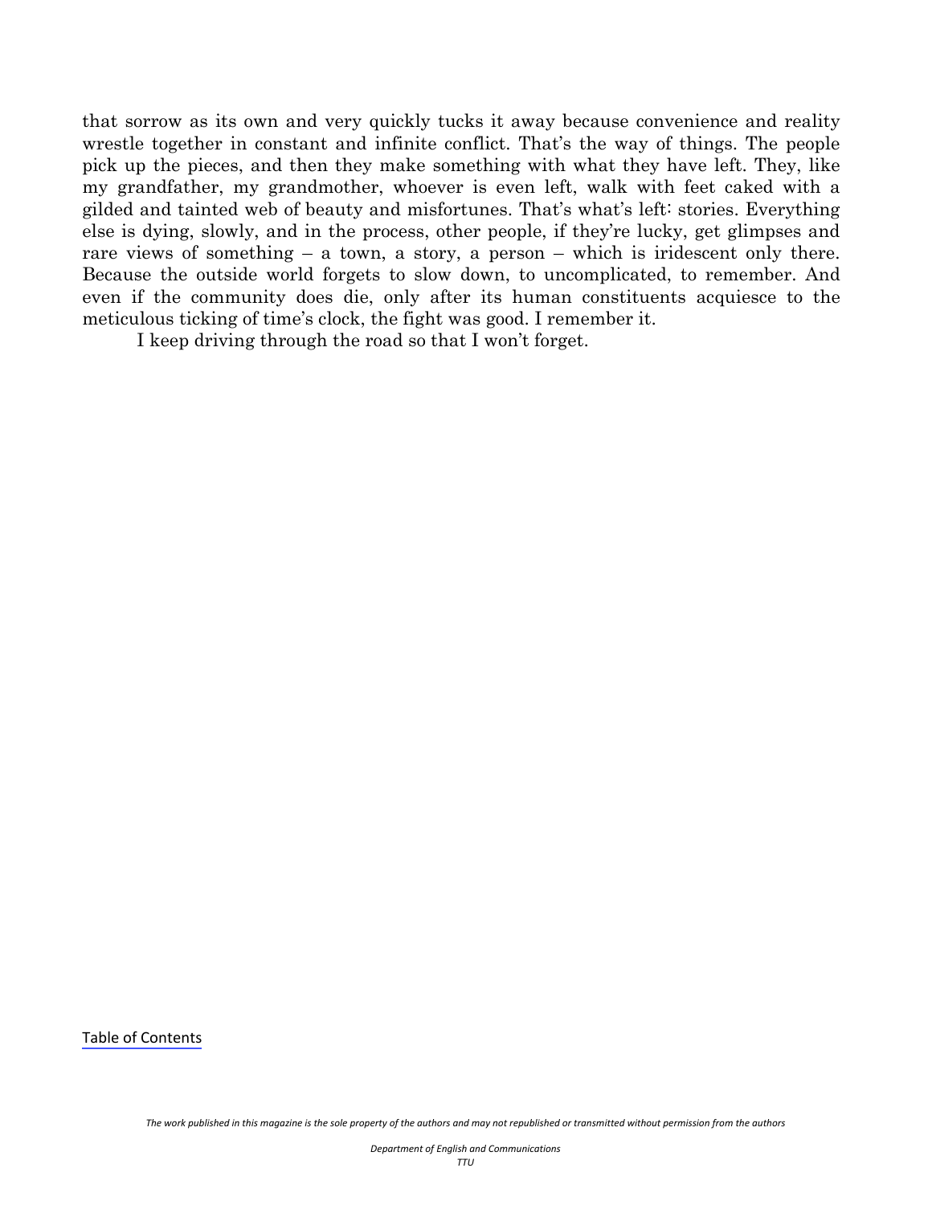that sorrow as its own and very quickly tucks it away because convenience and reality wrestle together in constant and infinite conflict. That's the way of things. The people pick up the pieces, and then they make something with what they have left. They, like my grandfather, my grandmother, whoever is even left, walk with feet caked with a gilded and tainted web of beauty and misfortunes. That's what's left: stories. Everything else is dying, slowly, and in the process, other people, if they're lucky, get glimpses and rare views of something – a town, a story, a person – which is iridescent only there. Because the outside world forgets to slow down, to uncomplicated, to remember. And even if the community does die, only after its human constituents acquiesce to the meticulous ticking of time's clock, the fight was good. I remember it.

I keep driving through the road so that I won't forget.

Table of Contents

*The work published in this magazine is the sole property of the authors and may not republished or transmitted without permission from the authors*

*Department of English and Communications*
*TTU*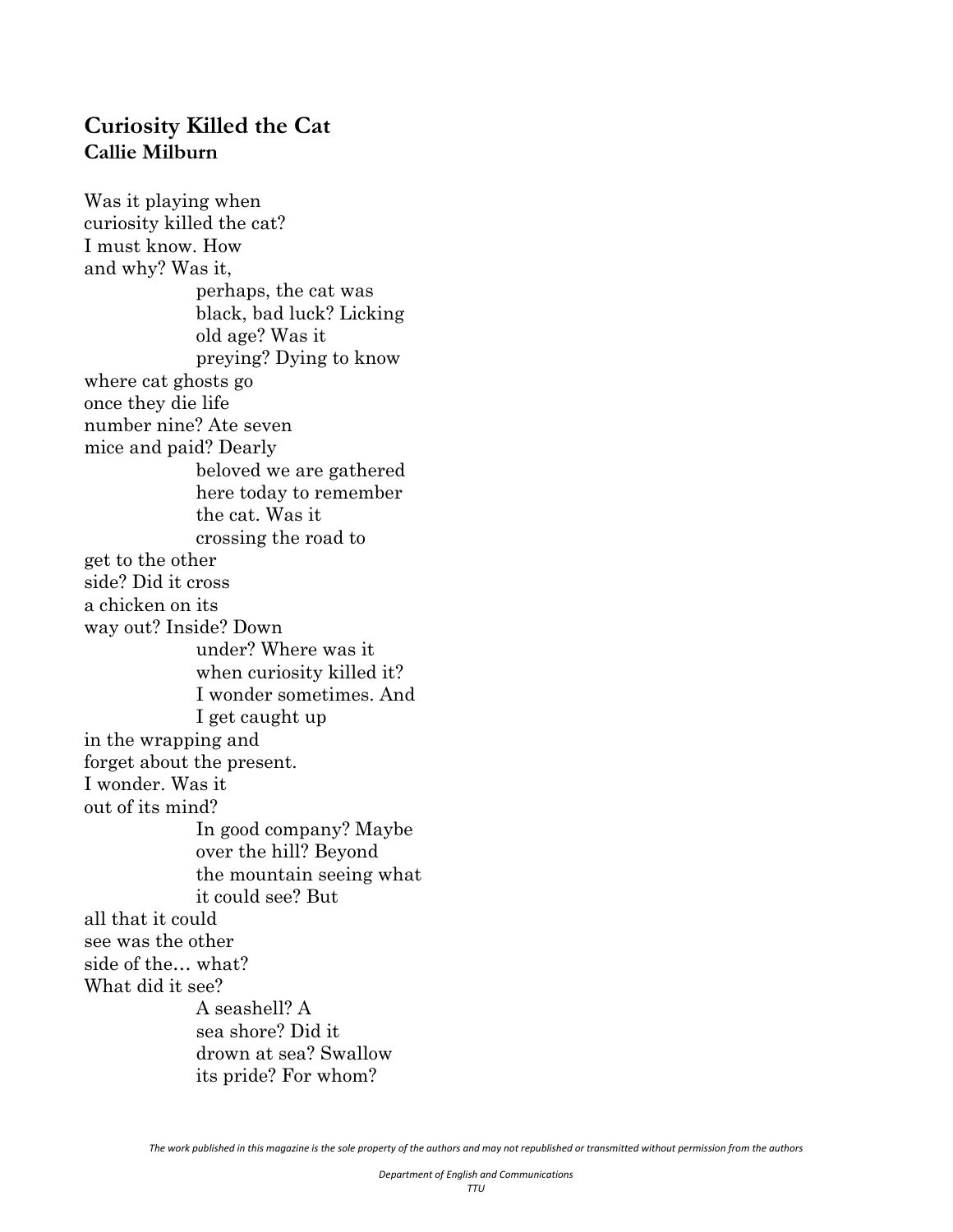## Curiosity Killed the Cat
**Callie Milburn**

Was it playing when  
curiosity killed the cat?  
I must know. How  
and why? Was it,  
                    perhaps, the cat was  
                    black, bad luck? Licking  
                    old age? Was it  
                    preying? Dying to know  
where cat ghosts go  
once they die life  
number nine? Ate seven  
mice and paid? Dearly  
                    beloved we are gathered  
                    here today to remember  
                    the cat. Was it  
                    crossing the road to  
get to the other  
side? Did it cross  
a chicken on its  
way out? Inside? Down  
                    under? Where was it  
                    when curiosity killed it?  
                    I wonder sometimes. And  
                    I get caught up  
in the wrapping and  
forget about the present.  
I wonder. Was it  
out of its mind?  
                    In good company? Maybe  
                    over the hill? Beyond  
                    the mountain seeing what  
                    it could see? But  
all that it could  
see was the other  
side of the… what?  
What did it see?  
                    A seashell? A  
                    sea shore? Did it  
                    drown at sea? Swallow  
                    its pride? For whom?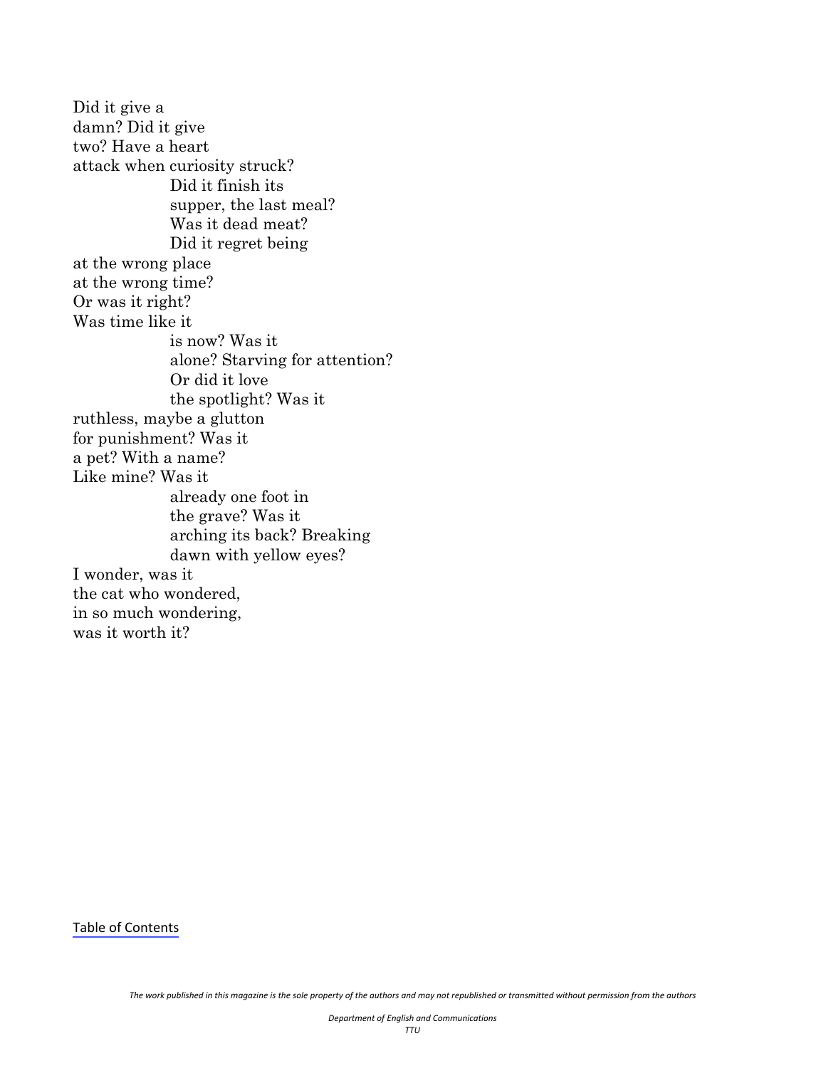Did it give a
damn? Did it give
two? Have a heart
attack when curiosity struck?
&emsp;&emsp;&emsp;&emsp;Did it finish its
&emsp;&emsp;&emsp;&emsp;supper, the last meal?
&emsp;&emsp;&emsp;&emsp;Was it dead meat?
&emsp;&emsp;&emsp;&emsp;Did it regret being
at the wrong place
at the wrong time?
Or was it right?
Was time like it
&emsp;&emsp;&emsp;&emsp;is now? Was it
&emsp;&emsp;&emsp;&emsp;alone? Starving for attention?
&emsp;&emsp;&emsp;&emsp;Or did it love
&emsp;&emsp;&emsp;&emsp;the spotlight? Was it
ruthless, maybe a glutton
for punishment? Was it
a pet? With a name?
Like mine? Was it
&emsp;&emsp;&emsp;&emsp;already one foot in
&emsp;&emsp;&emsp;&emsp;the grave? Was it
&emsp;&emsp;&emsp;&emsp;arching its back? Breaking
&emsp;&emsp;&emsp;&emsp;dawn with yellow eyes?
I wonder, was it
the cat who wondered,
in so much wondering,
was it worth it?

Table of Contents

*The work published in this magazine is the sole property of the authors and may not republished or transmitted without permission from the authors*

*Department of English and Communications*
*TTU*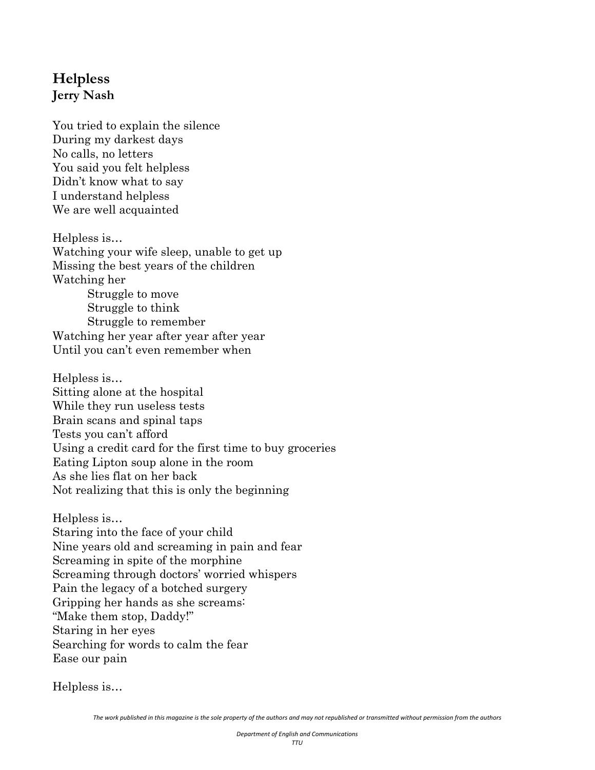## Helpless

**Jerry Nash**

You tried to explain the silence  
During my darkest days  
No calls, no letters  
You said you felt helpless  
Didn't know what to say  
I understand helpless  
We are well acquainted

Helpless is…  
Watching your wife sleep, unable to get up  
Missing the best years of the children  
Watching her  
&emsp;&emsp;Struggle to move  
&emsp;&emsp;Struggle to think  
&emsp;&emsp;Struggle to remember  
Watching her year after year after year  
Until you can't even remember when

Helpless is…  
Sitting alone at the hospital  
While they run useless tests  
Brain scans and spinal taps  
Tests you can't afford  
Using a credit card for the first time to buy groceries  
Eating Lipton soup alone in the room  
As she lies flat on her back  
Not realizing that this is only the beginning

Helpless is…  
Staring into the face of your child  
Nine years old and screaming in pain and fear  
Screaming in spite of the morphine  
Screaming through doctors' worried whispers  
Pain the legacy of a botched surgery  
Gripping her hands as she screams:  
"Make them stop, Daddy!"  
Staring in her eyes  
Searching for words to calm the fear  
Ease our pain

Helpless is…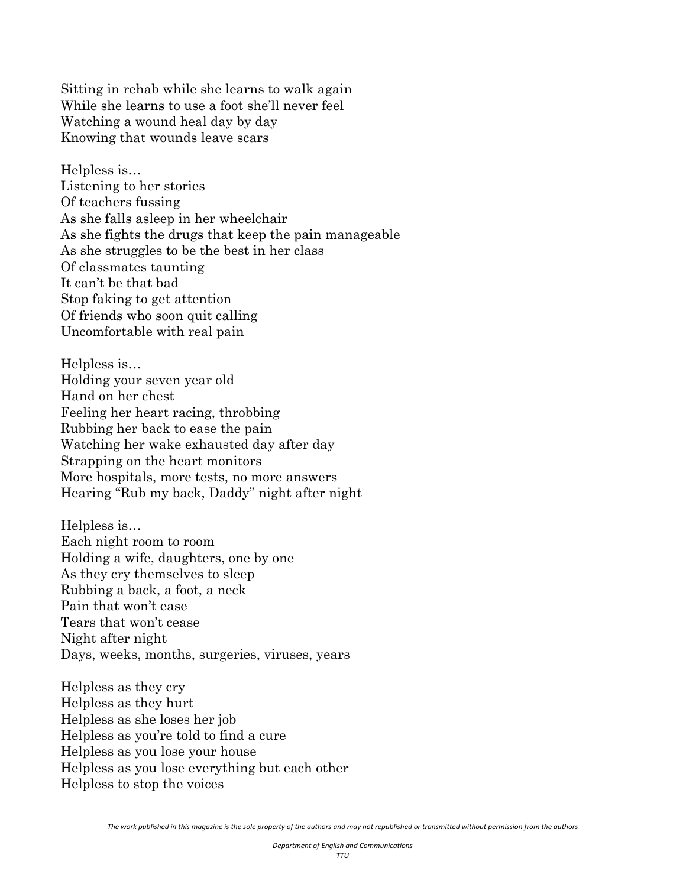Sitting in rehab while she learns to walk again  
While she learns to use a foot she'll never feel  
Watching a wound heal day by day  
Knowing that wounds leave scars

Helpless is…  
Listening to her stories  
Of teachers fussing  
As she falls asleep in her wheelchair  
As she fights the drugs that keep the pain manageable  
As she struggles to be the best in her class  
Of classmates taunting  
It can't be that bad  
Stop faking to get attention  
Of friends who soon quit calling  
Uncomfortable with real pain

Helpless is…  
Holding your seven year old  
Hand on her chest  
Feeling her heart racing, throbbing  
Rubbing her back to ease the pain  
Watching her wake exhausted day after day  
Strapping on the heart monitors  
More hospitals, more tests, no more answers  
Hearing "Rub my back, Daddy" night after night

Helpless is…  
Each night room to room  
Holding a wife, daughters, one by one  
As they cry themselves to sleep  
Rubbing a back, a foot, a neck  
Pain that won't ease  
Tears that won't cease  
Night after night  
Days, weeks, months, surgeries, viruses, years

Helpless as they cry  
Helpless as they hurt  
Helpless as she loses her job  
Helpless as you're told to find a cure  
Helpless as you lose your house  
Helpless as you lose everything but each other  
Helpless to stop the voices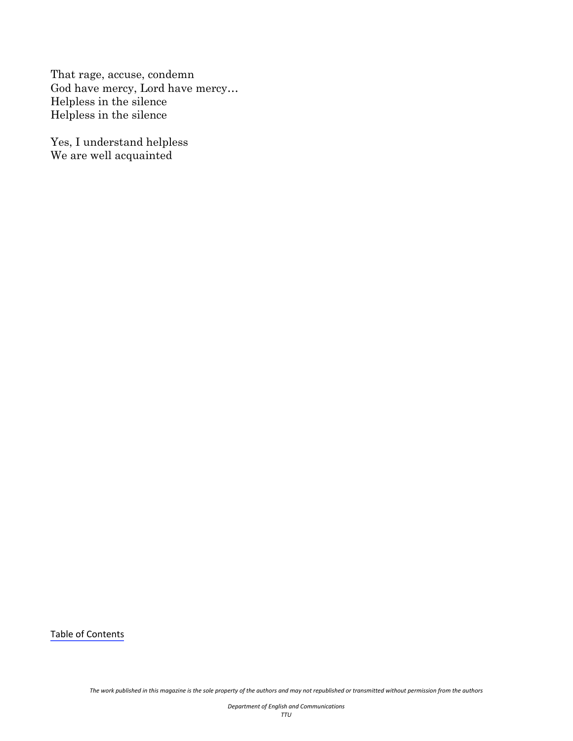That rage, accuse, condemn
God have mercy, Lord have mercy…
Helpless in the silence
Helpless in the silence

Yes, I understand helpless
We are well acquainted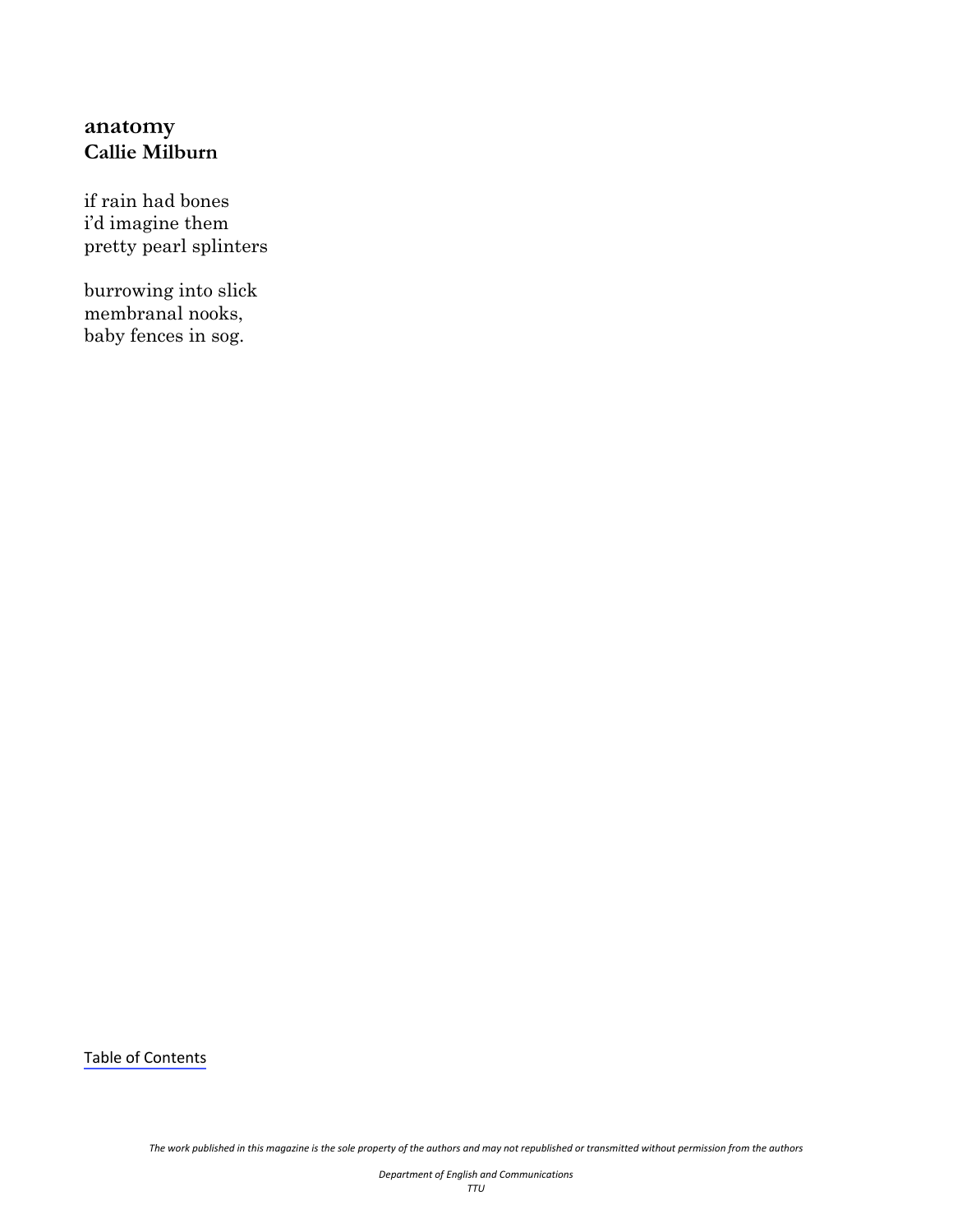**anatomy**
**Callie Milburn**

if rain had bones
i'd imagine them
pretty pearl splinters

burrowing into slick
membranal nooks,
baby fences in sog.

Table of Contents

*The work published in this magazine is the sole property of the authors and may not republished or transmitted without permission from the authors*

*Department of English and Communications*
*TTU*